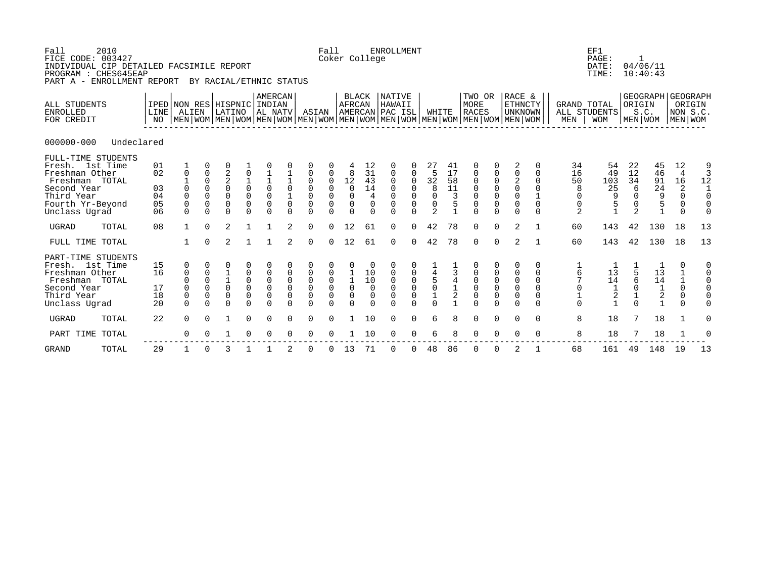Fall 2010 Fall ENROLLMENT EF1
FICE CODE: 003427 Coker College PAGE: 1
INDIVIDUAL CIP DETAILED FACSIMILE REPORT DATE: 04/06/11
PROGRAM : CHES645EAP TIME: 10:40:43
PART A - ENROLLMENT REPORT BY RACIAL/ETHNIC STATUS

000000-000 Undeclared

| ALL STUDENTS ENROLLED FOR CREDIT | IPED LINE NO | NON RES ALIEN MEN | NON RES ALIEN WOM | HISPNIC LATINO MEN | HISPNIC LATINO WOM | AMERCAN INDIAN AL NATV MEN | AMERCAN INDIAN AL NATV WOM | ASIAN MEN | ASIAN WOM | BLACK AFRCAN AMERCAN MEN | BLACK AFRCAN AMERCAN WOM | NATIVE HAWAII PAC ISL MEN | NATIVE HAWAII PAC ISL WOM | WHITE MEN | WHITE WOM | TWO OR MORE RACES MEN | TWO OR MORE RACES WOM | RACE & ETHNCTY UNKNOWN MEN | RACE & ETHNCTY UNKNOWN WOM | GRAND TOTAL ALL STUDENTS MEN | GRAND TOTAL ALL STUDENTS WOM | GEOGRAPH ORIGIN S.C. MEN | GEOGRAPH ORIGIN S.C. WOM | GEOGRAPH ORIGIN NON S.C. MEN | GEOGRAPH ORIGIN NON S.C. WOM |
|---|---|---|---|---|---|---|---|---|---|---|---|---|---|---|---|---|---|---|---|---|---|---|---|---|---|
| FULL-TIME STUDENTS | | | | | | | | | | | | | | | | | | | | | | | | | |
| Fresh. 1st Time | 01 | 1 | 0 | 0 | 1 | 0 | 0 | 0 | 0 | 4 | 12 | 0 | 0 | 27 | 41 | 0 | 0 | 2 | 0 | 34 | 54 | 22 | 45 | 12 | 9 |
| Freshman Other | 02 | 0 | 0 | 2 | 0 | 1 | 1 | 0 | 0 | 8 | 31 | 0 | 0 | 5 | 17 | 0 | 0 | 0 | 0 | 16 | 49 | 12 | 46 | 4 | 3 |
| Freshman TOTAL | | 1 | 0 | 2 | 1 | 1 | 1 | 0 | 0 | 12 | 43 | 0 | 0 | 32 | 58 | 0 | 0 | 2 | 0 | 50 | 103 | 34 | 91 | 16 | 12 |
| Second Year | 03 | 0 | 0 | 0 | 0 | 0 | 0 | 0 | 0 | 0 | 14 | 0 | 0 | 8 | 11 | 0 | 0 | 0 | 0 | 8 | 25 | 6 | 24 | 2 | 1 |
| Third Year | 04 | 0 | 0 | 0 | 0 | 0 | 1 | 0 | 0 | 0 | 4 | 0 | 0 | 0 | 3 | 0 | 0 | 0 | 1 | 0 | 9 | 0 | 9 | 0 | 0 |
| Fourth Yr-Beyond | 05 | 0 | 0 | 0 | 0 | 0 | 0 | 0 | 0 | 0 | 0 | 0 | 0 | 0 | 5 | 0 | 0 | 0 | 0 | 0 | 5 | 0 | 5 | 0 | 0 |
| Unclass Ugrad | 06 | 0 | 0 | 0 | 0 | 0 | 0 | 0 | 0 | 0 | 0 | 0 | 0 | 2 | 1 | 0 | 0 | 0 | 0 | 2 | 1 | 2 | 1 | 0 | 0 |
| UGRAD TOTAL | 08 | 1 | 0 | 2 | 1 | 1 | 2 | 0 | 0 | 12 | 61 | 0 | 0 | 42 | 78 | 0 | 0 | 2 | 1 | 60 | 143 | 42 | 130 | 18 | 13 |
| FULL TIME TOTAL | | 1 | 0 | 2 | 1 | 1 | 2 | 0 | 0 | 12 | 61 | 0 | 0 | 42 | 78 | 0 | 0 | 2 | 1 | 60 | 143 | 42 | 130 | 18 | 13 |
| PART-TIME STUDENTS | | | | | | | | | | | | | | | | | | | | | | | | | |
| Fresh. 1st Time | 15 | 0 | 0 | 0 | 0 | 0 | 0 | 0 | 0 | 0 | 0 | 0 | 0 | 1 | 1 | 0 | 0 | 0 | 0 | 1 | 1 | 1 | 1 | 0 | 0 |
| Freshman Other | 16 | 0 | 0 | 1 | 0 | 0 | 0 | 0 | 0 | 1 | 10 | 0 | 0 | 4 | 3 | 0 | 0 | 0 | 0 | 6 | 13 | 5 | 13 | 1 | 0 |
| Freshman TOTAL | | 0 | 0 | 1 | 0 | 0 | 0 | 0 | 0 | 1 | 10 | 0 | 0 | 5 | 4 | 0 | 0 | 0 | 0 | 7 | 14 | 6 | 14 | 1 | 0 |
| Second Year | 17 | 0 | 0 | 0 | 0 | 0 | 0 | 0 | 0 | 0 | 0 | 0 | 0 | 0 | 1 | 0 | 0 | 0 | 0 | 0 | 1 | 0 | 1 | 0 | 0 |
| Third Year | 18 | 0 | 0 | 0 | 0 | 0 | 0 | 0 | 0 | 0 | 0 | 0 | 0 | 1 | 2 | 0 | 0 | 0 | 0 | 1 | 2 | 1 | 2 | 0 | 0 |
| Unclass Ugrad | 20 | 0 | 0 | 0 | 0 | 0 | 0 | 0 | 0 | 0 | 0 | 0 | 0 | 0 | 1 | 0 | 0 | 0 | 0 | 0 | 1 | 0 | 1 | 0 | 0 |
| UGRAD TOTAL | 22 | 0 | 0 | 1 | 0 | 0 | 0 | 0 | 0 | 1 | 10 | 0 | 0 | 6 | 8 | 0 | 0 | 0 | 0 | 8 | 18 | 7 | 18 | 1 | 0 |
| PART TIME TOTAL | | 0 | 0 | 1 | 0 | 0 | 0 | 0 | 0 | 1 | 10 | 0 | 0 | 6 | 8 | 0 | 0 | 0 | 0 | 8 | 18 | 7 | 18 | 1 | 0 |
| GRAND TOTAL | 29 | 1 | 0 | 3 | 1 | 1 | 2 | 0 | 0 | 13 | 71 | 0 | 0 | 48 | 86 | 0 | 0 | 2 | 1 | 68 | 161 | 49 | 148 | 19 | 13 |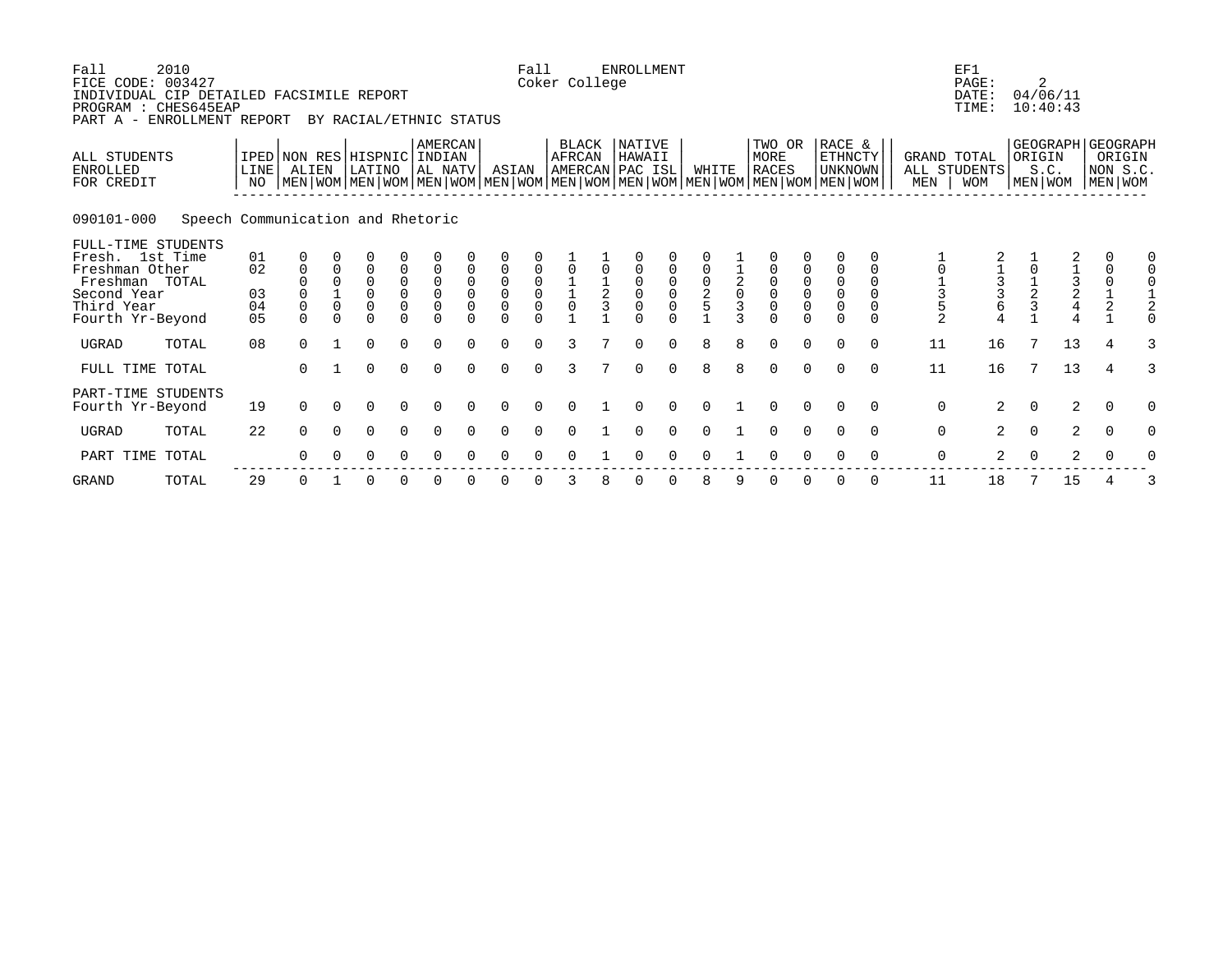Fall 2010 Fall ENROLLMENT EF1
FICE CODE: 003427 Coker College
INDIVIDUAL CIP DETAILED FACSIMILE REPORT
PROGRAM : CHES645EAP
PART A - ENROLLMENT REPORT BY RACIAL/ETHNIC STATUS

PAGE: 2
DATE: 04/06/11
TIME: 10:40:43

090101-000 Speech Communication and Rhetoric

| ALL STUDENTS ENROLLED FOR CREDIT | | IPED LINE NO | NON RES ALIEN | | HISPNIC LATINO | | AMERCAN INDIAN AL NATV | | ASIAN | | BLACK AFRCAN AMERCAN | | NATIVE HAWAII PAC ISL | | WHITE | | TWO OR MORE RACES | | RACE & ETHNCTY UNKNOWN | | GRAND TOTAL ALL STUDENTS | | GEOGRAPH ORIGIN S.C. | | GEOGRAPH ORIGIN NON S.C. | |
|---|---|---|---|---|---|---|---|---|---|---|---|---|---|---|---|---|---|---|---|---|---|---|---|---|---|---|---|
| | | | MEN | WOM | MEN | WOM | MEN | WOM | MEN | WOM | MEN | WOM | MEN | WOM | MEN | WOM | MEN | WOM | MEN | WOM | MEN | WOM | MEN | WOM | MEN | WOM |
| FULL-TIME STUDENTS | | | | | | | | | | | | | | | | | | | | | | | | | | | |
| Fresh. 1st Time | | 01 | 0 | 0 | 0 | 0 | 0 | 0 | 0 | 0 | 1 | 1 | 0 | 0 | 0 | 1 | 0 | 0 | 0 | 0 | 1 | 2 | 1 | 2 | 0 | 0 |
| Freshman Other | | 02 | 0 | 0 | 0 | 0 | 0 | 0 | 0 | 0 | 0 | 0 | 0 | 0 | 0 | 1 | 0 | 0 | 0 | 0 | 0 | 1 | 0 | 1 | 0 | 0 |
| Freshman | TOTAL | | 0 | 0 | 0 | 0 | 0 | 0 | 0 | 0 | 1 | 1 | 0 | 0 | 0 | 2 | 0 | 0 | 0 | 0 | 1 | 3 | 1 | 3 | 0 | 0 |
| Second Year | | 03 | 0 | 1 | 0 | 0 | 0 | 0 | 0 | 0 | 1 | 2 | 0 | 0 | 2 | 0 | 0 | 0 | 0 | 0 | 3 | 3 | 2 | 2 | 1 | 1 |
| Third Year | | 04 | 0 | 0 | 0 | 0 | 0 | 0 | 0 | 0 | 0 | 3 | 0 | 0 | 5 | 3 | 0 | 0 | 0 | 0 | 5 | 6 | 3 | 4 | 2 | 2 |
| Fourth Yr-Beyond | | 05 | 0 | 0 | 0 | 0 | 0 | 0 | 0 | 0 | 1 | 1 | 0 | 0 | 1 | 3 | 0 | 0 | 0 | 0 | 2 | 4 | 1 | 4 | 1 | 0 |
| UGRAD | TOTAL | 08 | 0 | 1 | 0 | 0 | 0 | 0 | 0 | 0 | 3 | 7 | 0 | 0 | 8 | 8 | 0 | 0 | 0 | 0 | 11 | 16 | 7 | 13 | 4 | 3 |
| FULL TIME | TOTAL | | 0 | 1 | 0 | 0 | 0 | 0 | 0 | 0 | 3 | 7 | 0 | 0 | 8 | 8 | 0 | 0 | 0 | 0 | 11 | 16 | 7 | 13 | 4 | 3 |
| PART-TIME STUDENTS | | | | | | | | | | | | | | | | | | | | | | | | | | | |
| Fourth Yr-Beyond | | 19 | 0 | 0 | 0 | 0 | 0 | 0 | 0 | 0 | 0 | 1 | 0 | 0 | 0 | 1 | 0 | 0 | 0 | 0 | 0 | 2 | 0 | 2 | 0 | 0 |
| UGRAD | TOTAL | 22 | 0 | 0 | 0 | 0 | 0 | 0 | 0 | 0 | 0 | 1 | 0 | 0 | 0 | 1 | 0 | 0 | 0 | 0 | 0 | 2 | 0 | 2 | 0 | 0 |
| PART TIME | TOTAL | | 0 | 0 | 0 | 0 | 0 | 0 | 0 | 0 | 0 | 1 | 0 | 0 | 0 | 1 | 0 | 0 | 0 | 0 | 0 | 2 | 0 | 2 | 0 | 0 |
| GRAND | TOTAL | 29 | 0 | 1 | 0 | 0 | 0 | 0 | 0 | 0 | 3 | 8 | 0 | 0 | 8 | 9 | 0 | 0 | 0 | 0 | 11 | 18 | 7 | 15 | 4 | 3 |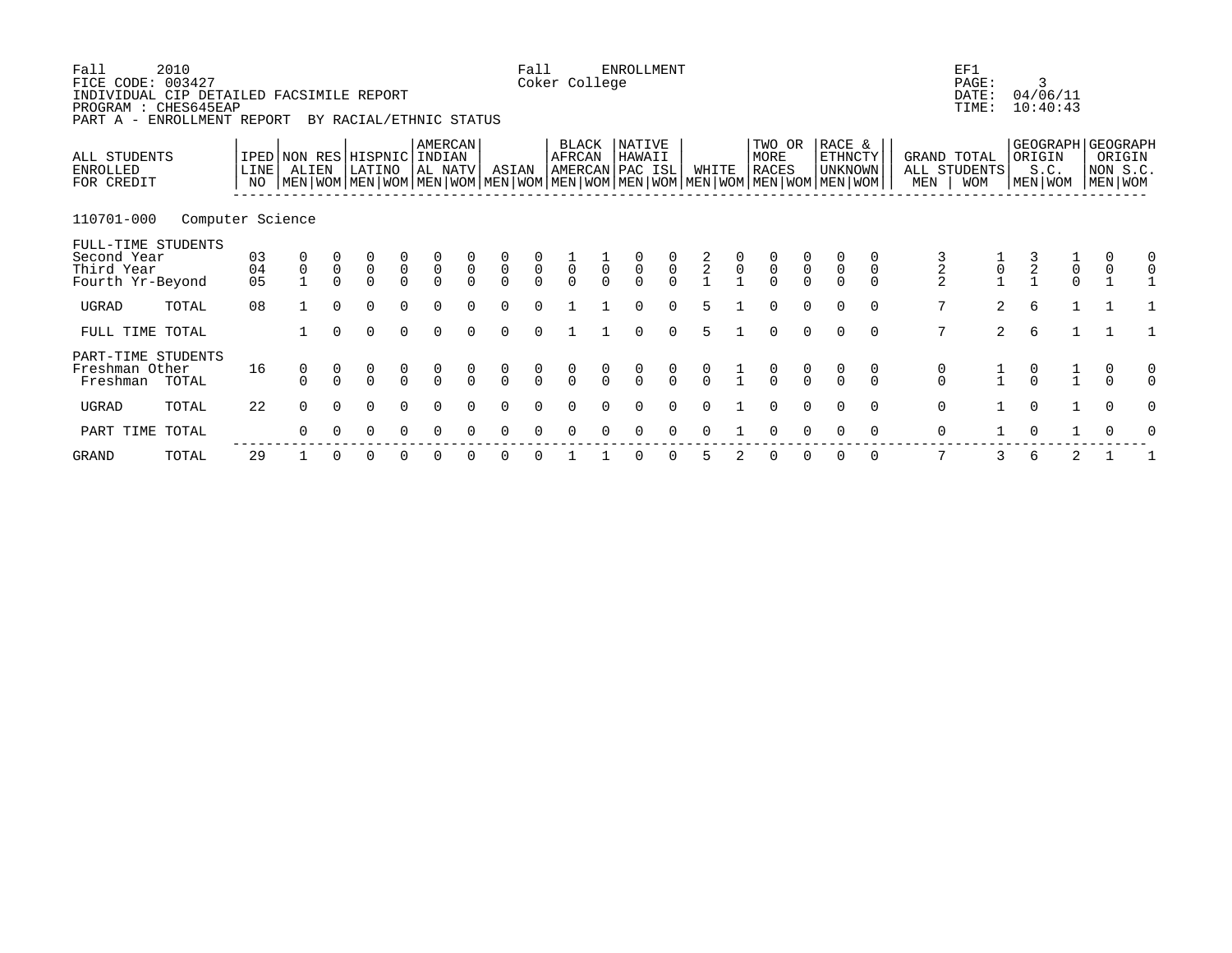Fall 2010 Fall ENROLLMENT EF1
FICE CODE: 003427 Coker College PAGE: 3
INDIVIDUAL CIP DETAILED FACSIMILE REPORT DATE: 04/06/11
PROGRAM : CHES645EAP TIME: 10:40:43
PART A - ENROLLMENT REPORT BY RACIAL/ETHNIC STATUS

| ALL STUDENTS ENROLLED FOR CREDIT | IPED LINE NO | NON RES ALIEN | | HISPNIC LATINO | | AMERCAN INDIAN AL NATV | | ASIAN | | BLACK AFRCAN AMERCAN | | NATIVE HAWAII PAC ISL | | WHITE | | TWO OR MORE RACES | | RACE & ETHNCTY UNKNOWN | | GRAND TOTAL ALL STUDENTS | | GEOGRAPH ORIGIN S.C. | | GEOGRAPH ORIGIN NON S.C. | |
|---|---|---|---|---|---|---|---|---|---|---|---|---|---|---|---|---|---|---|---|---|---|---|---|---|---|
| | | MEN | WOM | MEN | WOM | MEN | WOM | MEN | WOM | MEN | WOM | MEN | WOM | MEN | WOM | MEN | WOM | MEN | WOM | MEN | WOM | MEN | WOM | MEN | WOM |
| **110701-000 Computer Science** | | | | | | | | | | | | | | | | | | | | | | | | | |
| FULL-TIME STUDENTS | | | | | | | | | | | | | | | | | | | | | | | | | |
| Second Year | 03 | 0 | 0 | 0 | 0 | 0 | 0 | 0 | 0 | 1 | 1 | 0 | 0 | 2 | 0 | 0 | 0 | 0 | 0 | 3 | 1 | 3 | 1 | 0 | 0 |
| Third Year | 04 | 0 | 0 | 0 | 0 | 0 | 0 | 0 | 0 | 0 | 0 | 0 | 0 | 2 | 0 | 0 | 0 | 0 | 0 | 2 | 0 | 2 | 0 | 0 | 0 |
| Fourth Yr-Beyond | 05 | 1 | 0 | 0 | 0 | 0 | 0 | 0 | 0 | 0 | 0 | 0 | 0 | 1 | 1 | 0 | 0 | 0 | 0 | 2 | 1 | 1 | 0 | 1 | 1 |
| UGRAD TOTAL | 08 | 1 | 0 | 0 | 0 | 0 | 0 | 0 | 0 | 1 | 1 | 0 | 0 | 5 | 1 | 0 | 0 | 0 | 0 | 7 | 2 | 6 | 1 | 1 | 1 |
| FULL TIME TOTAL | | 1 | 0 | 0 | 0 | 0 | 0 | 0 | 0 | 1 | 1 | 0 | 0 | 5 | 1 | 0 | 0 | 0 | 0 | 7 | 2 | 6 | 1 | 1 | 1 |
| PART-TIME STUDENTS | | | | | | | | | | | | | | | | | | | | | | | | | |
| Freshman Other | 16 | 0 | 0 | 0 | 0 | 0 | 0 | 0 | 0 | 0 | 0 | 0 | 0 | 0 | 1 | 0 | 0 | 0 | 0 | 0 | 1 | 0 | 1 | 0 | 0 |
| Freshman TOTAL | | 0 | 0 | 0 | 0 | 0 | 0 | 0 | 0 | 0 | 0 | 0 | 0 | 0 | 1 | 0 | 0 | 0 | 0 | 0 | 1 | 0 | 1 | 0 | 0 |
| UGRAD TOTAL | 22 | 0 | 0 | 0 | 0 | 0 | 0 | 0 | 0 | 0 | 0 | 0 | 0 | 0 | 1 | 0 | 0 | 0 | 0 | 0 | 1 | 0 | 1 | 0 | 0 |
| PART TIME TOTAL | | 0 | 0 | 0 | 0 | 0 | 0 | 0 | 0 | 0 | 0 | 0 | 0 | 0 | 1 | 0 | 0 | 0 | 0 | 0 | 1 | 0 | 1 | 0 | 0 |
| GRAND TOTAL | 29 | 1 | 0 | 0 | 0 | 0 | 0 | 0 | 0 | 1 | 1 | 0 | 0 | 5 | 2 | 0 | 0 | 0 | 0 | 7 | 3 | 6 | 2 | 1 | 1 |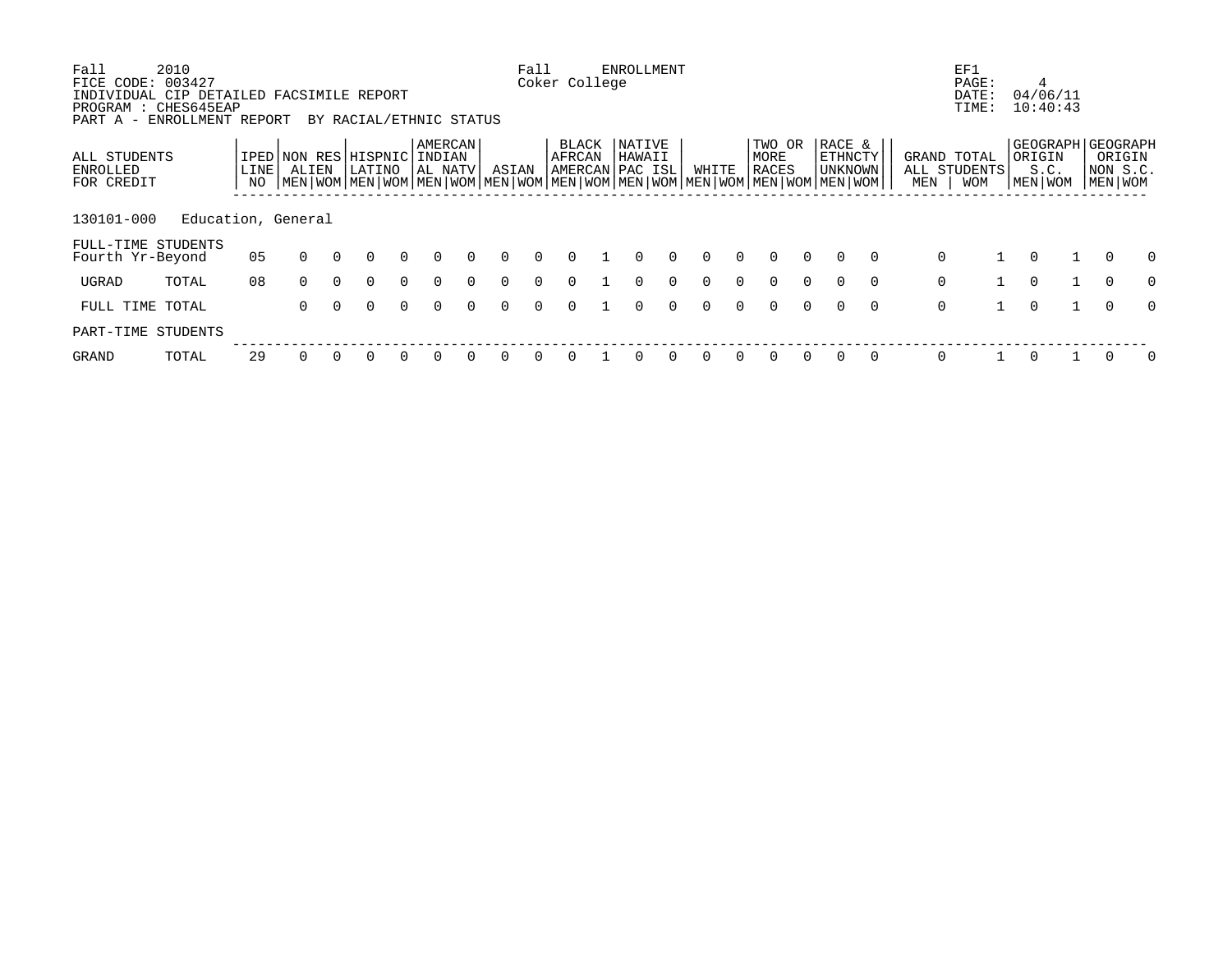Fall 2010
FICE CODE: 003427
INDIVIDUAL CIP DETAILED FACSIMILE REPORT
PROGRAM : CHES645EAP
PART A - ENROLLMENT REPORT BY RACIAL/ETHNIC STATUS

Fall ENROLLMENT
Coker College

EF1
PAGE: 4
DATE: 04/06/11
TIME: 10:40:43

| ALL STUDENTS ENROLLED FOR CREDIT | | IPED LINE NO | NON RES ALIEN | | HISPNIC LATINO | | AMERCAN INDIAN AL NATV | | ASIAN | | BLACK AFRCAN AMERCAN | | NATIVE HAWAII PAC ISL | | WHITE | | TWO OR MORE RACES | | RACE & ETHNCTY UNKNOWN | | GRAND TOTAL ALL STUDENTS | | GEOGRAPH ORIGIN S.C. | | GEOGRAPH ORIGIN NON S.C. | |
|---|---|---|---|---|---|---|---|---|---|---|---|---|---|---|---|---|---|---|---|---|---|---|---|---|---|---|---|
| | | | MEN | WOM | MEN | WOM | MEN | WOM | MEN | WOM | MEN | WOM | MEN | WOM | MEN | WOM | MEN | WOM | MEN | WOM | MEN | WOM | MEN | WOM | MEN | WOM |
| 130101-000 | Education, General | | | | | | | | | | | | | | | | | | | | | | | | | |
| FULL-TIME STUDENTS | | | | | | | | | | | | | | | | | | | | | | | | | | |
| Fourth Yr-Beyond | | 05 | 0 | 0 | 0 | 0 | 0 | 0 | 0 | 0 | 0 | 1 | 0 | 0 | 0 | 0 | 0 | 0 | 0 | 0 | 0 | 1 | 0 | 1 | 0 | 0 |
| UGRAD | TOTAL | 08 | 0 | 0 | 0 | 0 | 0 | 0 | 0 | 0 | 0 | 1 | 0 | 0 | 0 | 0 | 0 | 0 | 0 | 0 | 0 | 1 | 0 | 1 | 0 | 0 |
| FULL TIME TOTAL | | | 0 | 0 | 0 | 0 | 0 | 0 | 0 | 0 | 0 | 1 | 0 | 0 | 0 | 0 | 0 | 0 | 0 | 0 | 0 | 1 | 0 | 1 | 0 | 0 |
| PART-TIME STUDENTS | | | | | | | | | | | | | | | | | | | | | | | | | | |
| GRAND | TOTAL | 29 | 0 | 0 | 0 | 0 | 0 | 0 | 0 | 0 | 0 | 1 | 0 | 0 | 0 | 0 | 0 | 0 | 0 | 0 | 0 | 1 | 0 | 1 | 0 | 0 |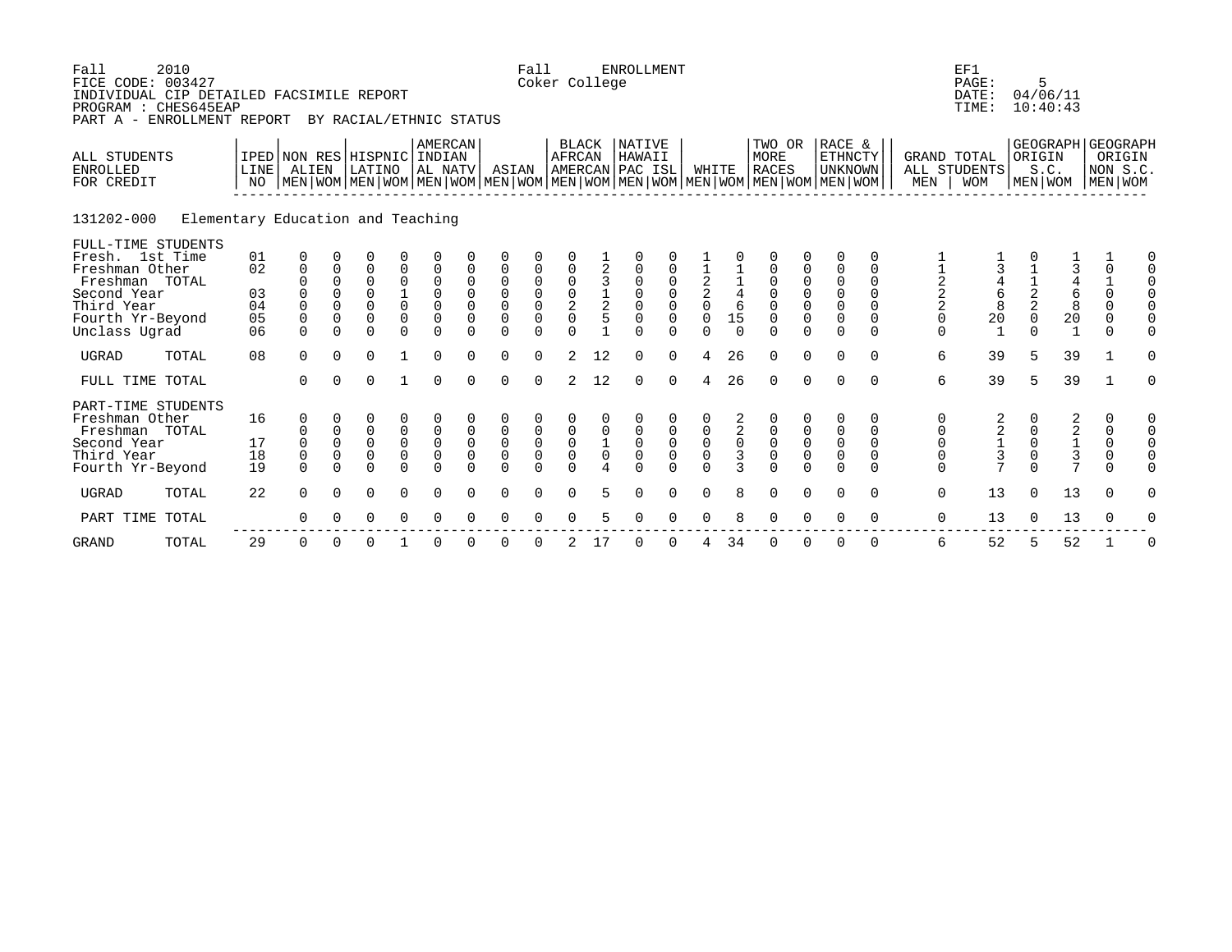Fall 2010 Fall ENROLLMENT EF1
FICE CODE: 003427 Coker College PAGE: 5
INDIVIDUAL CIP DETAILED FACSIMILE REPORT DATE: 04/06/11
PROGRAM : CHES645EAP TIME: 10:40:43
PART A - ENROLLMENT REPORT BY RACIAL/ETHNIC STATUS

131202-000 Elementary Education and Teaching

| ALL STUDENTS ENROLLED FOR CREDIT | IPED LINE NO | NON RES ALIEN | | HISPNIC LATINO | | AMERCAN INDIAN AL NATV | | ASIAN | | BLACK AFRCAN AMERCAN | | NATIVE HAWAII PAC ISL | | WHITE | | TWO OR MORE RACES | | RACE & ETHNCTY UNKNOWN | | GRAND TOTAL ALL STUDENTS | | GEOGRAPH ORIGIN S.C. | | GEOGRAPH ORIGIN NON S.C. | |
|---|---|---|---|---|---|---|---|---|---|---|---|---|---|---|---|---|---|---|---|---|---|---|---|---|---|
| | | MEN | WOM | MEN | WOM | MEN | WOM | MEN | WOM | MEN | WOM | MEN | WOM | MEN | WOM | MEN | WOM | MEN | WOM | MEN | WOM | MEN | WOM | MEN | WOM |
| FULL-TIME STUDENTS | | | | | | | | | | | | | | | | | | | | | | | | | |
| Fresh. 1st Time | 01 | 0 | 0 | 0 | 0 | 0 | 0 | 0 | 0 | 0 | 1 | 0 | 0 | 1 | 0 | 0 | 0 | 0 | 0 | 1 | 1 | 0 | 1 | 1 | 0 |
| Freshman Other | 02 | 0 | 0 | 0 | 0 | 0 | 0 | 0 | 0 | 0 | 2 | 0 | 0 | 1 | 1 | 0 | 0 | 0 | 0 | 1 | 3 | 1 | 3 | 0 | 0 |
| Freshman TOTAL | | 0 | 0 | 0 | 0 | 0 | 0 | 0 | 0 | 0 | 3 | 0 | 0 | 2 | 1 | 0 | 0 | 0 | 0 | 2 | 4 | 1 | 4 | 1 | 0 |
| Second Year | 03 | 0 | 0 | 0 | 1 | 0 | 0 | 0 | 0 | 0 | 1 | 0 | 0 | 2 | 4 | 0 | 0 | 0 | 0 | 2 | 6 | 2 | 6 | 0 | 0 |
| Third Year | 04 | 0 | 0 | 0 | 0 | 0 | 0 | 0 | 0 | 2 | 2 | 0 | 0 | 0 | 6 | 0 | 0 | 0 | 0 | 2 | 8 | 2 | 8 | 0 | 0 |
| Fourth Yr-Beyond | 05 | 0 | 0 | 0 | 0 | 0 | 0 | 0 | 0 | 0 | 5 | 0 | 0 | 0 | 15 | 0 | 0 | 0 | 0 | 0 | 20 | 0 | 20 | 0 | 0 |
| Unclass Ugrad | 06 | 0 | 0 | 0 | 0 | 0 | 0 | 0 | 0 | 0 | 1 | 0 | 0 | 0 | 0 | 0 | 0 | 0 | 0 | 0 | 1 | 0 | 1 | 0 | 0 |
| UGRAD TOTAL | 08 | 0 | 0 | 0 | 1 | 0 | 0 | 0 | 0 | 2 | 12 | 0 | 0 | 4 | 26 | 0 | 0 | 0 | 0 | 6 | 39 | 5 | 39 | 1 | 0 |
| FULL TIME TOTAL | | 0 | 0 | 0 | 1 | 0 | 0 | 0 | 0 | 2 | 12 | 0 | 0 | 4 | 26 | 0 | 0 | 0 | 0 | 6 | 39 | 5 | 39 | 1 | 0 |
| PART-TIME STUDENTS | | | | | | | | | | | | | | | | | | | | | | | | | |
| Freshman Other | 16 | 0 | 0 | 0 | 0 | 0 | 0 | 0 | 0 | 0 | 0 | 0 | 0 | 0 | 2 | 0 | 0 | 0 | 0 | 0 | 2 | 0 | 2 | 0 | 0 |
| Freshman TOTAL | | 0 | 0 | 0 | 0 | 0 | 0 | 0 | 0 | 0 | 0 | 0 | 0 | 0 | 2 | 0 | 0 | 0 | 0 | 0 | 2 | 0 | 2 | 0 | 0 |
| Second Year | 17 | 0 | 0 | 0 | 0 | 0 | 0 | 0 | 0 | 0 | 1 | 0 | 0 | 0 | 0 | 0 | 0 | 0 | 0 | 0 | 1 | 0 | 1 | 0 | 0 |
| Third Year | 18 | 0 | 0 | 0 | 0 | 0 | 0 | 0 | 0 | 0 | 0 | 0 | 0 | 0 | 3 | 0 | 0 | 0 | 0 | 0 | 3 | 0 | 3 | 0 | 0 |
| Fourth Yr-Beyond | 19 | 0 | 0 | 0 | 0 | 0 | 0 | 0 | 0 | 0 | 4 | 0 | 0 | 0 | 3 | 0 | 0 | 0 | 0 | 0 | 7 | 0 | 7 | 0 | 0 |
| UGRAD TOTAL | 22 | 0 | 0 | 0 | 0 | 0 | 0 | 0 | 0 | 0 | 5 | 0 | 0 | 0 | 8 | 0 | 0 | 0 | 0 | 0 | 13 | 0 | 13 | 0 | 0 |
| PART TIME TOTAL | | 0 | 0 | 0 | 0 | 0 | 0 | 0 | 0 | 0 | 5 | 0 | 0 | 0 | 8 | 0 | 0 | 0 | 0 | 0 | 13 | 0 | 13 | 0 | 0 |
| GRAND TOTAL | 29 | 0 | 0 | 0 | 1 | 0 | 0 | 0 | 0 | 2 | 17 | 0 | 0 | 4 | 34 | 0 | 0 | 0 | 0 | 6 | 52 | 5 | 52 | 1 | 0 |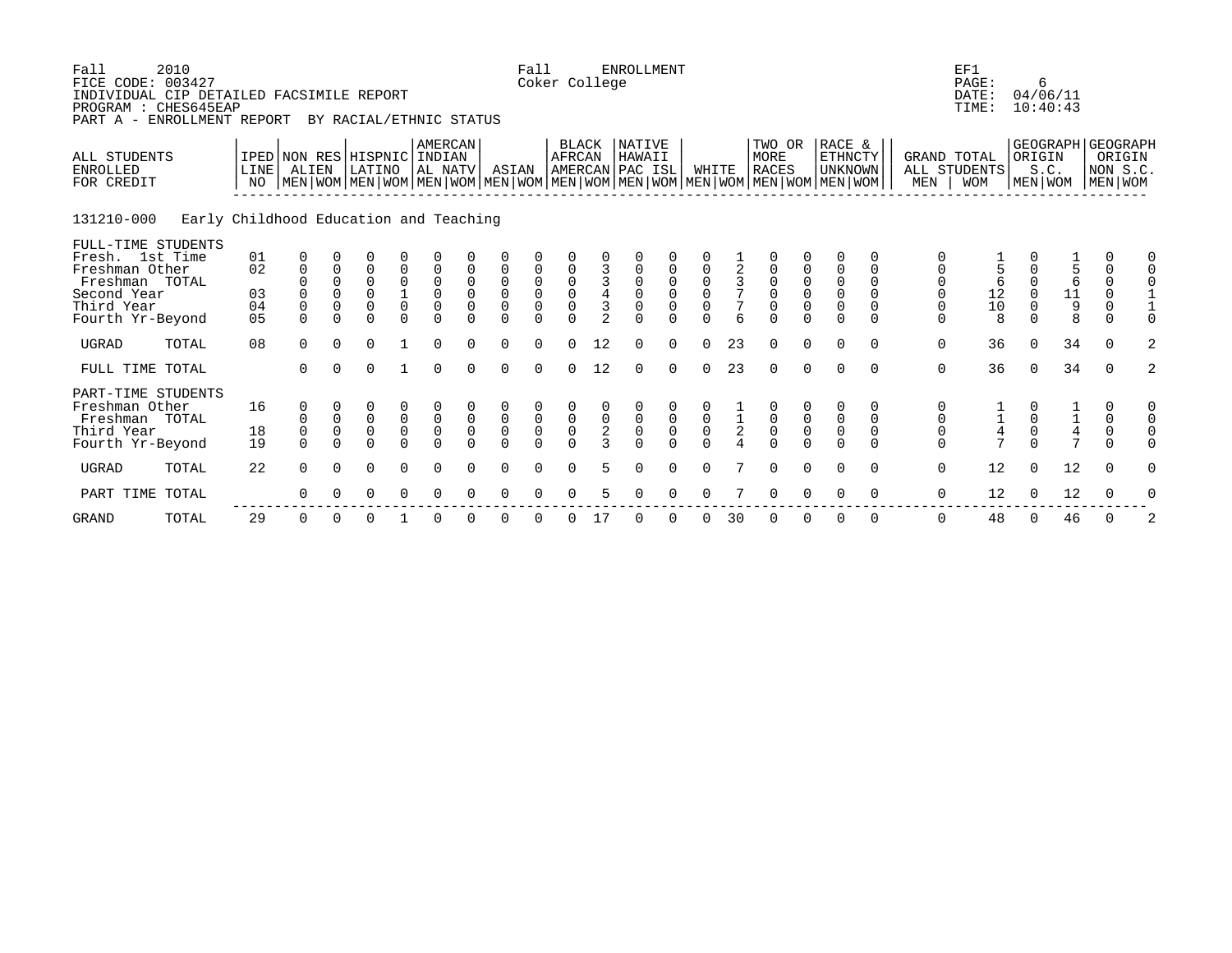Fall 2010 — Fall ENROLLMENT — EF1

FICE CODE: 003427 — Coker College — PAGE: 6

INDIVIDUAL CIP DETAILED FACSIMILE REPORT — DATE: 04/06/11

PROGRAM : CHES645EAP — TIME: 10:40:43

PART A - ENROLLMENT REPORT BY RACIAL/ETHNIC STATUS

**131210-000 Early Childhood Education and Teaching**

| ALL STUDENTS ENROLLED FOR CREDIT | IPED LINE NO | NON RES ALIEN | | HISPNIC LATINO | | AMERCAN INDIAN AL NATV | | ASIAN | | BLACK AFRCAN AMERCAN | | NATIVE HAWAII PAC ISL | | WHITE | | TWO OR MORE RACES | | RACE & ETHNCTY UNKNOWN | | GRAND TOTAL ALL STUDENTS | | GEOGRAPH ORIGIN S.C. | | GEOGRAPH ORIGIN NON S.C. | |
|---|---|---|---|---|---|---|---|---|---|---|---|---|---|---|---|---|---|---|---|---|---|---|---|---|---|
| | | MEN | WOM | MEN | WOM | MEN | WOM | MEN | WOM | MEN | WOM | MEN | WOM | MEN | WOM | MEN | WOM | MEN | WOM | MEN | WOM | MEN | WOM | MEN | WOM |
| FULL-TIME STUDENTS | | | | | | | | | | | | | | | | | | | | | | | | | |
| Fresh. 1st Time | 01 | 0 | 0 | 0 | 0 | 0 | 0 | 0 | 0 | 0 | 0 | 0 | 0 | 0 | 1 | 0 | 0 | 0 | 0 | 0 | 1 | 0 | 1 | 0 | 0 |
| Freshman Other | 02 | 0 | 0 | 0 | 0 | 0 | 0 | 0 | 0 | 0 | 3 | 0 | 0 | 0 | 2 | 0 | 0 | 0 | 0 | 0 | 5 | 0 | 5 | 0 | 0 |
| Freshman TOTAL | | 0 | 0 | 0 | 0 | 0 | 0 | 0 | 0 | 0 | 3 | 0 | 0 | 0 | 3 | 0 | 0 | 0 | 0 | 0 | 6 | 0 | 6 | 0 | 0 |
| Second Year | 03 | 0 | 0 | 0 | 1 | 0 | 0 | 0 | 0 | 0 | 4 | 0 | 0 | 0 | 7 | 0 | 0 | 0 | 0 | 0 | 12 | 0 | 11 | 0 | 1 |
| Third Year | 04 | 0 | 0 | 0 | 0 | 0 | 0 | 0 | 0 | 0 | 3 | 0 | 0 | 0 | 7 | 0 | 0 | 0 | 0 | 0 | 10 | 0 | 9 | 0 | 1 |
| Fourth Yr-Beyond | 05 | 0 | 0 | 0 | 0 | 0 | 0 | 0 | 0 | 0 | 2 | 0 | 0 | 0 | 6 | 0 | 0 | 0 | 0 | 0 | 8 | 0 | 8 | 0 | 0 |
| UGRAD TOTAL | 08 | 0 | 0 | 0 | 1 | 0 | 0 | 0 | 0 | 0 | 12 | 0 | 0 | 0 | 23 | 0 | 0 | 0 | 0 | 0 | 36 | 0 | 34 | 0 | 2 |
| FULL TIME TOTAL | | 0 | 0 | 0 | 1 | 0 | 0 | 0 | 0 | 0 | 12 | 0 | 0 | 0 | 23 | 0 | 0 | 0 | 0 | 0 | 36 | 0 | 34 | 0 | 2 |
| PART-TIME STUDENTS | | | | | | | | | | | | | | | | | | | | | | | | | |
| Freshman Other | 16 | 0 | 0 | 0 | 0 | 0 | 0 | 0 | 0 | 0 | 0 | 0 | 0 | 0 | 1 | 0 | 0 | 0 | 0 | 0 | 1 | 0 | 1 | 0 | 0 |
| Freshman TOTAL | | 0 | 0 | 0 | 0 | 0 | 0 | 0 | 0 | 0 | 0 | 0 | 0 | 0 | 1 | 0 | 0 | 0 | 0 | 0 | 1 | 0 | 1 | 0 | 0 |
| Third Year | 18 | 0 | 0 | 0 | 0 | 0 | 0 | 0 | 0 | 0 | 2 | 0 | 0 | 0 | 2 | 0 | 0 | 0 | 0 | 0 | 4 | 0 | 4 | 0 | 0 |
| Fourth Yr-Beyond | 19 | 0 | 0 | 0 | 0 | 0 | 0 | 0 | 0 | 0 | 3 | 0 | 0 | 0 | 4 | 0 | 0 | 0 | 0 | 0 | 7 | 0 | 7 | 0 | 0 |
| UGRAD TOTAL | 22 | 0 | 0 | 0 | 0 | 0 | 0 | 0 | 0 | 0 | 5 | 0 | 0 | 0 | 7 | 0 | 0 | 0 | 0 | 0 | 12 | 0 | 12 | 0 | 0 |
| PART TIME TOTAL | | 0 | 0 | 0 | 0 | 0 | 0 | 0 | 0 | 0 | 5 | 0 | 0 | 0 | 7 | 0 | 0 | 0 | 0 | 0 | 12 | 0 | 12 | 0 | 0 |
| GRAND TOTAL | 29 | 0 | 0 | 0 | 1 | 0 | 0 | 0 | 0 | 0 | 17 | 0 | 0 | 0 | 30 | 0 | 0 | 0 | 0 | 0 | 48 | 0 | 46 | 0 | 2 |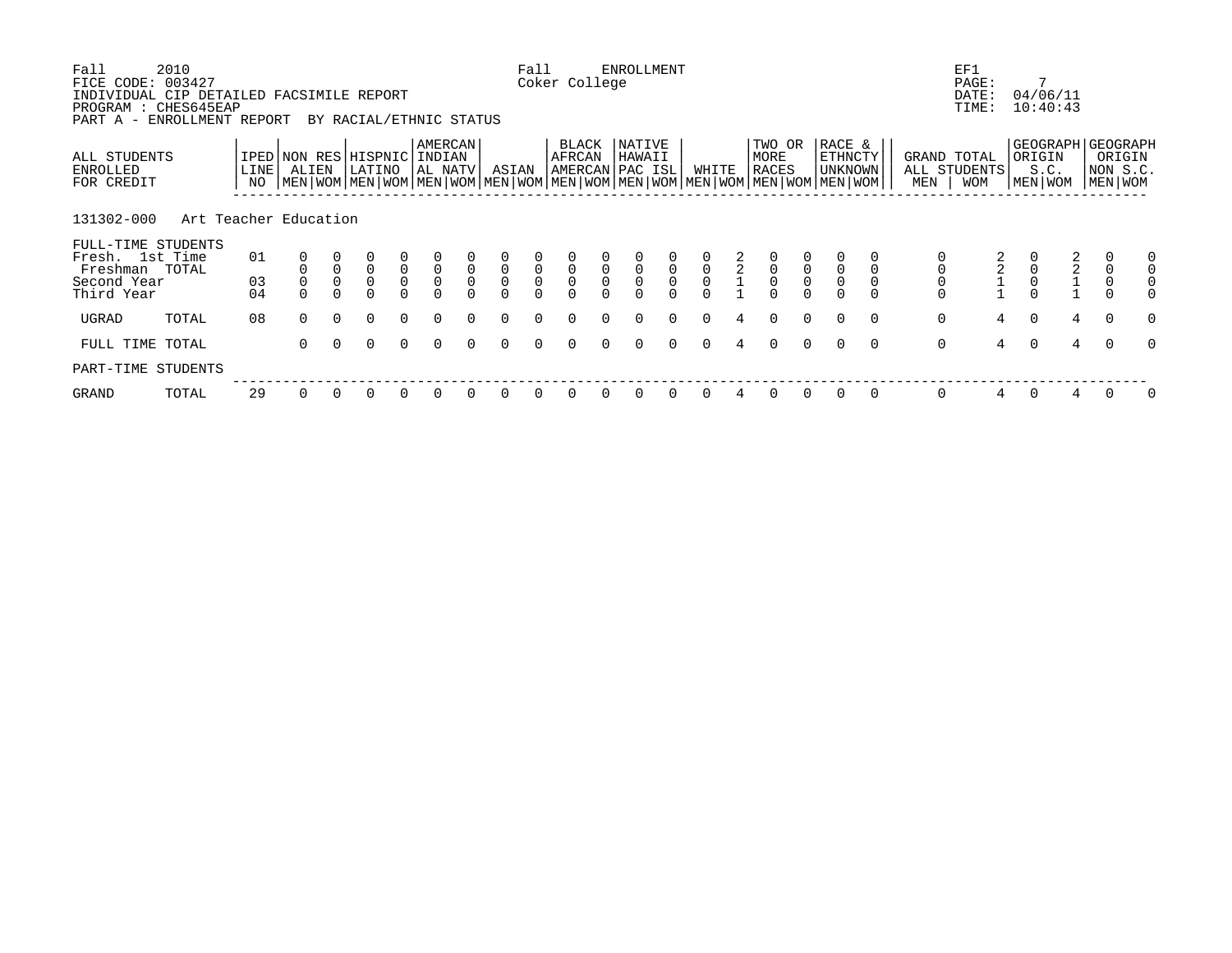Fall 2010 — Fall ENROLLMENT — EF1
FICE CODE: 003427 — Coker College — PAGE: 7
INDIVIDUAL CIP DETAILED FACSIMILE REPORT — DATE: 04/06/11
PROGRAM : CHES645EAP — TIME: 10:40:43
PART A - ENROLLMENT REPORT BY RACIAL/ETHNIC STATUS

| ALL STUDENTS ENROLLED FOR CREDIT | IPED LINE NO | NON RES ALIEN | | HISPNIC LATINO | | AMERCAN INDIAN AL NATV | | ASIAN | | BLACK AFRCAN AMERCAN | | NATIVE HAWAII PAC ISL | | WHITE | | TWO OR MORE RACES | | RACE & ETHNCTY UNKNOWN | | GRAND TOTAL ALL STUDENTS | | GEOGRAPH ORIGIN S.C. | | GEOGRAPH ORIGIN NON S.C. | |
|---|---|---|---|---|---|---|---|---|---|---|---|---|---|---|---|---|---|---|---|---|---|---|---|---|---|
| | | MEN | WOM | MEN | WOM | MEN | WOM | MEN | WOM | MEN | WOM | MEN | WOM | MEN | WOM | MEN | WOM | MEN | WOM | MEN | WOM | MEN | WOM | MEN | WOM |
| **131302-000 Art Teacher Education** | | | | | | | | | | | | | | | | | | | | | | | | | |
| FULL-TIME STUDENTS | | | | | | | | | | | | | | | | | | | | | | | | | |
| Fresh. 1st Time | 01 | 0 | 0 | 0 | 0 | 0 | 0 | 0 | 0 | 0 | 0 | 0 | 0 | 0 | 2 | 0 | 0 | 0 | 0 | 0 | 2 | 0 | 2 | 0 | 0 |
| Freshman TOTAL | | 0 | 0 | 0 | 0 | 0 | 0 | 0 | 0 | 0 | 0 | 0 | 0 | 0 | 2 | 0 | 0 | 0 | 0 | 0 | 2 | 0 | 2 | 0 | 0 |
| Second Year | 03 | 0 | 0 | 0 | 0 | 0 | 0 | 0 | 0 | 0 | 0 | 0 | 0 | 0 | 1 | 0 | 0 | 0 | 0 | 0 | 1 | 0 | 1 | 0 | 0 |
| Third Year | 04 | 0 | 0 | 0 | 0 | 0 | 0 | 0 | 0 | 0 | 0 | 0 | 0 | 0 | 1 | 0 | 0 | 0 | 0 | 0 | 1 | 0 | 1 | 0 | 0 |
| UGRAD TOTAL | 08 | 0 | 0 | 0 | 0 | 0 | 0 | 0 | 0 | 0 | 0 | 0 | 0 | 0 | 4 | 0 | 0 | 0 | 0 | 0 | 4 | 0 | 4 | 0 | 0 |
| FULL TIME TOTAL | | 0 | 0 | 0 | 0 | 0 | 0 | 0 | 0 | 0 | 0 | 0 | 0 | 0 | 4 | 0 | 0 | 0 | 0 | 0 | 4 | 0 | 4 | 0 | 0 |
| PART-TIME STUDENTS | | | | | | | | | | | | | | | | | | | | | | | | | |
| GRAND TOTAL | 29 | 0 | 0 | 0 | 0 | 0 | 0 | 0 | 0 | 0 | 0 | 0 | 0 | 0 | 4 | 0 | 0 | 0 | 0 | 0 | 4 | 0 | 4 | 0 | 0 |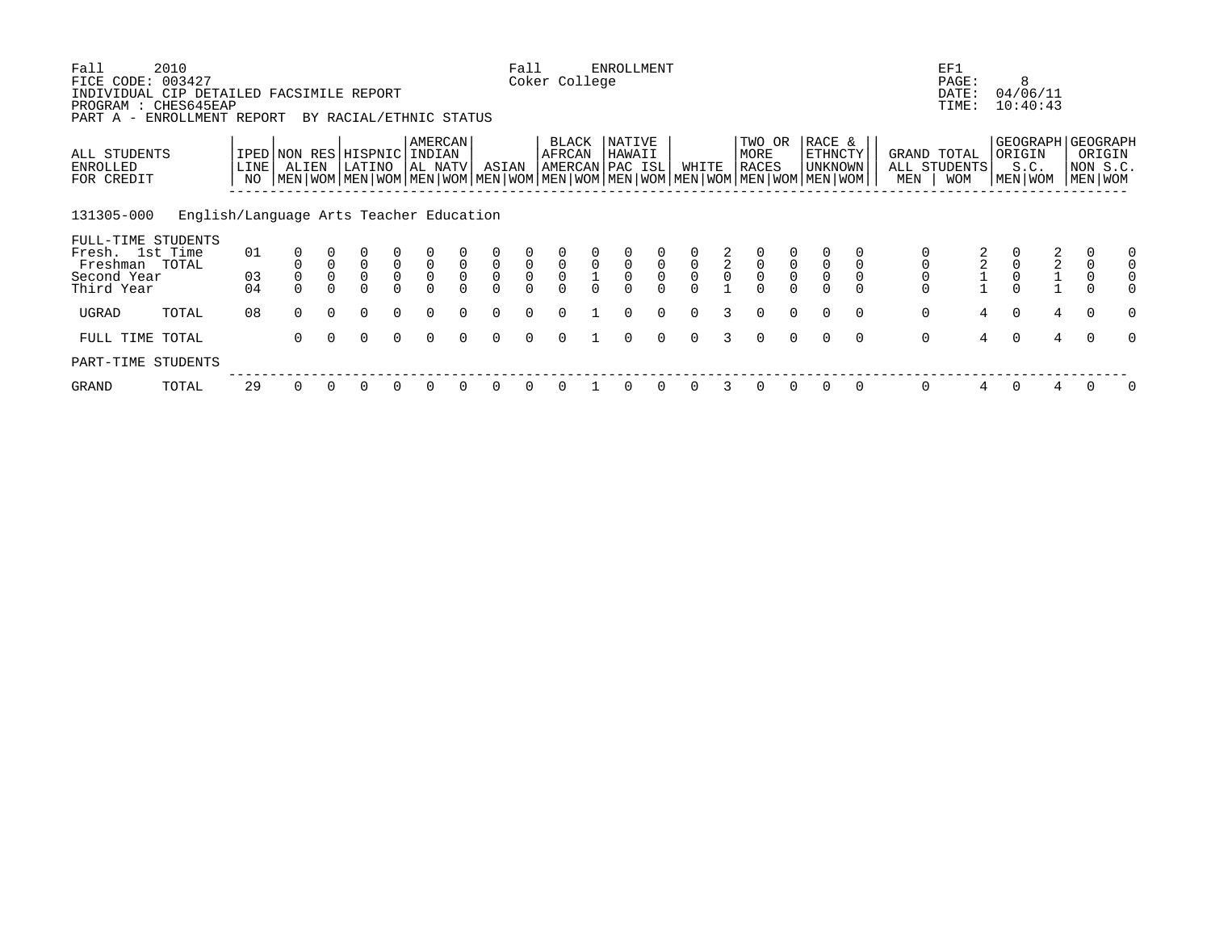Fall 2010 Fall ENROLLMENT EF1
FICE CODE: 003427 Coker College PAGE: 8
INDIVIDUAL CIP DETAILED FACSIMILE REPORT DATE: 04/06/11
PROGRAM : CHES645EAP TIME: 10:40:43
PART A - ENROLLMENT REPORT BY RACIAL/ETHNIC STATUS

131305-000 English/Language Arts Teacher Education

| ALL STUDENTS ENROLLED FOR CREDIT | IPED LINE NO | NON RES ALIEN | | HISPNIC LATINO | | AMERCAN INDIAN AL NATV | | ASIAN | | BLACK AFRCAN AMERCAN | | NATIVE HAWAII PAC ISL | | WHITE | | TWO OR MORE RACES | | RACE & ETHNCTY UNKNOWN | | GRAND TOTAL ALL STUDENTS | | GEOGRAPH ORIGIN S.C. | | GEOGRAPH ORIGIN NON S.C. | |
|---|---|---|---|---|---|---|---|---|---|---|---|---|---|---|---|---|---|---|---|---|---|---|---|---|---|
| | | MEN | WOM | MEN | WOM | MEN | WOM | MEN | WOM | MEN | WOM | MEN | WOM | MEN | WOM | MEN | WOM | MEN | WOM | MEN | WOM | MEN | WOM | MEN | WOM |
| FULL-TIME STUDENTS | | | | | | | | | | | | | | | | | | | | | | | | | |
| Fresh. 1st Time | 01 | 0 | 0 | 0 | 0 | 0 | 0 | 0 | 0 | 0 | 0 | 0 | 0 | 0 | 2 | 0 | 0 | 0 | 0 | 0 | 2 | 0 | 2 | 0 | 0 |
| Freshman TOTAL | | 0 | 0 | 0 | 0 | 0 | 0 | 0 | 0 | 0 | 0 | 0 | 0 | 0 | 2 | 0 | 0 | 0 | 0 | 0 | 2 | 0 | 2 | 0 | 0 |
| Second Year | 03 | 0 | 0 | 0 | 0 | 0 | 0 | 0 | 0 | 0 | 1 | 0 | 0 | 0 | 0 | 0 | 0 | 0 | 0 | 0 | 1 | 0 | 1 | 0 | 0 |
| Third Year | 04 | 0 | 0 | 0 | 0 | 0 | 0 | 0 | 0 | 0 | 0 | 0 | 0 | 0 | 1 | 0 | 0 | 0 | 0 | 0 | 1 | 0 | 1 | 0 | 0 |
| UGRAD TOTAL | 08 | 0 | 0 | 0 | 0 | 0 | 0 | 0 | 0 | 0 | 1 | 0 | 0 | 0 | 3 | 0 | 0 | 0 | 0 | 0 | 4 | 0 | 4 | 0 | 0 |
| FULL TIME TOTAL | | 0 | 0 | 0 | 0 | 0 | 0 | 0 | 0 | 0 | 1 | 0 | 0 | 0 | 3 | 0 | 0 | 0 | 0 | 0 | 4 | 0 | 4 | 0 | 0 |
| PART-TIME STUDENTS | | | | | | | | | | | | | | | | | | | | | | | | | |
| GRAND TOTAL | 29 | 0 | 0 | 0 | 0 | 0 | 0 | 0 | 0 | 0 | 1 | 0 | 0 | 0 | 3 | 0 | 0 | 0 | 0 | 0 | 4 | 0 | 4 | 0 | 0 |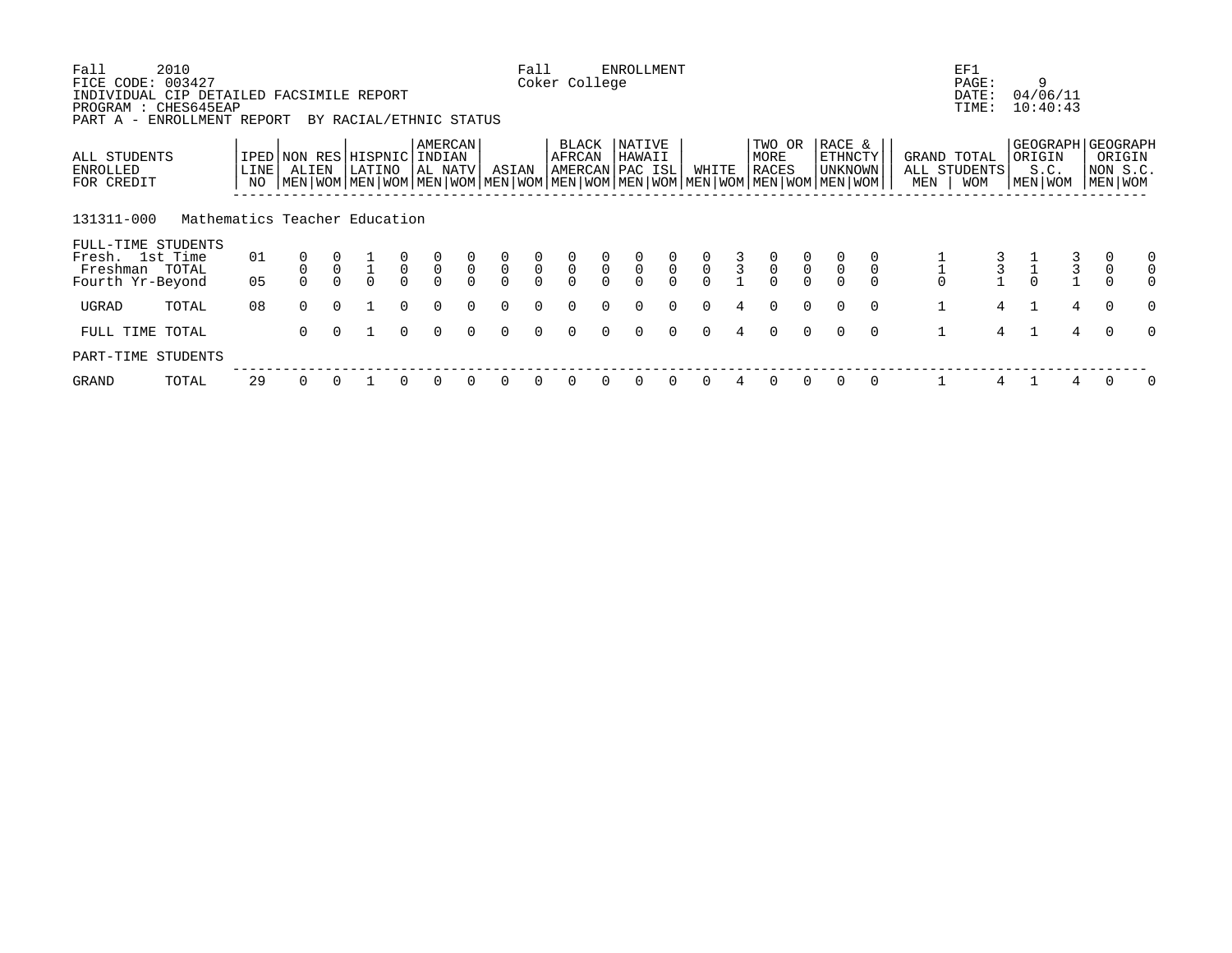Fall 2010 Fall ENROLLMENT EF1
FICE CODE: 003427 Coker College PAGE: 9
INDIVIDUAL CIP DETAILED FACSIMILE REPORT DATE: 04/06/11
PROGRAM : CHES645EAP TIME: 10:40:43
PART A - ENROLLMENT REPORT BY RACIAL/ETHNIC STATUS

| ALL STUDENTS ENROLLED FOR CREDIT | IPED LINE NO | NON RES ALIEN | | HISPNIC LATINO | | AMERCAN INDIAN AL NATV | | ASIAN | | BLACK AFRCAN AMERCAN | | NATIVE HAWAII PAC ISL | | WHITE | | TWO OR MORE RACES | | RACE & ETHNCTY UNKNOWN | | GRAND TOTAL ALL STUDENTS | | GEOGRAPH ORIGIN S.C. | | GEOGRAPH ORIGIN NON S.C. | |
|---|---|---|---|---|---|---|---|---|---|---|---|---|---|---|---|---|---|---|---|---|---|---|---|---|---|
| | | MEN | WOM | MEN | WOM | MEN | WOM | MEN | WOM | MEN | WOM | MEN | WOM | MEN | WOM | MEN | WOM | MEN | WOM | MEN | WOM | MEN | WOM | MEN | WOM |
| **131311-000 Mathematics Teacher Education** | | | | | | | | | | | | | | | | | | | | | | | | | |
| FULL-TIME STUDENTS | | | | | | | | | | | | | | | | | | | | | | | | | |
| Fresh. 1st Time | 01 | 0 | 0 | 1 | 0 | 0 | 0 | 0 | 0 | 0 | 0 | 0 | 0 | 0 | 3 | 0 | 0 | 0 | 0 | 1 | 3 | 1 | 3 | 0 | 0 |
| Freshman TOTAL | | 0 | 0 | 1 | 0 | 0 | 0 | 0 | 0 | 0 | 0 | 0 | 0 | 0 | 3 | 0 | 0 | 0 | 0 | 1 | 3 | 1 | 3 | 0 | 0 |
| Fourth Yr-Beyond | 05 | 0 | 0 | 0 | 0 | 0 | 0 | 0 | 0 | 0 | 0 | 0 | 0 | 0 | 1 | 0 | 0 | 0 | 0 | 0 | 1 | 0 | 1 | 0 | 0 |
| UGRAD TOTAL | 08 | 0 | 0 | 1 | 0 | 0 | 0 | 0 | 0 | 0 | 0 | 0 | 0 | 0 | 4 | 0 | 0 | 0 | 0 | 1 | 4 | 1 | 4 | 0 | 0 |
| FULL TIME TOTAL | | 0 | 0 | 1 | 0 | 0 | 0 | 0 | 0 | 0 | 0 | 0 | 0 | 0 | 4 | 0 | 0 | 0 | 0 | 1 | 4 | 1 | 4 | 0 | 0 |
| PART-TIME STUDENTS | | | | | | | | | | | | | | | | | | | | | | | | | |
| GRAND TOTAL | 29 | 0 | 0 | 1 | 0 | 0 | 0 | 0 | 0 | 0 | 0 | 0 | 0 | 0 | 4 | 0 | 0 | 0 | 0 | 1 | 4 | 1 | 4 | 0 | 0 |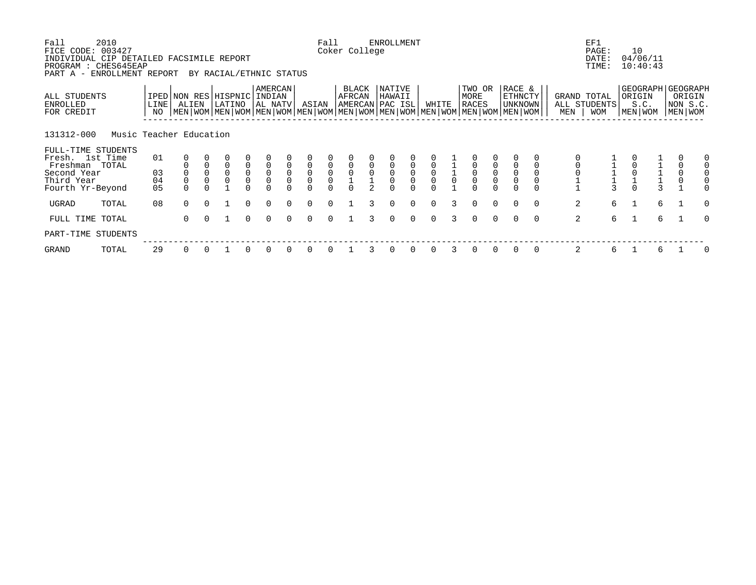Fall 2010 Fall ENROLLMENT EF1
FICE CODE: 003427 Coker College PAGE: 10
INDIVIDUAL CIP DETAILED FACSIMILE REPORT DATE: 04/06/11
PROGRAM : CHES645EAP TIME: 10:40:43
PART A - ENROLLMENT REPORT BY RACIAL/ETHNIC STATUS

| ALL STUDENTS ENROLLED FOR CREDIT | IPED LINE NO | NON RES ALIEN | | HISPNIC LATINO | | AMERCAN INDIAN AL NATV | | ASIAN | | BLACK AFRCAN AMERCAN | | NATIVE HAWAII PAC ISL | | WHITE | | TWO OR MORE RACES | | RACE & ETHNCTY UNKNOWN | | GRAND TOTAL ALL STUDENTS | | GEOGRAPH ORIGIN S.C. | | GEOGRAPH ORIGIN NON S.C. | |
|---|---|---|---|---|---|---|---|---|---|---|---|---|---|---|---|---|---|---|---|---|---|---|---|---|---|
| | | MEN | WOM | MEN | WOM | MEN | WOM | MEN | WOM | MEN | WOM | MEN | WOM | MEN | WOM | MEN | WOM | MEN | WOM | MEN | WOM | MEN | WOM | MEN | WOM |
| **131312-000 Music Teacher Education** | | | | | | | | | | | | | | | | | | | | | | | | | |
| FULL-TIME STUDENTS | | | | | | | | | | | | | | | | | | | | | | | | | |
| Fresh. 1st Time | 01 | 0 | 0 | 0 | 0 | 0 | 0 | 0 | 0 | 0 | 0 | 0 | 0 | 0 | 1 | 0 | 0 | 0 | 0 | 0 | 1 | 0 | 1 | 0 | 0 |
| Freshman TOTAL | | 0 | 0 | 0 | 0 | 0 | 0 | 0 | 0 | 0 | 0 | 0 | 0 | 0 | 1 | 0 | 0 | 0 | 0 | 0 | 1 | 0 | 1 | 0 | 0 |
| Second Year | 03 | 0 | 0 | 0 | 0 | 0 | 0 | 0 | 0 | 0 | 0 | 0 | 0 | 0 | 1 | 0 | 0 | 0 | 0 | 0 | 1 | 0 | 1 | 0 | 0 |
| Third Year | 04 | 0 | 0 | 0 | 0 | 0 | 0 | 0 | 0 | 1 | 1 | 0 | 0 | 0 | 0 | 0 | 0 | 0 | 0 | 1 | 1 | 1 | 1 | 0 | 0 |
| Fourth Yr-Beyond | 05 | 0 | 0 | 1 | 0 | 0 | 0 | 0 | 0 | 0 | 2 | 0 | 0 | 0 | 1 | 0 | 0 | 0 | 0 | 1 | 3 | 0 | 3 | 1 | 0 |
| UGRAD TOTAL | 08 | 0 | 0 | 1 | 0 | 0 | 0 | 0 | 0 | 1 | 3 | 0 | 0 | 0 | 3 | 0 | 0 | 0 | 0 | 2 | 6 | 1 | 6 | 1 | 0 |
| FULL TIME TOTAL | | 0 | 0 | 1 | 0 | 0 | 0 | 0 | 0 | 1 | 3 | 0 | 0 | 0 | 3 | 0 | 0 | 0 | 0 | 2 | 6 | 1 | 6 | 1 | 0 |
| PART-TIME STUDENTS | | | | | | | | | | | | | | | | | | | | | | | | | |
| GRAND TOTAL | 29 | 0 | 0 | 1 | 0 | 0 | 0 | 0 | 0 | 1 | 3 | 0 | 0 | 0 | 3 | 0 | 0 | 0 | 0 | 2 | 6 | 1 | 6 | 1 | 0 |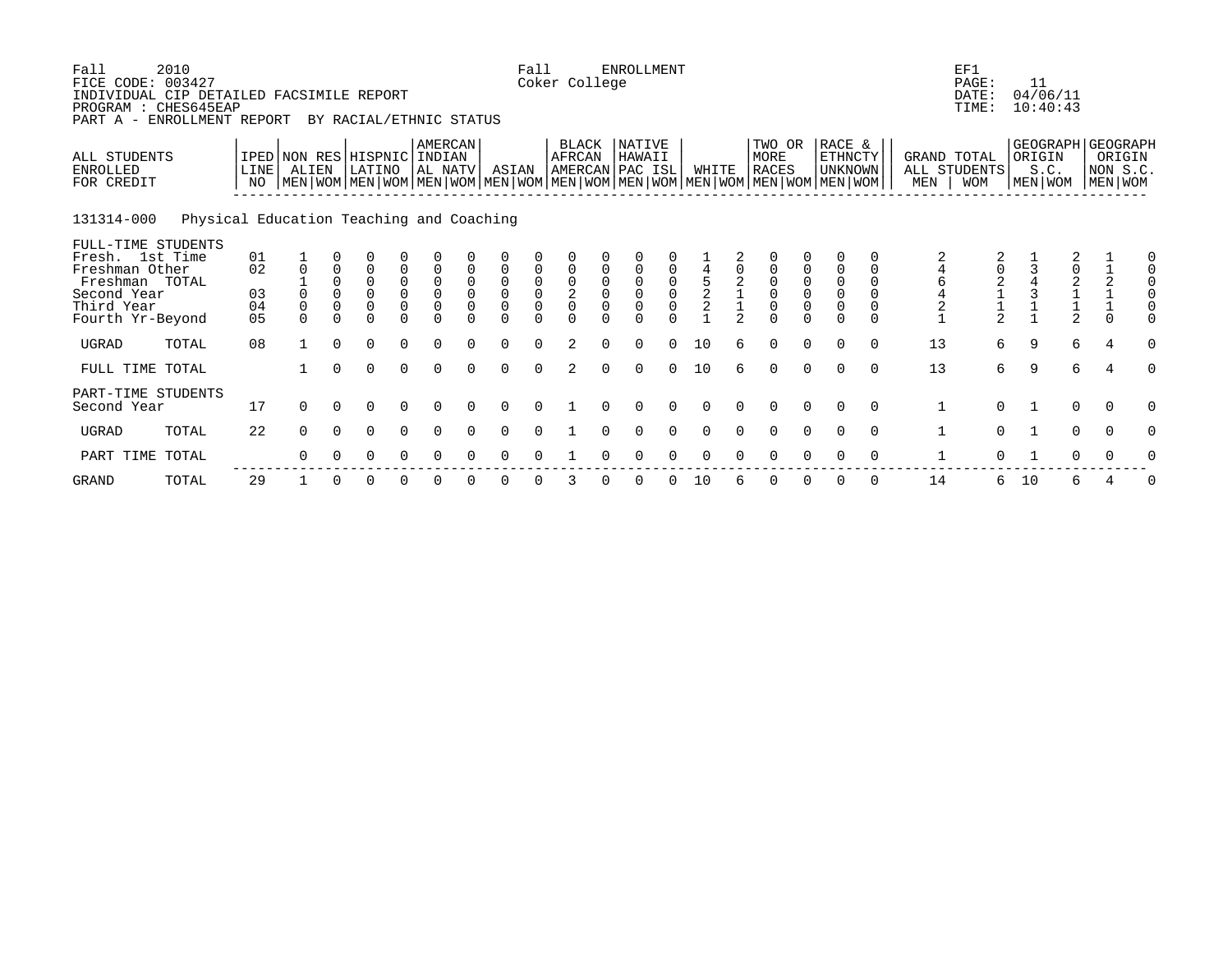Fall 2010 Fall ENROLLMENT EF1
FICE CODE: 003427 Coker College PAGE: 11
INDIVIDUAL CIP DETAILED FACSIMILE REPORT DATE: 04/06/11
PROGRAM : CHES645EAP TIME: 10:40:43
PART A - ENROLLMENT REPORT BY RACIAL/ETHNIC STATUS

**131314-000 Physical Education Teaching and Coaching**

| ALL STUDENTS ENROLLED FOR CREDIT | IPED LINE NO | NON RES ALIEN | | HISPNIC LATINO | | AMERCAN INDIAN AL NATV | | ASIAN | | BLACK AFRCAN AMERCAN | | NATIVE HAWAII PAC ISL | | WHITE | | TWO OR MORE RACES | | RACE & ETHNCTY UNKNOWN | | GRAND TOTAL ALL STUDENTS | | GEOGRAPH ORIGIN S.C. | | GEOGRAPH ORIGIN NON S.C. | |
|---|---|---|---|---|---|---|---|---|---|---|---|---|---|---|---|---|---|---|---|---|---|---|---|---|---|
| | | MEN | WOM | MEN | WOM | MEN | WOM | MEN | WOM | MEN | WOM | MEN | WOM | MEN | WOM | MEN | WOM | MEN | WOM | MEN | WOM | MEN | WOM | MEN | WOM |
| FULL-TIME STUDENTS | | | | | | | | | | | | | | | | | | | | | | | | | |
| Fresh. 1st Time | 01 | 1 | 0 | 0 | 0 | 0 | 0 | 0 | 0 | 0 | 0 | 0 | 0 | 1 | 2 | 0 | 0 | 0 | 0 | 2 | 2 | 1 | 2 | 1 | 0 |
| Freshman Other | 02 | 0 | 0 | 0 | 0 | 0 | 0 | 0 | 0 | 0 | 0 | 0 | 0 | 4 | 0 | 0 | 0 | 0 | 0 | 4 | 0 | 3 | 0 | 1 | 0 |
| Freshman TOTAL | | 1 | 0 | 0 | 0 | 0 | 0 | 0 | 0 | 0 | 0 | 0 | 0 | 5 | 2 | 0 | 0 | 0 | 0 | 6 | 2 | 4 | 2 | 2 | 0 |
| Second Year | 03 | 0 | 0 | 0 | 0 | 0 | 0 | 0 | 0 | 2 | 0 | 0 | 0 | 2 | 1 | 0 | 0 | 0 | 0 | 4 | 1 | 3 | 1 | 1 | 0 |
| Third Year | 04 | 0 | 0 | 0 | 0 | 0 | 0 | 0 | 0 | 0 | 0 | 0 | 0 | 2 | 1 | 0 | 0 | 0 | 0 | 2 | 1 | 1 | 1 | 1 | 0 |
| Fourth Yr-Beyond | 05 | 0 | 0 | 0 | 0 | 0 | 0 | 0 | 0 | 0 | 0 | 0 | 0 | 1 | 2 | 0 | 0 | 0 | 0 | 1 | 2 | 1 | 2 | 0 | 0 |
| UGRAD TOTAL | 08 | 1 | 0 | 0 | 0 | 0 | 0 | 0 | 0 | 2 | 0 | 0 | 0 | 10 | 6 | 0 | 0 | 0 | 0 | 13 | 6 | 9 | 6 | 4 | 0 |
| FULL TIME TOTAL | | 1 | 0 | 0 | 0 | 0 | 0 | 0 | 0 | 2 | 0 | 0 | 0 | 10 | 6 | 0 | 0 | 0 | 0 | 13 | 6 | 9 | 6 | 4 | 0 |
| PART-TIME STUDENTS | | | | | | | | | | | | | | | | | | | | | | | | | |
| Second Year | 17 | 0 | 0 | 0 | 0 | 0 | 0 | 0 | 0 | 1 | 0 | 0 | 0 | 0 | 0 | 0 | 0 | 0 | 0 | 1 | 0 | 1 | 0 | 0 | 0 |
| UGRAD TOTAL | 22 | 0 | 0 | 0 | 0 | 0 | 0 | 0 | 0 | 1 | 0 | 0 | 0 | 0 | 0 | 0 | 0 | 0 | 0 | 1 | 0 | 1 | 0 | 0 | 0 |
| PART TIME TOTAL | | 0 | 0 | 0 | 0 | 0 | 0 | 0 | 0 | 1 | 0 | 0 | 0 | 0 | 0 | 0 | 0 | 0 | 0 | 1 | 0 | 1 | 0 | 0 | 0 |
| GRAND TOTAL | 29 | 1 | 0 | 0 | 0 | 0 | 0 | 0 | 0 | 3 | 0 | 0 | 0 | 10 | 6 | 0 | 0 | 0 | 0 | 14 | 6 | 10 | 6 | 4 | 0 |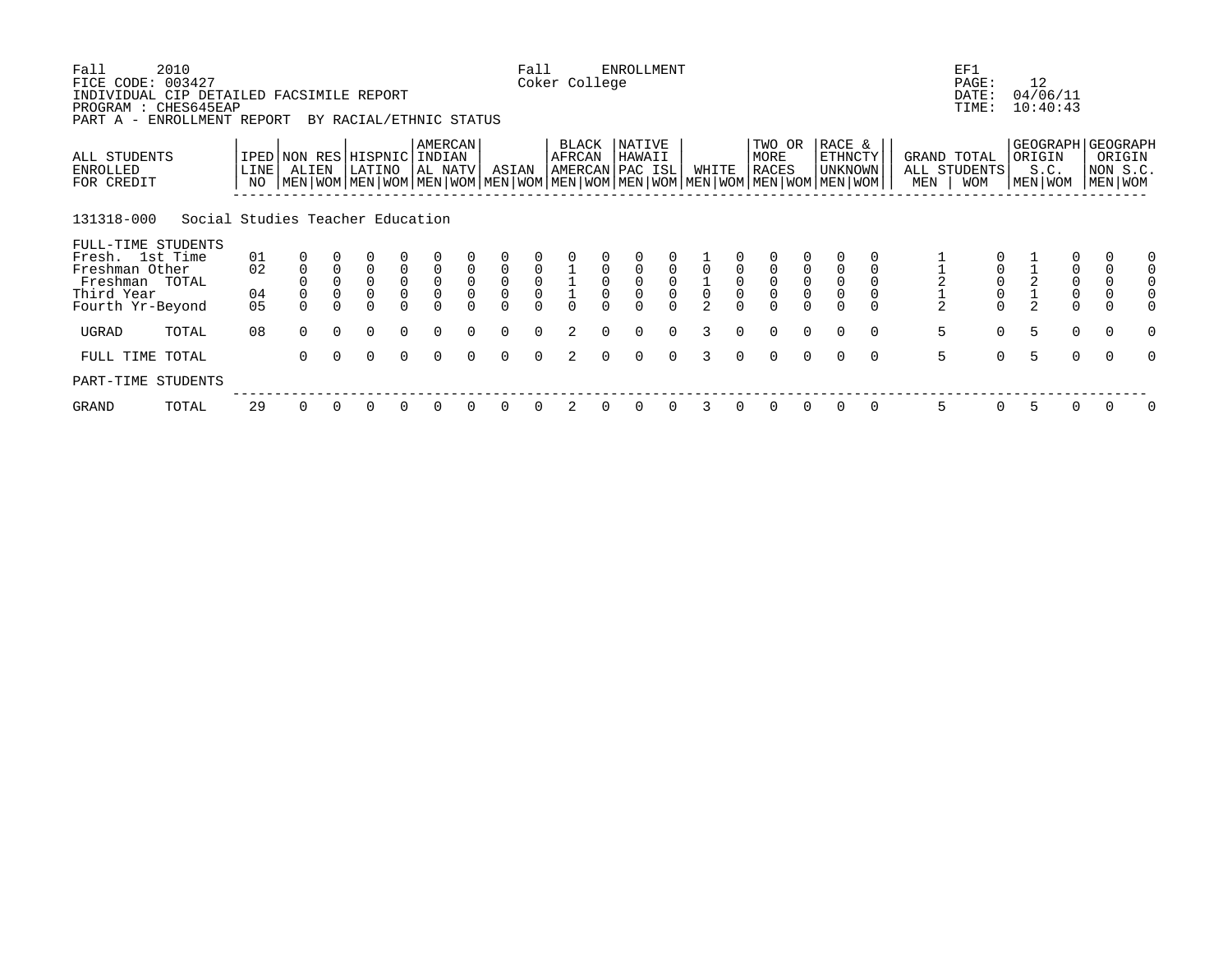Fall 2010 Fall ENROLLMENT EF1
FICE CODE: 003427 Coker College PAGE: 12
INDIVIDUAL CIP DETAILED FACSIMILE REPORT DATE: 04/06/11
PROGRAM : CHES645EAP TIME: 10:40:43
PART A - ENROLLMENT REPORT BY RACIAL/ETHNIC STATUS

| ALL STUDENTS ENROLLED FOR CREDIT | IPED LINE NO | NON RES ALIEN | | HISPNIC LATINO | | AMERCAN INDIAN AL NATV | | ASIAN | | BLACK AFRCAN AMERCAN | | NATIVE HAWAII PAC ISL | | WHITE | | TWO OR MORE RACES | | RACE & ETHNCTY UNKNOWN | | GRAND TOTAL ALL STUDENTS | | GEOGRAPH ORIGIN S.C. | | GEOGRAPH ORIGIN NON S.C. | |
|---|---|---|---|---|---|---|---|---|---|---|---|---|---|---|---|---|---|---|---|---|---|---|---|---|---|
| | | MEN | WOM | MEN | WOM | MEN | WOM | MEN | WOM | MEN | WOM | MEN | WOM | MEN | WOM | MEN | WOM | MEN | WOM | MEN | WOM | MEN | WOM | MEN | WOM |
| **131318-000 Social Studies Teacher Education** | | | | | | | | | | | | | | | | | | | | | | | | | |
| FULL-TIME STUDENTS | | | | | | | | | | | | | | | | | | | | | | | | | |
| Fresh. 1st Time | 01 | 0 | 0 | 0 | 0 | 0 | 0 | 0 | 0 | 0 | 0 | 0 | 0 | 1 | 0 | 0 | 0 | 0 | 0 | 1 | 0 | 1 | 0 | 0 | 0 |
| Freshman Other | 02 | 0 | 0 | 0 | 0 | 0 | 0 | 0 | 0 | 1 | 0 | 0 | 0 | 0 | 0 | 0 | 0 | 0 | 0 | 1 | 0 | 1 | 0 | 0 | 0 |
| Freshman TOTAL | | 0 | 0 | 0 | 0 | 0 | 0 | 0 | 0 | 1 | 0 | 0 | 0 | 1 | 0 | 0 | 0 | 0 | 0 | 2 | 0 | 2 | 0 | 0 | 0 |
| Third Year | 04 | 0 | 0 | 0 | 0 | 0 | 0 | 0 | 0 | 1 | 0 | 0 | 0 | 0 | 0 | 0 | 0 | 0 | 0 | 1 | 0 | 1 | 0 | 0 | 0 |
| Fourth Yr-Beyond | 05 | 0 | 0 | 0 | 0 | 0 | 0 | 0 | 0 | 0 | 0 | 0 | 0 | 2 | 0 | 0 | 0 | 0 | 0 | 2 | 0 | 2 | 0 | 0 | 0 |
| UGRAD TOTAL | 08 | 0 | 0 | 0 | 0 | 0 | 0 | 0 | 0 | 2 | 0 | 0 | 0 | 3 | 0 | 0 | 0 | 0 | 0 | 5 | 0 | 5 | 0 | 0 | 0 |
| FULL TIME TOTAL | | 0 | 0 | 0 | 0 | 0 | 0 | 0 | 0 | 2 | 0 | 0 | 0 | 3 | 0 | 0 | 0 | 0 | 0 | 5 | 0 | 5 | 0 | 0 | 0 |
| PART-TIME STUDENTS | | | | | | | | | | | | | | | | | | | | | | | | | |
| GRAND TOTAL | 29 | 0 | 0 | 0 | 0 | 0 | 0 | 0 | 0 | 2 | 0 | 0 | 0 | 3 | 0 | 0 | 0 | 0 | 0 | 5 | 0 | 5 | 0 | 0 | 0 |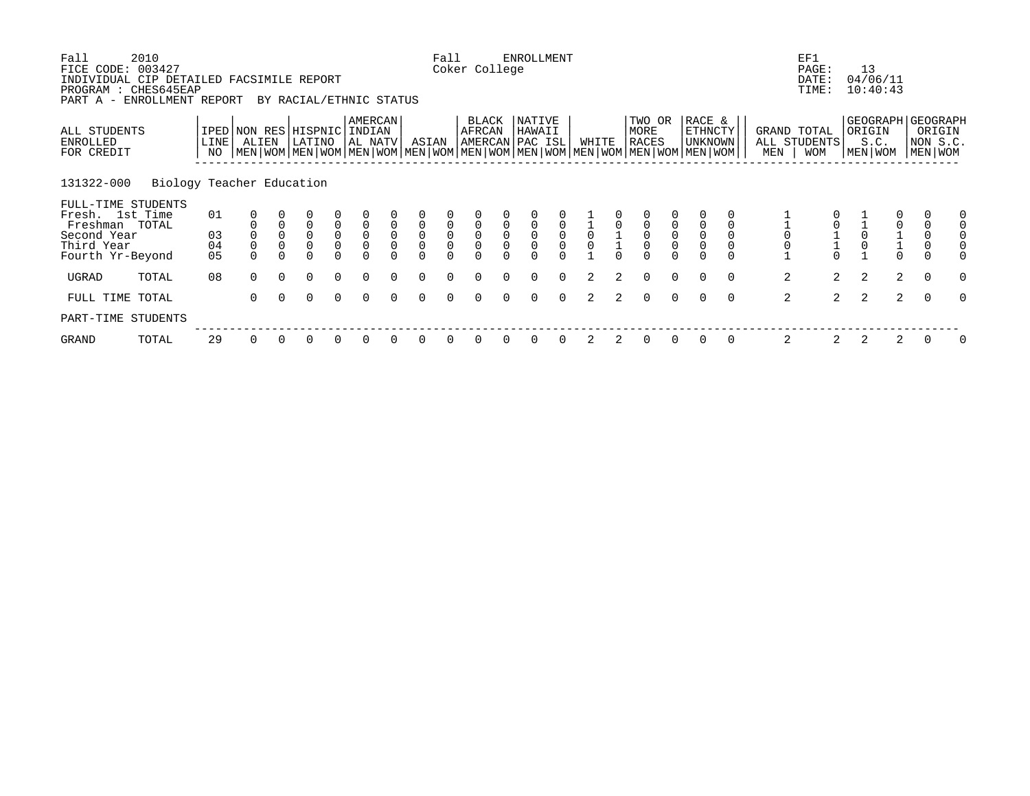Fall 2010 Fall ENROLLMENT EF1
FICE CODE: 003427 Coker College
INDIVIDUAL CIP DETAILED FACSIMILE REPORT DATE: 04/06/11
PROGRAM : CHES645EAP TIME: 10:40:43
PART A - ENROLLMENT REPORT BY RACIAL/ETHNIC STATUS

| ALL STUDENTS ENROLLED FOR CREDIT | IPED LINE NO | NON RES ALIEN | | HISPNIC LATINO | | AMERCAN INDIAN AL NATV | | ASIAN | | BLACK AFRCAN AMERCAN | | NATIVE HAWAII PAC ISL | | WHITE | | TWO OR MORE RACES | | RACE & ETHNCTY UNKNOWN | | GRAND TOTAL ALL STUDENTS | | GEOGRAPH ORIGIN S.C. | | GEOGRAPH ORIGIN NON S.C. | |
|---|---|---|---|---|---|---|---|---|---|---|---|---|---|---|---|---|---|---|---|---|---|---|---|---|---|
| | | MEN | WOM | MEN | WOM | MEN | WOM | MEN | WOM | MEN | WOM | MEN | WOM | MEN | WOM | MEN | WOM | MEN | WOM | MEN | WOM | MEN | WOM | MEN | WOM |
| **131322-000 Biology Teacher Education** | | | | | | | | | | | | | | | | | | | | | | | | | |
| FULL-TIME STUDENTS | | | | | | | | | | | | | | | | | | | | | | | | | |
| Fresh. 1st Time | 01 | 0 | 0 | 0 | 0 | 0 | 0 | 0 | 0 | 0 | 0 | 0 | 0 | 1 | 0 | 0 | 0 | 0 | 0 | 1 | 0 | 1 | 0 | 0 | 0 |
| Freshman TOTAL | | 0 | 0 | 0 | 0 | 0 | 0 | 0 | 0 | 0 | 0 | 0 | 0 | 1 | 0 | 0 | 0 | 0 | 0 | 1 | 0 | 1 | 0 | 0 | 0 |
| Second Year | 03 | 0 | 0 | 0 | 0 | 0 | 0 | 0 | 0 | 0 | 0 | 0 | 0 | 0 | 1 | 0 | 0 | 0 | 0 | 0 | 1 | 0 | 1 | 0 | 0 |
| Third Year | 04 | 0 | 0 | 0 | 0 | 0 | 0 | 0 | 0 | 0 | 0 | 0 | 0 | 0 | 1 | 0 | 0 | 0 | 0 | 0 | 1 | 0 | 1 | 0 | 0 |
| Fourth Yr-Beyond | 05 | 0 | 0 | 0 | 0 | 0 | 0 | 0 | 0 | 0 | 0 | 0 | 0 | 1 | 0 | 0 | 0 | 0 | 0 | 1 | 0 | 1 | 0 | 0 | 0 |
| UGRAD TOTAL | 08 | 0 | 0 | 0 | 0 | 0 | 0 | 0 | 0 | 0 | 0 | 0 | 0 | 2 | 2 | 0 | 0 | 0 | 0 | 2 | 2 | 2 | 2 | 0 | 0 |
| FULL TIME TOTAL | | 0 | 0 | 0 | 0 | 0 | 0 | 0 | 0 | 0 | 0 | 0 | 0 | 2 | 2 | 0 | 0 | 0 | 0 | 2 | 2 | 2 | 2 | 0 | 0 |
| PART-TIME STUDENTS | | | | | | | | | | | | | | | | | | | | | | | | | |
| GRAND TOTAL | 29 | 0 | 0 | 0 | 0 | 0 | 0 | 0 | 0 | 0 | 0 | 0 | 0 | 2 | 2 | 0 | 0 | 0 | 0 | 2 | 2 | 2 | 2 | 0 | 0 |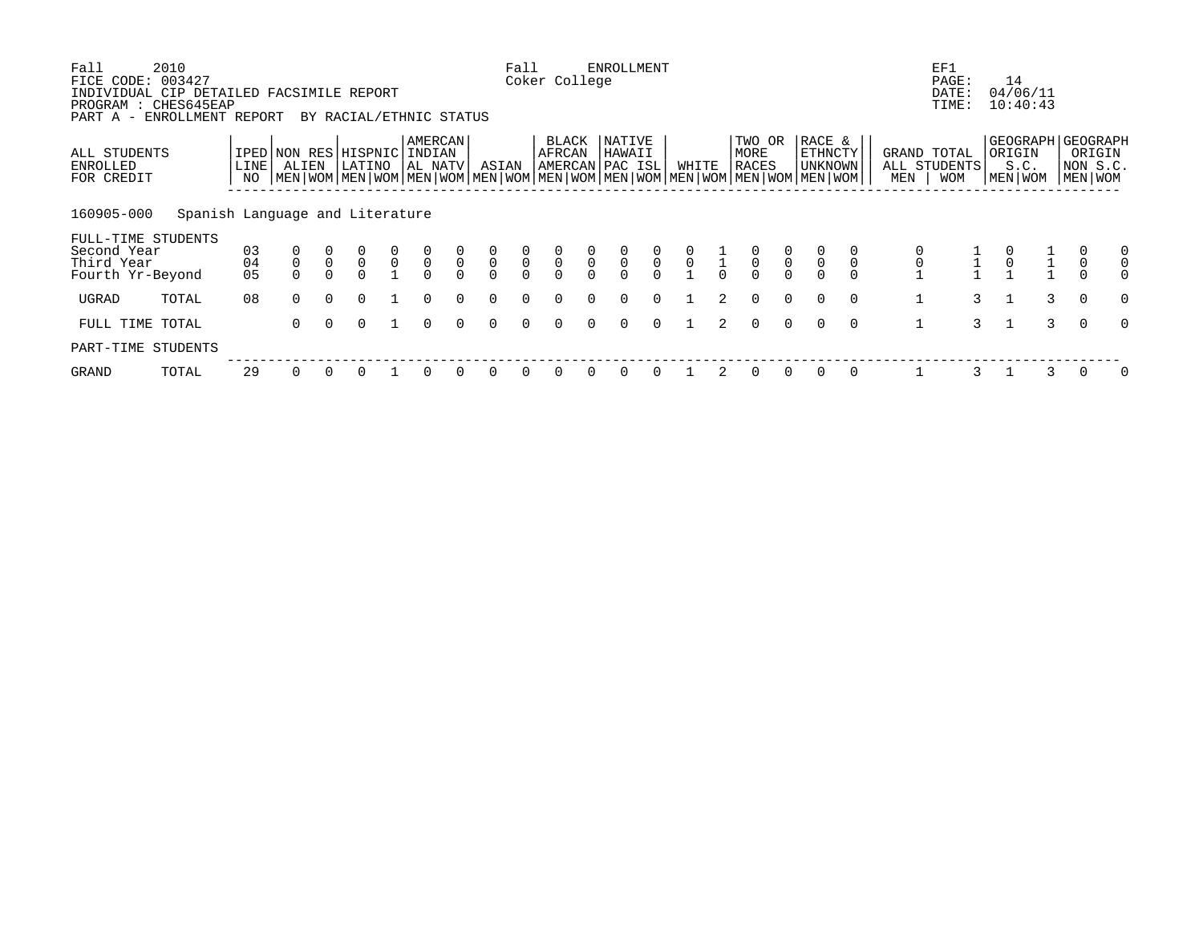Fall 2010 Fall ENROLLMENT EF1
FICE CODE: 003427 Coker College PAGE: 14
INDIVIDUAL CIP DETAILED FACSIMILE REPORT DATE: 04/06/11
PROGRAM : CHES645EAP TIME: 10:40:43
PART A - ENROLLMENT REPORT BY RACIAL/ETHNIC STATUS

| ALL STUDENTS ENROLLED FOR CREDIT | IPED LINE NO | NON RES ALIEN | | HISPNIC LATINO | | AMERCAN INDIAN AL NATV | | ASIAN | | BLACK AFRCAN AMERCAN | | NATIVE HAWAII PAC ISL | | WHITE | | TWO OR MORE RACES | | RACE & ETHNCTY UNKNOWN | | GRAND TOTAL ALL STUDENTS | | GEOGRAPH ORIGIN S.C. | | GEOGRAPH ORIGIN NON S.C. | |
|---|---|---|---|---|---|---|---|---|---|---|---|---|---|---|---|---|---|---|---|---|---|---|---|---|---|
| | | MEN | WOM | MEN | WOM | MEN | WOM | MEN | WOM | MEN | WOM | MEN | WOM | MEN | WOM | MEN | WOM | MEN | WOM | MEN | WOM | MEN | WOM | MEN | WOM |
| **160905-000 Spanish Language and Literature** | | | | | | | | | | | | | | | | | | | | | | | | | |
| FULL-TIME STUDENTS | | | | | | | | | | | | | | | | | | | | | | | | | |
| Second Year | 03 | 0 | 0 | 0 | 0 | 0 | 0 | 0 | 0 | 0 | 0 | 0 | 0 | 0 | 1 | 0 | 0 | 0 | 0 | 0 | 1 | 0 | 1 | 0 | 0 |
| Third Year | 04 | 0 | 0 | 0 | 0 | 0 | 0 | 0 | 0 | 0 | 0 | 0 | 0 | 0 | 1 | 0 | 0 | 0 | 0 | 0 | 1 | 0 | 1 | 0 | 0 |
| Fourth Yr-Beyond | 05 | 0 | 0 | 0 | 1 | 0 | 0 | 0 | 0 | 0 | 0 | 0 | 0 | 1 | 0 | 0 | 0 | 0 | 0 | 1 | 1 | 1 | 1 | 0 | 0 |
| UGRAD TOTAL | 08 | 0 | 0 | 0 | 1 | 0 | 0 | 0 | 0 | 0 | 0 | 0 | 0 | 1 | 2 | 0 | 0 | 0 | 0 | 1 | 3 | 1 | 3 | 0 | 0 |
| FULL TIME TOTAL | | 0 | 0 | 0 | 1 | 0 | 0 | 0 | 0 | 0 | 0 | 0 | 0 | 1 | 2 | 0 | 0 | 0 | 0 | 1 | 3 | 1 | 3 | 0 | 0 |
| PART-TIME STUDENTS | | | | | | | | | | | | | | | | | | | | | | | | | |
| GRAND TOTAL | 29 | 0 | 0 | 0 | 1 | 0 | 0 | 0 | 0 | 0 | 0 | 0 | 0 | 1 | 2 | 0 | 0 | 0 | 0 | 1 | 3 | 1 | 3 | 0 | 0 |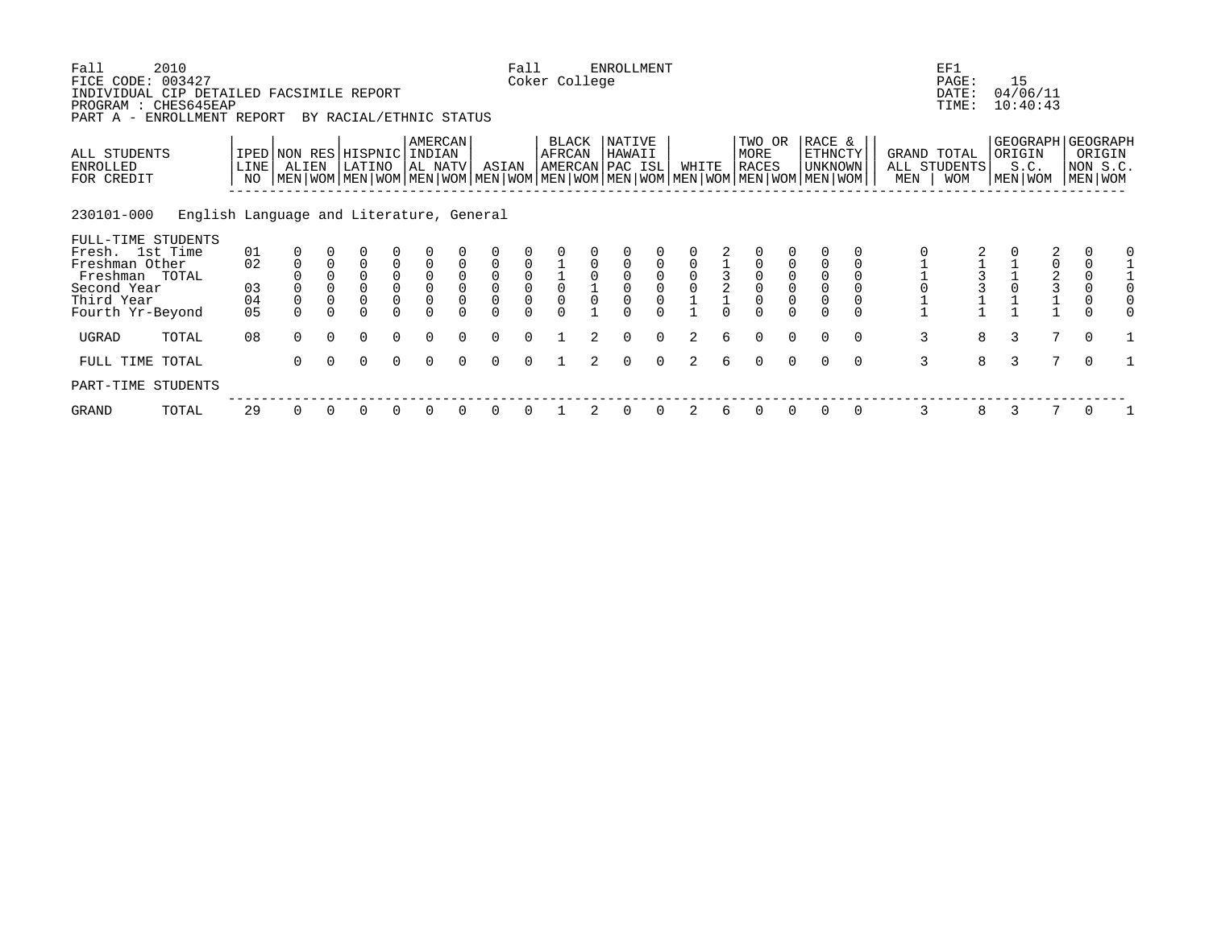Fall 2010 FICE CODE: 003427
INDIVIDUAL CIP DETAILED FACSIMILE REPORT
PROGRAM : CHES645EAP
PART A - ENROLLMENT REPORT BY RACIAL/ETHNIC STATUS

Fall ENROLLMENT
Coker College

EF1
PAGE: 15
DATE: 04/06/11
TIME: 10:40:43

230101-000 English Language and Literature, General

| ALL STUDENTS ENROLLED FOR CREDIT | IPED LINE NO | NON RES ALIEN | | HISPNIC LATINO | | AMERCAN INDIAN AL NATV | | ASIAN | | BLACK AFRCAN AMERCAN | | NATIVE HAWAII PAC ISL | | WHITE | | TWO OR MORE RACES | | RACE & ETHNCTY UNKNOWN | | GRAND TOTAL ALL STUDENTS | | GEOGRAPH ORIGIN S.C. | | GEOGRAPH ORIGIN NON S.C. | |
|---|---|---|---|---|---|---|---|---|---|---|---|---|---|---|---|---|---|---|---|---|---|---|---|---|---|
| | | MEN | WOM | MEN | WOM | MEN | WOM | MEN | WOM | MEN | WOM | MEN | WOM | MEN | WOM | MEN | WOM | MEN | WOM | MEN | WOM | MEN | WOM | MEN | WOM |
| FULL-TIME STUDENTS | | | | | | | | | | | | | | | | | | | | | | | | | |
| Fresh. 1st Time | 01 | 0 | 0 | 0 | 0 | 0 | 0 | 0 | 0 | 0 | 0 | 0 | 0 | 0 | 2 | 0 | 0 | 0 | 0 | 0 | 2 | 0 | 2 | 0 | 0 |
| Freshman Other | 02 | 0 | 0 | 0 | 0 | 0 | 0 | 0 | 0 | 1 | 0 | 0 | 0 | 0 | 1 | 0 | 0 | 0 | 0 | 1 | 1 | 1 | 0 | 0 | 1 |
| Freshman TOTAL | | 0 | 0 | 0 | 0 | 0 | 0 | 0 | 0 | 1 | 0 | 0 | 0 | 0 | 3 | 0 | 0 | 0 | 0 | 1 | 3 | 1 | 2 | 0 | 1 |
| Second Year | 03 | 0 | 0 | 0 | 0 | 0 | 0 | 0 | 0 | 0 | 1 | 0 | 0 | 0 | 2 | 0 | 0 | 0 | 0 | 0 | 3 | 0 | 3 | 0 | 0 |
| Third Year | 04 | 0 | 0 | 0 | 0 | 0 | 0 | 0 | 0 | 0 | 0 | 0 | 0 | 1 | 1 | 0 | 0 | 0 | 0 | 1 | 1 | 1 | 1 | 0 | 0 |
| Fourth Yr-Beyond | 05 | 0 | 0 | 0 | 0 | 0 | 0 | 0 | 0 | 0 | 1 | 0 | 0 | 1 | 0 | 0 | 0 | 0 | 0 | 1 | 1 | 1 | 1 | 0 | 0 |
| UGRAD TOTAL | 08 | 0 | 0 | 0 | 0 | 0 | 0 | 0 | 0 | 1 | 2 | 0 | 0 | 2 | 6 | 0 | 0 | 0 | 0 | 3 | 8 | 3 | 7 | 0 | 1 |
| FULL TIME TOTAL | | 0 | 0 | 0 | 0 | 0 | 0 | 0 | 0 | 1 | 2 | 0 | 0 | 2 | 6 | 0 | 0 | 0 | 0 | 3 | 8 | 3 | 7 | 0 | 1 |
| PART-TIME STUDENTS | | | | | | | | | | | | | | | | | | | | | | | | | |
| GRAND TOTAL | 29 | 0 | 0 | 0 | 0 | 0 | 0 | 0 | 0 | 1 | 2 | 0 | 0 | 2 | 6 | 0 | 0 | 0 | 0 | 3 | 8 | 3 | 7 | 0 | 1 |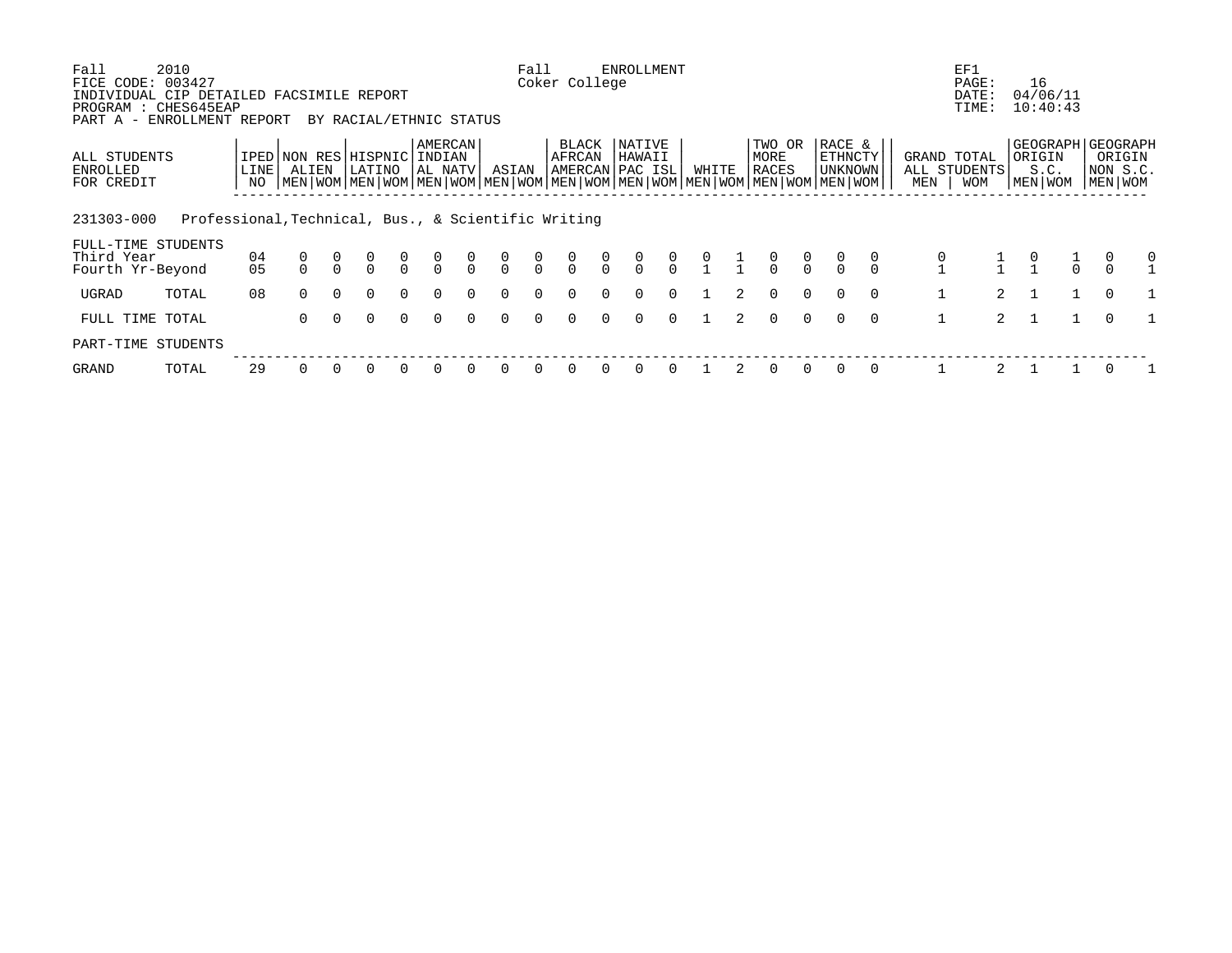Fall 2010 | Fall ENROLLMENT | EF1
FICE CODE: 003427 | Coker College | PAGE: 16
INDIVIDUAL CIP DETAILED FACSIMILE REPORT | | DATE: 04/06/11
PROGRAM : CHES645EAP | | TIME: 10:40:43
PART A - ENROLLMENT REPORT BY RACIAL/ETHNIC STATUS

| ALL STUDENTS ENROLLED FOR CREDIT | | IPED LINE NO | NON RES ALIEN | | HISPNIC LATINO | | AMERCAN INDIAN AL NATV | | ASIAN | | BLACK AFRCAN AMERCAN | | NATIVE HAWAII PAC ISL | | WHITE | | TWO OR MORE RACES | | RACE & ETHNCTY UNKNOWN | | GRAND TOTAL ALL STUDENTS | | GEOGRAPH ORIGIN S.C. | | GEOGRAPH ORIGIN NON S.C. | |
|---|---|---|---|---|---|---|---|---|---|---|---|---|---|---|---|---|---|---|---|---|---|---|---|---|---|---|
| | | | MEN | WOM | MEN | WOM | MEN | WOM | MEN | WOM | MEN | WOM | MEN | WOM | MEN | WOM | MEN | WOM | MEN | WOM | MEN | WOM | MEN | WOM | MEN | WOM |
| **231303-000** | **Professional,Technical, Bus., & Scientific Writing** | | | | | | | | | | | | | | | | | | | | | | | | | |
| FULL-TIME STUDENTS | | | | | | | | | | | | | | | | | | | | | | | | | | |
| Third Year | | 04 | 0 | 0 | 0 | 0 | 0 | 0 | 0 | 0 | 0 | 0 | 0 | 0 | 0 | 1 | 0 | 0 | 0 | 0 | 0 | 1 | 0 | 1 | 0 | 0 |
| Fourth Yr-Beyond | | 05 | 0 | 0 | 0 | 0 | 0 | 0 | 0 | 0 | 0 | 0 | 0 | 0 | 1 | 1 | 0 | 0 | 0 | 0 | 1 | 1 | 1 | 0 | 0 | 1 |
| UGRAD | TOTAL | 08 | 0 | 0 | 0 | 0 | 0 | 0 | 0 | 0 | 0 | 0 | 0 | 0 | 1 | 2 | 0 | 0 | 0 | 0 | 1 | 2 | 1 | 1 | 0 | 1 |
| FULL TIME TOTAL | | | 0 | 0 | 0 | 0 | 0 | 0 | 0 | 0 | 0 | 0 | 0 | 0 | 1 | 2 | 0 | 0 | 0 | 0 | 1 | 2 | 1 | 1 | 0 | 1 |
| PART-TIME STUDENTS | | | | | | | | | | | | | | | | | | | | | | | | | | |
| GRAND | TOTAL | 29 | 0 | 0 | 0 | 0 | 0 | 0 | 0 | 0 | 0 | 0 | 0 | 0 | 1 | 2 | 0 | 0 | 0 | 0 | 1 | 2 | 1 | 1 | 0 | 1 |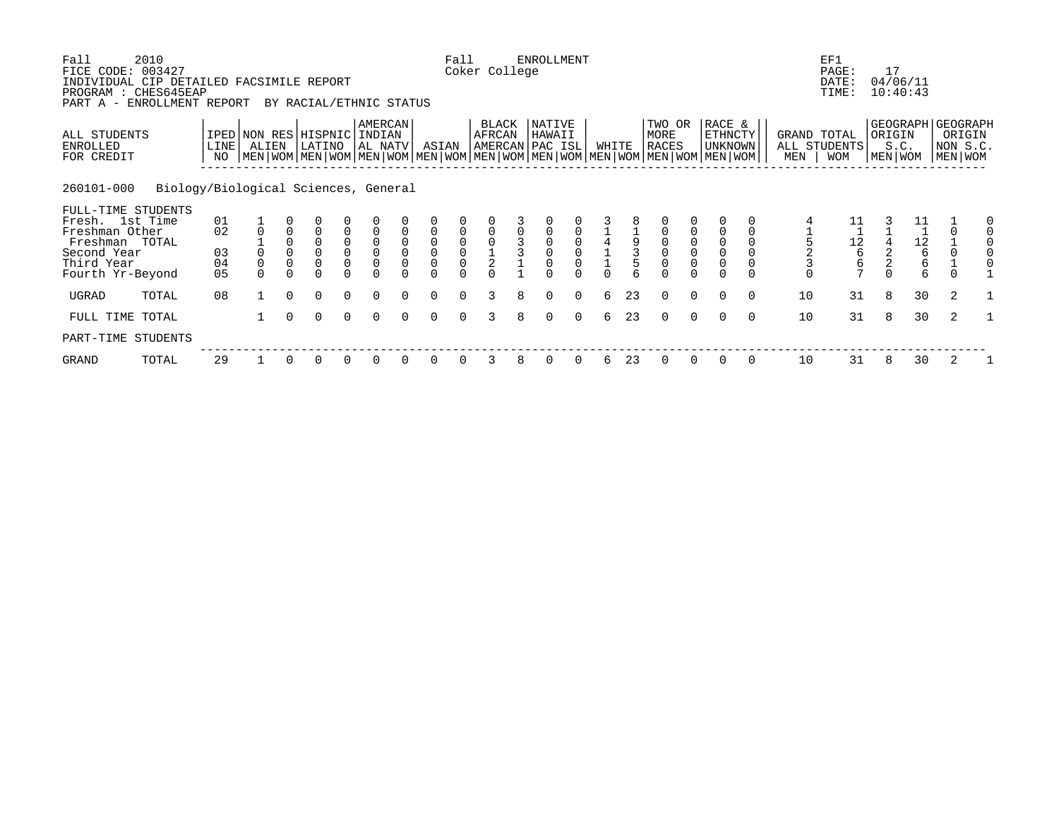Fall 2010 Fall ENROLLMENT EF1
FICE CODE: 003427 Coker College PAGE: 17
INDIVIDUAL CIP DETAILED FACSIMILE REPORT DATE: 04/06/11
PROGRAM : CHES645EAP TIME: 10:40:43
PART A - ENROLLMENT REPORT BY RACIAL/ETHNIC STATUS

| ALL STUDENTS ENROLLED FOR CREDIT | IPED LINE NO | NON RES ALIEN | | HISPNIC LATINO | | AMERCAN INDIAN AL NATV | | ASIAN | | BLACK AFRCAN AMERCAN | | NATIVE HAWAII PAC ISL | | WHITE | | TWO OR MORE RACES | | RACE & ETHNCTY UNKNOWN | | GRAND TOTAL ALL STUDENTS | | GEOGRAPH ORIGIN S.C. | | GEOGRAPH ORIGIN NON S.C. | |
|---|---|---|---|---|---|---|---|---|---|---|---|---|---|---|---|---|---|---|---|---|---|---|---|---|---|
| | | MEN | WOM | MEN | WOM | MEN | WOM | MEN | WOM | MEN | WOM | MEN | WOM | MEN | WOM | MEN | WOM | MEN | WOM | MEN | WOM | MEN | WOM | MEN | WOM |
| **260101-000 Biology/Biological Sciences, General** | | | | | | | | | | | | | | | | | | | | | | | | | |
| FULL-TIME STUDENTS | | | | | | | | | | | | | | | | | | | | | | | | | |
| Fresh. 1st Time | 01 | 1 | 0 | 0 | 0 | 0 | 0 | 0 | 0 | 0 | 3 | 0 | 0 | 3 | 8 | 0 | 0 | 0 | 0 | 4 | 11 | 3 | 11 | 1 | 0 |
| Freshman Other | 02 | 0 | 0 | 0 | 0 | 0 | 0 | 0 | 0 | 0 | 0 | 0 | 0 | 1 | 1 | 0 | 0 | 0 | 0 | 1 | 1 | 1 | 1 | 0 | 0 |
| Freshman TOTAL | | 1 | 0 | 0 | 0 | 0 | 0 | 0 | 0 | 0 | 3 | 0 | 0 | 4 | 9 | 0 | 0 | 0 | 0 | 5 | 12 | 4 | 12 | 1 | 0 |
| Second Year | 03 | 0 | 0 | 0 | 0 | 0 | 0 | 0 | 0 | 1 | 3 | 0 | 0 | 1 | 3 | 0 | 0 | 0 | 0 | 2 | 6 | 2 | 6 | 0 | 0 |
| Third Year | 04 | 0 | 0 | 0 | 0 | 0 | 0 | 0 | 0 | 2 | 1 | 0 | 0 | 1 | 5 | 0 | 0 | 0 | 0 | 3 | 6 | 2 | 6 | 1 | 0 |
| Fourth Yr-Beyond | 05 | 0 | 0 | 0 | 0 | 0 | 0 | 0 | 0 | 0 | 1 | 0 | 0 | 0 | 6 | 0 | 0 | 0 | 0 | 0 | 7 | 0 | 6 | 0 | 1 |
| UGRAD TOTAL | 08 | 1 | 0 | 0 | 0 | 0 | 0 | 0 | 0 | 3 | 8 | 0 | 0 | 6 | 23 | 0 | 0 | 0 | 0 | 10 | 31 | 8 | 30 | 2 | 1 |
| FULL TIME TOTAL | | 1 | 0 | 0 | 0 | 0 | 0 | 0 | 0 | 3 | 8 | 0 | 0 | 6 | 23 | 0 | 0 | 0 | 0 | 10 | 31 | 8 | 30 | 2 | 1 |
| PART-TIME STUDENTS | | | | | | | | | | | | | | | | | | | | | | | | | |
| GRAND TOTAL | 29 | 1 | 0 | 0 | 0 | 0 | 0 | 0 | 0 | 3 | 8 | 0 | 0 | 6 | 23 | 0 | 0 | 0 | 0 | 10 | 31 | 8 | 30 | 2 | 1 |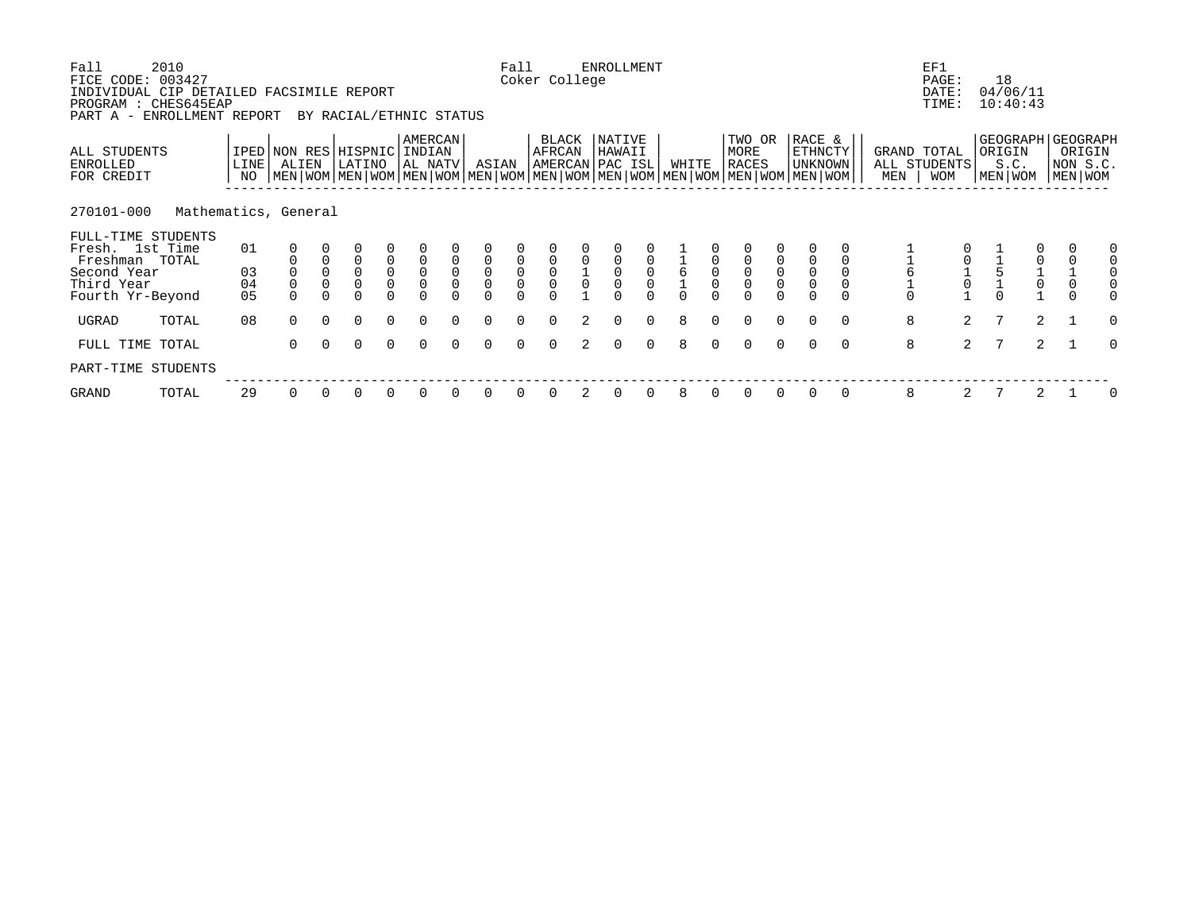Fall 2010 — Fall ENROLLMENT — EF1

FICE CODE: 003427 — Coker College — PAGE: 18

INDIVIDUAL CIP DETAILED FACSIMILE REPORT — DATE: 04/06/11

PROGRAM : CHES645EAP — TIME: 10:40:43

PART A - ENROLLMENT REPORT BY RACIAL/ETHNIC STATUS

| ALL STUDENTS ENROLLED FOR CREDIT | IPED LINE NO | NON RES ALIEN | | HISPNIC LATINO | | AMERCAN INDIAN AL NATV | | ASIAN | | BLACK AFRCAN AMERCAN | | NATIVE HAWAII PAC ISL | | WHITE | | TWO OR MORE RACES | | RACE & ETHNCTY UNKNOWN | | GRAND TOTAL ALL STUDENTS | | GEOGRAPH ORIGIN S.C. | | GEOGRAPH ORIGIN NON S.C. | |
|---|---|---|---|---|---|---|---|---|---|---|---|---|---|---|---|---|---|---|---|---|---|---|---|---|---|
| | | MEN | WOM | MEN | WOM | MEN | WOM | MEN | WOM | MEN | WOM | MEN | WOM | MEN | WOM | MEN | WOM | MEN | WOM | MEN | WOM | MEN | WOM | MEN | WOM |
| **270101-000 Mathematics, General** | | | | | | | | | | | | | | | | | | | | | | | | | |
| FULL-TIME STUDENTS | | | | | | | | | | | | | | | | | | | | | | | | | |
| Fresh. 1st Time | 01 | 0 | 0 | 0 | 0 | 0 | 0 | 0 | 0 | 0 | 0 | 0 | 0 | 1 | 0 | 0 | 0 | 0 | 0 | 1 | 0 | 1 | 0 | 0 | 0 |
| Freshman TOTAL | | 0 | 0 | 0 | 0 | 0 | 0 | 0 | 0 | 0 | 0 | 0 | 0 | 1 | 0 | 0 | 0 | 0 | 0 | 1 | 0 | 1 | 0 | 0 | 0 |
| Second Year | 03 | 0 | 0 | 0 | 0 | 0 | 0 | 0 | 0 | 0 | 1 | 0 | 0 | 6 | 0 | 0 | 0 | 0 | 0 | 6 | 1 | 5 | 1 | 1 | 0 |
| Third Year | 04 | 0 | 0 | 0 | 0 | 0 | 0 | 0 | 0 | 0 | 0 | 0 | 0 | 1 | 0 | 0 | 0 | 0 | 0 | 1 | 0 | 1 | 0 | 0 | 0 |
| Fourth Yr-Beyond | 05 | 0 | 0 | 0 | 0 | 0 | 0 | 0 | 0 | 0 | 1 | 0 | 0 | 0 | 0 | 0 | 0 | 0 | 0 | 0 | 1 | 0 | 1 | 0 | 0 |
| UGRAD TOTAL | 08 | 0 | 0 | 0 | 0 | 0 | 0 | 0 | 0 | 0 | 2 | 0 | 0 | 8 | 0 | 0 | 0 | 0 | 0 | 8 | 2 | 7 | 2 | 1 | 0 |
| FULL TIME TOTAL | | 0 | 0 | 0 | 0 | 0 | 0 | 0 | 0 | 0 | 2 | 0 | 0 | 8 | 0 | 0 | 0 | 0 | 0 | 8 | 2 | 7 | 2 | 1 | 0 |
| PART-TIME STUDENTS | | | | | | | | | | | | | | | | | | | | | | | | | |
| GRAND TOTAL | 29 | 0 | 0 | 0 | 0 | 0 | 0 | 0 | 0 | 0 | 2 | 0 | 0 | 8 | 0 | 0 | 0 | 0 | 0 | 8 | 2 | 7 | 2 | 1 | 0 |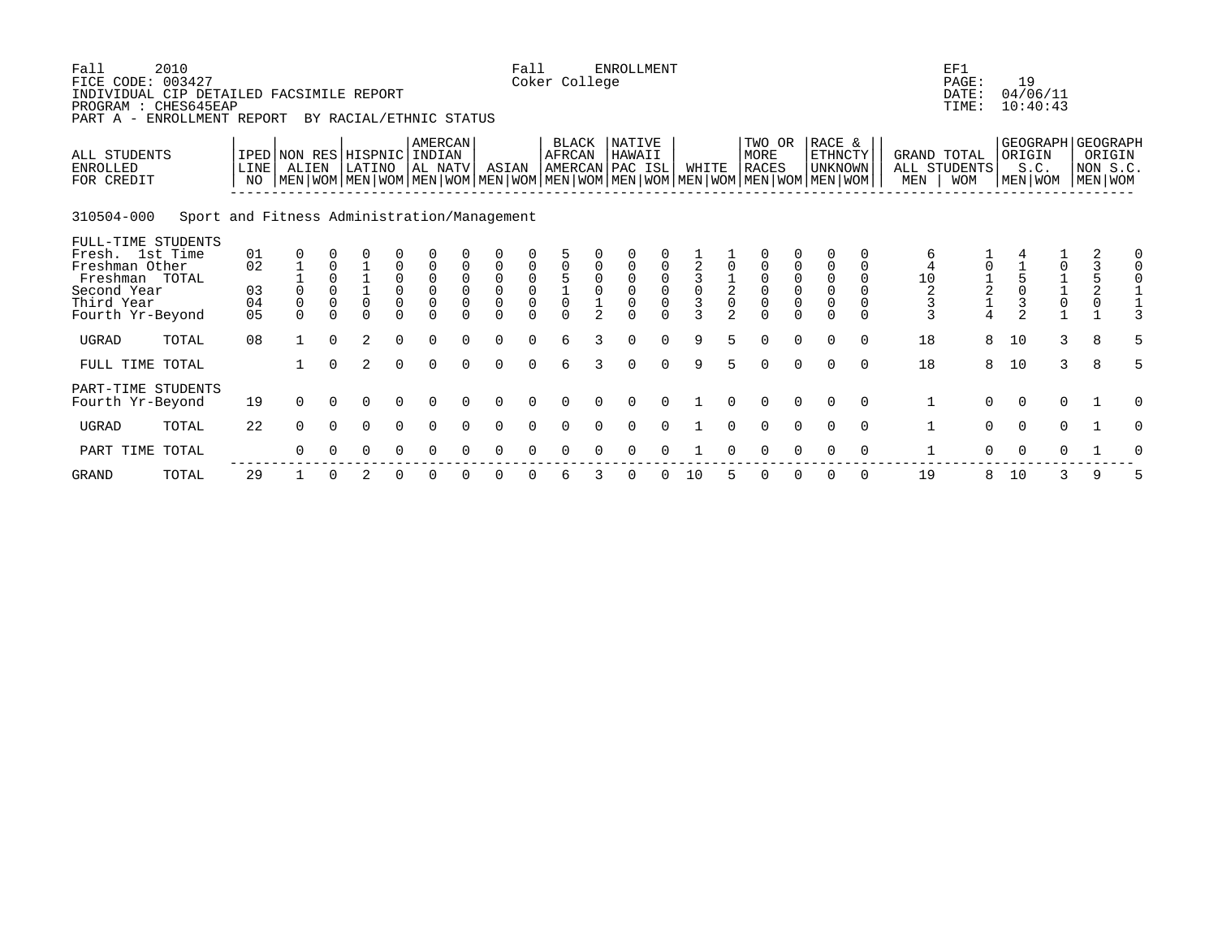Fall 2010 Fall ENROLLMENT EF1
FICE CODE: 003427 Coker College PAGE: 19
INDIVIDUAL CIP DETAILED FACSIMILE REPORT DATE: 04/06/11
PROGRAM : CHES645EAP TIME: 10:40:43
PART A - ENROLLMENT REPORT BY RACIAL/ETHNIC STATUS

**310504-000 Sport and Fitness Administration/Management**

| ALL STUDENTS ENROLLED FOR CREDIT | IPED LINE NO | NON RES ALIEN MEN | NON RES ALIEN WOM | HISPNIC LATINO MEN | HISPNIC LATINO WOM | AMERCAN INDIAN AL NATV MEN | AMERCAN INDIAN AL NATV WOM | ASIAN MEN | ASIAN WOM | BLACK AFRCAN AMERCAN MEN | BLACK AFRCAN AMERCAN WOM | NATIVE HAWAII PAC ISL MEN | NATIVE HAWAII PAC ISL WOM | WHITE MEN | WHITE WOM | TWO OR MORE RACES MEN | TWO OR MORE RACES WOM | RACE & ETHNCTY UNKNOWN MEN | RACE & ETHNCTY UNKNOWN WOM | GRAND TOTAL ALL STUDENTS MEN | GRAND TOTAL ALL STUDENTS WOM | GEOGRAPH ORIGIN S.C. MEN | GEOGRAPH ORIGIN S.C. WOM | GEOGRAPH ORIGIN NON S.C. MEN | GEOGRAPH ORIGIN NON S.C. WOM |
|---|---|---|---|---|---|---|---|---|---|---|---|---|---|---|---|---|---|---|---|---|---|---|---|---|---|
| FULL-TIME STUDENTS | | | | | | | | | | | | | | | | | | | | | | | | | |
| Fresh. 1st Time | 01 | 0 | 0 | 0 | 0 | 0 | 0 | 0 | 0 | 5 | 0 | 0 | 0 | 1 | 1 | 0 | 0 | 0 | 0 | 6 | 1 | 4 | 1 | 2 | 0 |
| Freshman Other | 02 | 1 | 0 | 1 | 0 | 0 | 0 | 0 | 0 | 0 | 0 | 0 | 0 | 2 | 0 | 0 | 0 | 0 | 0 | 4 | 0 | 1 | 0 | 3 | 0 |
| Freshman TOTAL | | 1 | 0 | 1 | 0 | 0 | 0 | 0 | 0 | 5 | 0 | 0 | 0 | 3 | 1 | 0 | 0 | 0 | 0 | 10 | 1 | 5 | 1 | 5 | 0 |
| Second Year | 03 | 0 | 0 | 1 | 0 | 0 | 0 | 0 | 0 | 1 | 0 | 0 | 0 | 0 | 2 | 0 | 0 | 0 | 0 | 2 | 2 | 0 | 1 | 2 | 1 |
| Third Year | 04 | 0 | 0 | 0 | 0 | 0 | 0 | 0 | 0 | 0 | 1 | 0 | 0 | 3 | 0 | 0 | 0 | 0 | 0 | 3 | 1 | 3 | 0 | 0 | 1 |
| Fourth Yr-Beyond | 05 | 0 | 0 | 0 | 0 | 0 | 0 | 0 | 0 | 0 | 2 | 0 | 0 | 3 | 2 | 0 | 0 | 0 | 0 | 3 | 4 | 2 | 1 | 1 | 3 |
| UGRAD TOTAL | 08 | 1 | 0 | 2 | 0 | 0 | 0 | 0 | 0 | 6 | 3 | 0 | 0 | 9 | 5 | 0 | 0 | 0 | 0 | 18 | 8 | 10 | 3 | 8 | 5 |
| FULL TIME TOTAL | | 1 | 0 | 2 | 0 | 0 | 0 | 0 | 0 | 6 | 3 | 0 | 0 | 9 | 5 | 0 | 0 | 0 | 0 | 18 | 8 | 10 | 3 | 8 | 5 |
| PART-TIME STUDENTS | | | | | | | | | | | | | | | | | | | | | | | | | |
| Fourth Yr-Beyond | 19 | 0 | 0 | 0 | 0 | 0 | 0 | 0 | 0 | 0 | 0 | 0 | 0 | 1 | 0 | 0 | 0 | 0 | 0 | 1 | 0 | 0 | 0 | 1 | 0 |
| UGRAD TOTAL | 22 | 0 | 0 | 0 | 0 | 0 | 0 | 0 | 0 | 0 | 0 | 0 | 0 | 1 | 0 | 0 | 0 | 0 | 0 | 1 | 0 | 0 | 0 | 1 | 0 |
| PART TIME TOTAL | | 0 | 0 | 0 | 0 | 0 | 0 | 0 | 0 | 0 | 0 | 0 | 0 | 1 | 0 | 0 | 0 | 0 | 0 | 1 | 0 | 0 | 0 | 1 | 0 |
| GRAND TOTAL | 29 | 1 | 0 | 2 | 0 | 0 | 0 | 0 | 0 | 6 | 3 | 0 | 0 | 10 | 5 | 0 | 0 | 0 | 0 | 19 | 8 | 10 | 3 | 9 | 5 |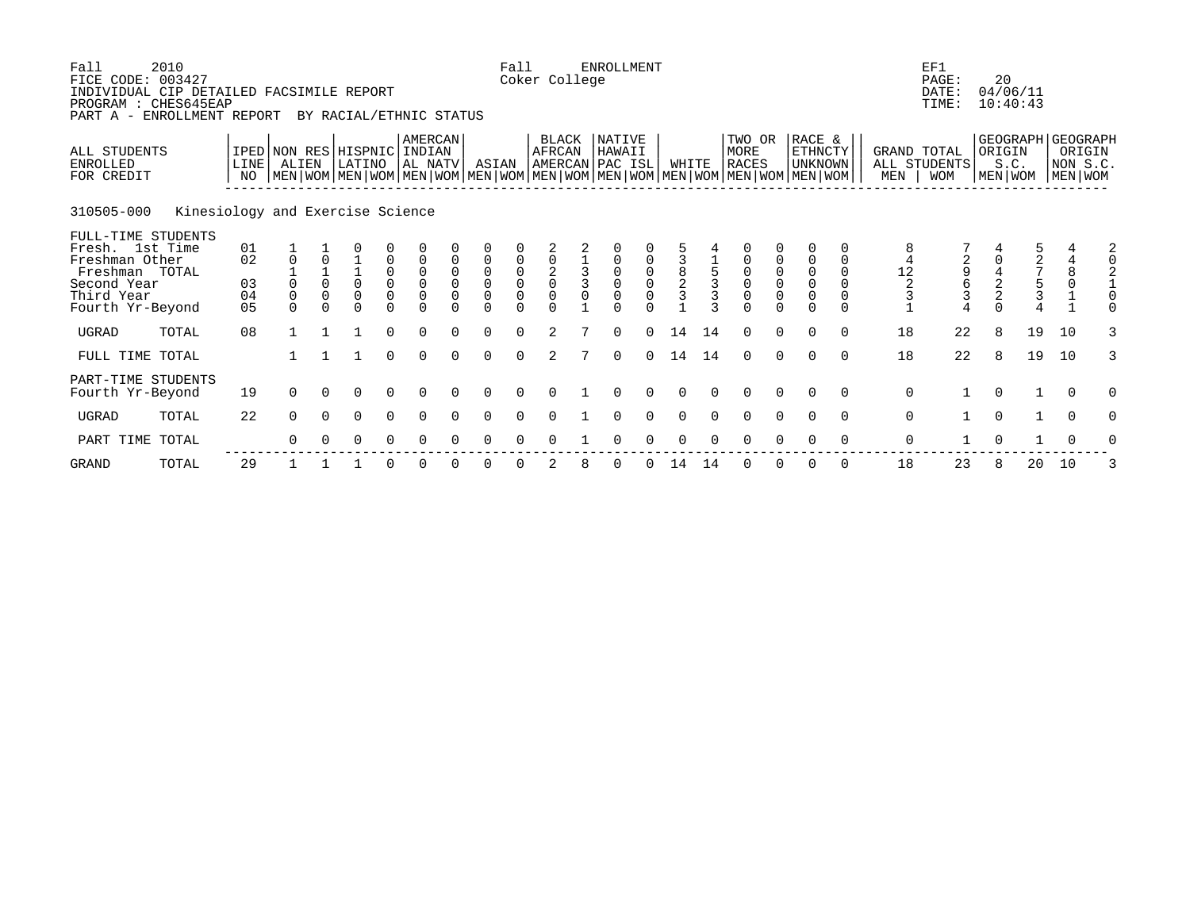Fall 2010
FICE CODE: 003427
INDIVIDUAL CIP DETAILED FACSIMILE REPORT
PROGRAM : CHES645EAP
PART A - ENROLLMENT REPORT BY RACIAL/ETHNIC STATUS

Fall ENROLLMENT
Coker College

EF1
PAGE: 20
DATE: 04/06/11
TIME: 10:40:43

310505-000 Kinesiology and Exercise Science

| ALL STUDENTS ENROLLED FOR CREDIT | IPED LINE NO | NON RES ALIEN | | HISPNIC LATINO | | AMERCAN INDIAN AL NATV | | ASIAN | | BLACK AFRCAN AMERCAN | | NATIVE HAWAII PAC ISL | | WHITE | | TWO OR MORE RACES | | RACE & ETHNCTY UNKNOWN | | GRAND TOTAL ALL STUDENTS | | GEOGRAPH ORIGIN S.C. | | GEOGRAPH ORIGIN NON S.C. | |
|---|---|---|---|---|---|---|---|---|---|---|---|---|---|---|---|---|---|---|---|---|---|---|---|---|---|
| | | MEN | WOM | MEN | WOM | MEN | WOM | MEN | WOM | MEN | WOM | MEN | WOM | MEN | WOM | MEN | WOM | MEN | WOM | MEN | WOM | MEN | WOM | MEN | WOM |
| FULL-TIME STUDENTS | | | | | | | | | | | | | | | | | | | | | | | | | |
| Fresh. 1st Time | 01 | 1 | 1 | 0 | 0 | 0 | 0 | 0 | 0 | 2 | 2 | 0 | 0 | 5 | 4 | 0 | 0 | 0 | 0 | 8 | 7 | 4 | 5 | 4 | 2 |
| Freshman Other | 02 | 0 | 0 | 1 | 0 | 0 | 0 | 0 | 0 | 0 | 1 | 0 | 0 | 3 | 1 | 0 | 0 | 0 | 0 | 4 | 2 | 0 | 2 | 4 | 0 |
| Freshman TOTAL | | 1 | 1 | 1 | 0 | 0 | 0 | 0 | 0 | 2 | 3 | 0 | 0 | 8 | 5 | 0 | 0 | 0 | 0 | 12 | 9 | 4 | 7 | 8 | 2 |
| Second Year | 03 | 0 | 0 | 0 | 0 | 0 | 0 | 0 | 0 | 0 | 3 | 0 | 0 | 2 | 3 | 0 | 0 | 0 | 0 | 2 | 6 | 2 | 5 | 0 | 1 |
| Third Year | 04 | 0 | 0 | 0 | 0 | 0 | 0 | 0 | 0 | 0 | 0 | 0 | 0 | 3 | 3 | 0 | 0 | 0 | 0 | 3 | 3 | 2 | 3 | 1 | 0 |
| Fourth Yr-Beyond | 05 | 0 | 0 | 0 | 0 | 0 | 0 | 0 | 0 | 0 | 1 | 0 | 0 | 1 | 3 | 0 | 0 | 0 | 0 | 1 | 4 | 0 | 4 | 1 | 0 |
| UGRAD TOTAL | 08 | 1 | 1 | 1 | 0 | 0 | 0 | 0 | 0 | 2 | 7 | 0 | 0 | 14 | 14 | 0 | 0 | 0 | 0 | 18 | 22 | 8 | 19 | 10 | 3 |
| FULL TIME TOTAL | | 1 | 1 | 1 | 0 | 0 | 0 | 0 | 0 | 2 | 7 | 0 | 0 | 14 | 14 | 0 | 0 | 0 | 0 | 18 | 22 | 8 | 19 | 10 | 3 |
| PART-TIME STUDENTS | | | | | | | | | | | | | | | | | | | | | | | | | |
| Fourth Yr-Beyond | 19 | 0 | 0 | 0 | 0 | 0 | 0 | 0 | 0 | 0 | 1 | 0 | 0 | 0 | 0 | 0 | 0 | 0 | 0 | 0 | 1 | 0 | 1 | 0 | 0 |
| UGRAD TOTAL | 22 | 0 | 0 | 0 | 0 | 0 | 0 | 0 | 0 | 0 | 1 | 0 | 0 | 0 | 0 | 0 | 0 | 0 | 0 | 0 | 1 | 0 | 1 | 0 | 0 |
| PART TIME TOTAL | | 0 | 0 | 0 | 0 | 0 | 0 | 0 | 0 | 0 | 1 | 0 | 0 | 0 | 0 | 0 | 0 | 0 | 0 | 0 | 1 | 0 | 1 | 0 | 0 |
| GRAND TOTAL | 29 | 1 | 1 | 1 | 0 | 0 | 0 | 0 | 0 | 2 | 8 | 0 | 0 | 14 | 14 | 0 | 0 | 0 | 0 | 18 | 23 | 8 | 20 | 10 | 3 |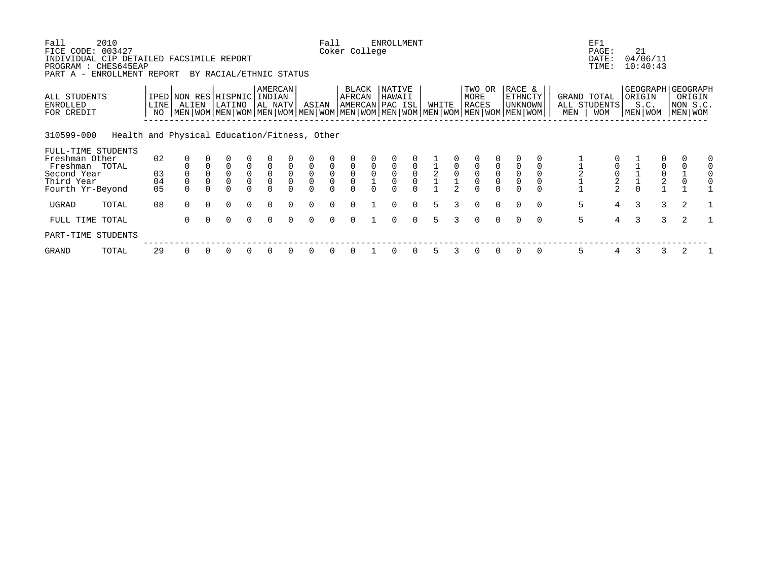Fall 2010 Fall ENROLLMENT EF1
FICE CODE: 003427 Coker College PAGE: 21
INDIVIDUAL CIP DETAILED FACSIMILE REPORT DATE: 04/06/11
PROGRAM : CHES645EAP TIME: 10:40:43
PART A - ENROLLMENT REPORT BY RACIAL/ETHNIC STATUS

| ALL STUDENTS ENROLLED FOR CREDIT | IPED LINE NO | NON RES ALIEN | | HISPNIC LATINO | | AMERCAN INDIAN AL NATV | | ASIAN | | BLACK AFRCAN AMERCAN | | NATIVE HAWAII PAC ISL | | WHITE | | TWO OR MORE RACES | | RACE & ETHNCTY UNKNOWN | | GRAND TOTAL ALL STUDENTS | | GEOGRAPH ORIGIN S.C. | | GEOGRAPH ORIGIN NON S.C. | |
|---|---|---|---|---|---|---|---|---|---|---|---|---|---|---|---|---|---|---|---|---|---|---|---|---|---|
| | | MEN | WOM | MEN | WOM | MEN | WOM | MEN | WOM | MEN | WOM | MEN | WOM | MEN | WOM | MEN | WOM | MEN | WOM | MEN | WOM | MEN | WOM | MEN | WOM |
| **310599-000 Health and Physical Education/Fitness, Other** | | | | | | | | | | | | | | | | | | | | | | | | | |
| FULL-TIME STUDENTS | | | | | | | | | | | | | | | | | | | | | | | | | |
| Freshman Other | 02 | 0 | 0 | 0 | 0 | 0 | 0 | 0 | 0 | 0 | 0 | 0 | 0 | 1 | 0 | 0 | 0 | 0 | 0 | 1 | 0 | 1 | 0 | 0 | 0 |
| Freshman TOTAL | | 0 | 0 | 0 | 0 | 0 | 0 | 0 | 0 | 0 | 0 | 0 | 0 | 1 | 0 | 0 | 0 | 0 | 0 | 1 | 0 | 1 | 0 | 0 | 0 |
| Second Year | 03 | 0 | 0 | 0 | 0 | 0 | 0 | 0 | 0 | 0 | 0 | 0 | 0 | 2 | 0 | 0 | 0 | 0 | 0 | 2 | 0 | 1 | 0 | 1 | 0 |
| Third Year | 04 | 0 | 0 | 0 | 0 | 0 | 0 | 0 | 0 | 0 | 1 | 0 | 0 | 1 | 1 | 0 | 0 | 0 | 0 | 1 | 2 | 1 | 2 | 0 | 0 |
| Fourth Yr-Beyond | 05 | 0 | 0 | 0 | 0 | 0 | 0 | 0 | 0 | 0 | 0 | 0 | 0 | 1 | 2 | 0 | 0 | 0 | 0 | 1 | 2 | 0 | 1 | 1 | 1 |
| UGRAD TOTAL | 08 | 0 | 0 | 0 | 0 | 0 | 0 | 0 | 0 | 0 | 1 | 0 | 0 | 5 | 3 | 0 | 0 | 0 | 0 | 5 | 4 | 3 | 3 | 2 | 1 |
| FULL TIME TOTAL | | 0 | 0 | 0 | 0 | 0 | 0 | 0 | 0 | 0 | 1 | 0 | 0 | 5 | 3 | 0 | 0 | 0 | 0 | 5 | 4 | 3 | 3 | 2 | 1 |
| PART-TIME STUDENTS | | | | | | | | | | | | | | | | | | | | | | | | | |
| GRAND TOTAL | 29 | 0 | 0 | 0 | 0 | 0 | 0 | 0 | 0 | 0 | 1 | 0 | 0 | 5 | 3 | 0 | 0 | 0 | 0 | 5 | 4 | 3 | 3 | 2 | 1 |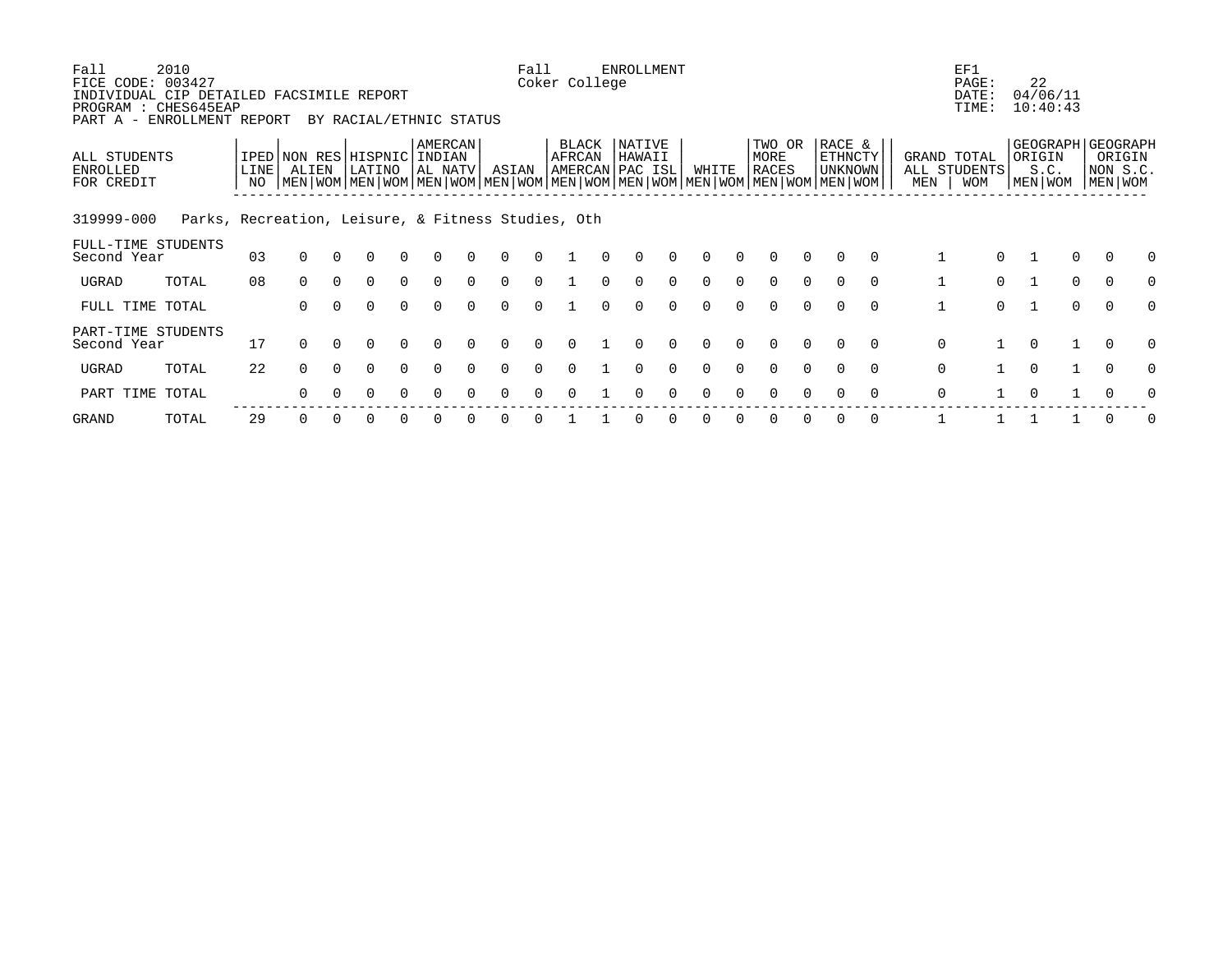Fall 2010 Fall ENROLLMENT EF1
FICE CODE: 003427 Coker College PAGE: 22
INDIVIDUAL CIP DETAILED FACSIMILE REPORT DATE: 04/06/11
PROGRAM : CHES645EAP TIME: 10:40:43
PART A - ENROLLMENT REPORT BY RACIAL/ETHNIC STATUS

| ALL STUDENTS ENROLLED FOR CREDIT | | IPED LINE NO | NON RES ALIEN | | HISPNIC LATINO | | AMERCAN INDIAN AL NATV | | ASIAN | | BLACK AFRCAN AMERCAN | | NATIVE HAWAII PAC ISL | | WHITE | | TWO OR MORE RACES | | RACE & ETHNCTY UNKNOWN | | GRAND TOTAL ALL STUDENTS | | GEOGRAPH ORIGIN S.C. | | GEOGRAPH ORIGIN NON S.C. | |
|---|---|---|---|---|---|---|---|---|---|---|---|---|---|---|---|---|---|---|---|---|---|---|---|---|---|---|
| | | | MEN | WOM | MEN | WOM | MEN | WOM | MEN | WOM | MEN | WOM | MEN | WOM | MEN | WOM | MEN | WOM | MEN | WOM | MEN | WOM | MEN | WOM | MEN | WOM |
| 319999-000 Parks, Recreation, Leisure, & Fitness Studies, Oth | | | | | | | | | | | | | | | | | | | | | | | | | | |
| FULL-TIME STUDENTS Second Year | | 03 | 0 | 0 | 0 | 0 | 0 | 0 | 0 | 0 | 1 | 0 | 0 | 0 | 0 | 0 | 0 | 0 | 0 | 0 | 1 | 0 | 1 | 0 | 0 | 0 |
| UGRAD | TOTAL | 08 | 0 | 0 | 0 | 0 | 0 | 0 | 0 | 0 | 1 | 0 | 0 | 0 | 0 | 0 | 0 | 0 | 0 | 0 | 1 | 0 | 1 | 0 | 0 | 0 |
| FULL TIME TOTAL | | | 0 | 0 | 0 | 0 | 0 | 0 | 0 | 0 | 1 | 0 | 0 | 0 | 0 | 0 | 0 | 0 | 0 | 0 | 1 | 0 | 1 | 0 | 0 | 0 |
| PART-TIME STUDENTS Second Year | | 17 | 0 | 0 | 0 | 0 | 0 | 0 | 0 | 0 | 0 | 1 | 0 | 0 | 0 | 0 | 0 | 0 | 0 | 0 | 0 | 1 | 0 | 1 | 0 | 0 |
| UGRAD | TOTAL | 22 | 0 | 0 | 0 | 0 | 0 | 0 | 0 | 0 | 0 | 1 | 0 | 0 | 0 | 0 | 0 | 0 | 0 | 0 | 0 | 1 | 0 | 1 | 0 | 0 |
| PART TIME TOTAL | | | 0 | 0 | 0 | 0 | 0 | 0 | 0 | 0 | 0 | 1 | 0 | 0 | 0 | 0 | 0 | 0 | 0 | 0 | 0 | 1 | 0 | 1 | 0 | 0 |
| GRAND | TOTAL | 29 | 0 | 0 | 0 | 0 | 0 | 0 | 0 | 0 | 1 | 1 | 0 | 0 | 0 | 0 | 0 | 0 | 0 | 0 | 1 | 1 | 1 | 1 | 0 | 0 |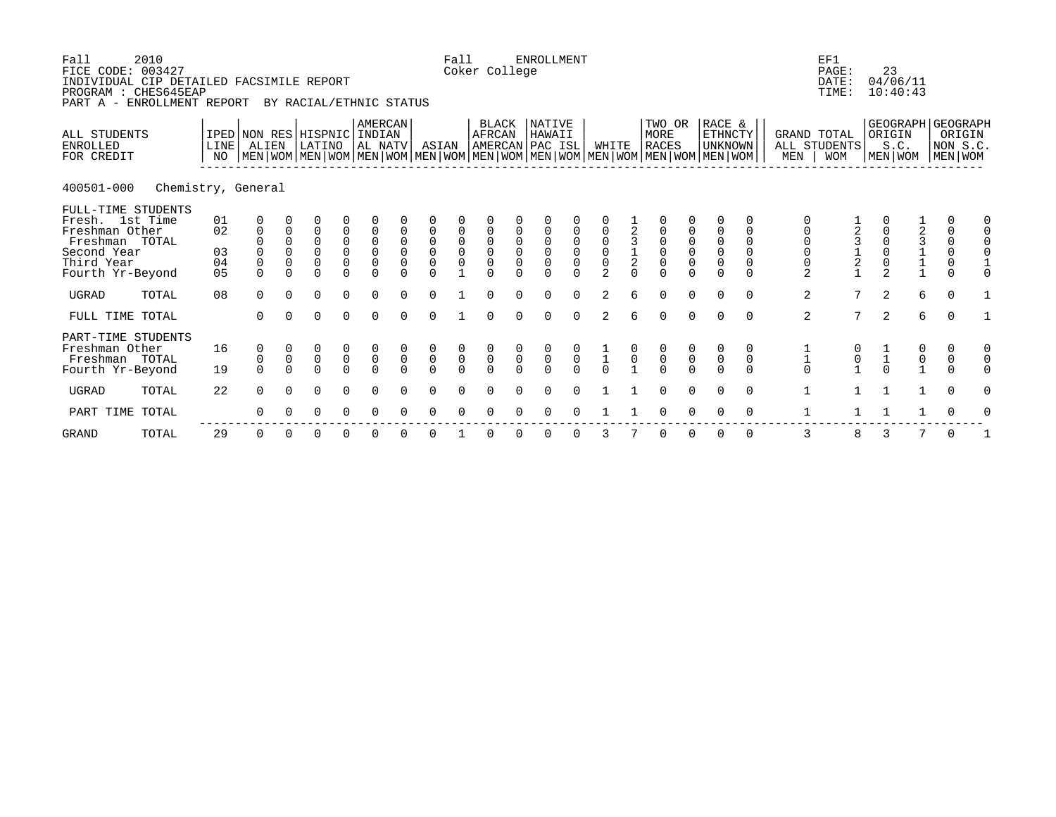Fall 2010 | Fall ENROLLMENT | EF1
FICE CODE: 003427 | Coker College | PAGE: 23
INDIVIDUAL CIP DETAILED FACSIMILE REPORT | DATE: 04/06/11
PROGRAM : CHES645EAP | TIME: 10:40:43
PART A - ENROLLMENT REPORT BY RACIAL/ETHNIC STATUS

| ALL STUDENTS ENROLLED FOR CREDIT | IPED LINE NO | NON RES ALIEN | | HISPNIC LATINO | | AMERCAN INDIAN AL NATV | | ASIAN | | BLACK AFRCAN AMERCAN | | NATIVE HAWAII PAC ISL | | WHITE | | TWO OR MORE RACES | | RACE & ETHNCTY UNKNOWN | | GRAND TOTAL ALL STUDENTS | | GEOGRAPH ORIGIN S.C. | | GEOGRAPH ORIGIN NON S.C. | |
|---|---|---|---|---|---|---|---|---|---|---|---|---|---|---|---|---|---|---|---|---|---|---|---|---|---|
| | | MEN | WOM | MEN | WOM | MEN | WOM | MEN | WOM | MEN | WOM | MEN | WOM | MEN | WOM | MEN | WOM | MEN | WOM | MEN | WOM | MEN | WOM | MEN | WOM |
| **400501-000 Chemistry, General** | | | | | | | | | | | | | | | | | | | | | | | | | |
| FULL-TIME STUDENTS | | | | | | | | | | | | | | | | | | | | | | | | | |
| Fresh. 1st Time | 01 | 0 | 0 | 0 | 0 | 0 | 0 | 0 | 0 | 0 | 0 | 0 | 0 | 0 | 1 | 0 | 0 | 0 | 0 | 0 | 1 | 0 | 1 | 0 | 0 |
| Freshman Other | 02 | 0 | 0 | 0 | 0 | 0 | 0 | 0 | 0 | 0 | 0 | 0 | 0 | 0 | 2 | 0 | 0 | 0 | 0 | 0 | 2 | 0 | 2 | 0 | 0 |
| Freshman TOTAL | | 0 | 0 | 0 | 0 | 0 | 0 | 0 | 0 | 0 | 0 | 0 | 0 | 0 | 3 | 0 | 0 | 0 | 0 | 0 | 3 | 0 | 3 | 0 | 0 |
| Second Year | 03 | 0 | 0 | 0 | 0 | 0 | 0 | 0 | 0 | 0 | 0 | 0 | 0 | 0 | 1 | 0 | 0 | 0 | 0 | 0 | 1 | 0 | 1 | 0 | 0 |
| Third Year | 04 | 0 | 0 | 0 | 0 | 0 | 0 | 0 | 0 | 0 | 0 | 0 | 0 | 0 | 2 | 0 | 0 | 0 | 0 | 0 | 2 | 0 | 1 | 0 | 1 |
| Fourth Yr-Beyond | 05 | 0 | 0 | 0 | 0 | 0 | 0 | 0 | 1 | 0 | 0 | 0 | 0 | 2 | 0 | 0 | 0 | 0 | 0 | 2 | 1 | 2 | 1 | 0 | 0 |
| UGRAD TOTAL | 08 | 0 | 0 | 0 | 0 | 0 | 0 | 0 | 1 | 0 | 0 | 0 | 0 | 2 | 6 | 0 | 0 | 0 | 0 | 2 | 7 | 2 | 6 | 0 | 1 |
| FULL TIME TOTAL | | 0 | 0 | 0 | 0 | 0 | 0 | 0 | 1 | 0 | 0 | 0 | 0 | 2 | 6 | 0 | 0 | 0 | 0 | 2 | 7 | 2 | 6 | 0 | 1 |
| PART-TIME STUDENTS | | | | | | | | | | | | | | | | | | | | | | | | | |
| Freshman Other | 16 | 0 | 0 | 0 | 0 | 0 | 0 | 0 | 0 | 0 | 0 | 0 | 0 | 1 | 0 | 0 | 0 | 0 | 0 | 1 | 0 | 1 | 0 | 0 | 0 |
| Freshman TOTAL | | 0 | 0 | 0 | 0 | 0 | 0 | 0 | 0 | 0 | 0 | 0 | 0 | 1 | 0 | 0 | 0 | 0 | 0 | 1 | 0 | 1 | 0 | 0 | 0 |
| Fourth Yr-Beyond | 19 | 0 | 0 | 0 | 0 | 0 | 0 | 0 | 0 | 0 | 0 | 0 | 0 | 0 | 1 | 0 | 0 | 0 | 0 | 0 | 1 | 0 | 1 | 0 | 0 |
| UGRAD TOTAL | 22 | 0 | 0 | 0 | 0 | 0 | 0 | 0 | 0 | 0 | 0 | 0 | 0 | 1 | 1 | 0 | 0 | 0 | 0 | 1 | 1 | 1 | 1 | 0 | 0 |
| PART TIME TOTAL | | 0 | 0 | 0 | 0 | 0 | 0 | 0 | 0 | 0 | 0 | 0 | 0 | 1 | 1 | 0 | 0 | 0 | 0 | 1 | 1 | 1 | 1 | 0 | 0 |
| GRAND TOTAL | 29 | 0 | 0 | 0 | 0 | 0 | 0 | 0 | 1 | 0 | 0 | 0 | 0 | 3 | 7 | 0 | 0 | 0 | 0 | 3 | 8 | 3 | 7 | 0 | 1 |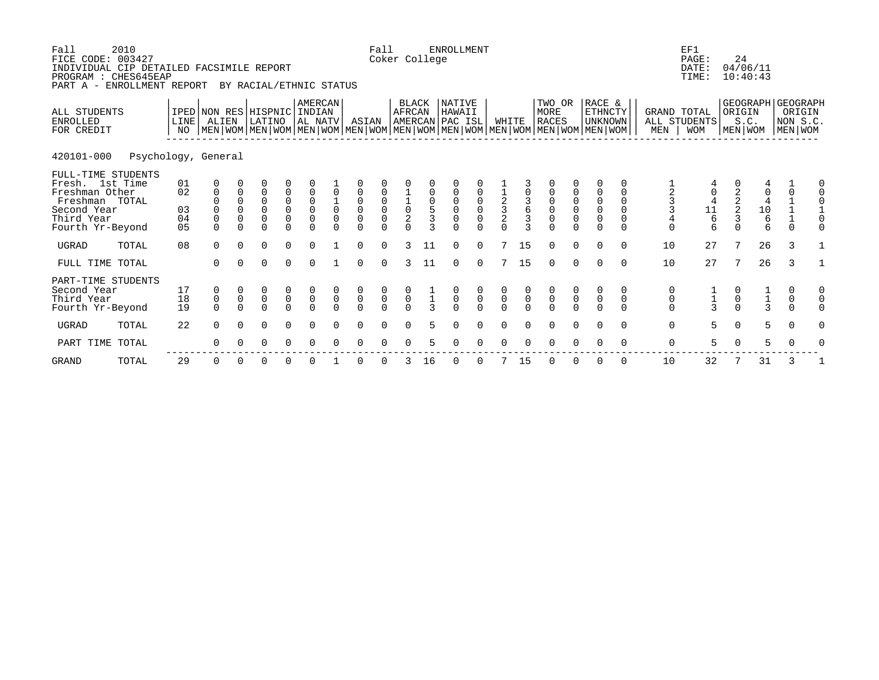Fall 2010 — Fall ENROLLMENT — EF1
FICE CODE: 003427 — Coker College — PAGE: 24
INDIVIDUAL CIP DETAILED FACSIMILE REPORT — DATE: 04/06/11
PROGRAM : CHES645EAP — TIME: 10:40:43
PART A - ENROLLMENT REPORT BY RACIAL/ETHNIC STATUS

**420101-000 Psychology, General**

| ALL STUDENTS ENROLLED FOR CREDIT | IPED LINE NO | NON RES ALIEN | | HISPNIC LATINO | | AMERCAN INDIAN AL NATV | | ASIAN | | BLACK AFRCAN AMERCAN | | NATIVE HAWAII PAC ISL | | WHITE | | TWO OR MORE RACES | | RACE & ETHNCTY UNKNOWN | | GRAND TOTAL ALL STUDENTS | | GEOGRAPH ORIGIN S.C. | | GEOGRAPH ORIGIN NON S.C. | |
|---|---|---|---|---|---|---|---|---|---|---|---|---|---|---|---|---|---|---|---|---|---|---|---|---|---|
| | | MEN | WOM | MEN | WOM | MEN | WOM | MEN | WOM | MEN | WOM | MEN | WOM | MEN | WOM | MEN | WOM | MEN | WOM | MEN | WOM | MEN | WOM | MEN | WOM |
| FULL-TIME STUDENTS | | | | | | | | | | | | | | | | | | | | | | | | | |
| Fresh. 1st Time | 01 | 0 | 0 | 0 | 0 | 0 | 1 | 0 | 0 | 0 | 0 | 0 | 0 | 1 | 3 | 0 | 0 | 0 | 0 | 1 | 4 | 0 | 4 | 1 | 0 |
| Freshman Other | 02 | 0 | 0 | 0 | 0 | 0 | 0 | 0 | 0 | 1 | 0 | 0 | 0 | 1 | 0 | 0 | 0 | 0 | 0 | 2 | 0 | 2 | 0 | 0 | 0 |
| Freshman TOTAL | | 0 | 0 | 0 | 0 | 0 | 1 | 0 | 0 | 1 | 0 | 0 | 0 | 2 | 3 | 0 | 0 | 0 | 0 | 3 | 4 | 2 | 4 | 1 | 0 |
| Second Year | 03 | 0 | 0 | 0 | 0 | 0 | 0 | 0 | 0 | 0 | 5 | 0 | 0 | 3 | 6 | 0 | 0 | 0 | 0 | 3 | 11 | 2 | 10 | 1 | 1 |
| Third Year | 04 | 0 | 0 | 0 | 0 | 0 | 0 | 0 | 0 | 2 | 3 | 0 | 0 | 2 | 3 | 0 | 0 | 0 | 0 | 4 | 6 | 3 | 6 | 1 | 0 |
| Fourth Yr-Beyond | 05 | 0 | 0 | 0 | 0 | 0 | 0 | 0 | 0 | 0 | 3 | 0 | 0 | 0 | 3 | 0 | 0 | 0 | 0 | 0 | 6 | 0 | 6 | 0 | 0 |
| UGRAD TOTAL | 08 | 0 | 0 | 0 | 0 | 0 | 1 | 0 | 0 | 3 | 11 | 0 | 0 | 7 | 15 | 0 | 0 | 0 | 0 | 10 | 27 | 7 | 26 | 3 | 1 |
| FULL TIME TOTAL | | 0 | 0 | 0 | 0 | 0 | 1 | 0 | 0 | 3 | 11 | 0 | 0 | 7 | 15 | 0 | 0 | 0 | 0 | 10 | 27 | 7 | 26 | 3 | 1 |
| PART-TIME STUDENTS | | | | | | | | | | | | | | | | | | | | | | | | | |
| Second Year | 17 | 0 | 0 | 0 | 0 | 0 | 0 | 0 | 0 | 0 | 1 | 0 | 0 | 0 | 0 | 0 | 0 | 0 | 0 | 0 | 1 | 0 | 1 | 0 | 0 |
| Third Year | 18 | 0 | 0 | 0 | 0 | 0 | 0 | 0 | 0 | 0 | 1 | 0 | 0 | 0 | 0 | 0 | 0 | 0 | 0 | 0 | 1 | 0 | 1 | 0 | 0 |
| Fourth Yr-Beyond | 19 | 0 | 0 | 0 | 0 | 0 | 0 | 0 | 0 | 0 | 3 | 0 | 0 | 0 | 0 | 0 | 0 | 0 | 0 | 0 | 3 | 0 | 3 | 0 | 0 |
| UGRAD TOTAL | 22 | 0 | 0 | 0 | 0 | 0 | 0 | 0 | 0 | 0 | 5 | 0 | 0 | 0 | 0 | 0 | 0 | 0 | 0 | 0 | 5 | 0 | 5 | 0 | 0 |
| PART TIME TOTAL | | 0 | 0 | 0 | 0 | 0 | 0 | 0 | 0 | 0 | 5 | 0 | 0 | 0 | 0 | 0 | 0 | 0 | 0 | 0 | 5 | 0 | 5 | 0 | 0 |
| GRAND TOTAL | 29 | 0 | 0 | 0 | 0 | 0 | 1 | 0 | 0 | 3 | 16 | 0 | 0 | 7 | 15 | 0 | 0 | 0 | 0 | 10 | 32 | 7 | 31 | 3 | 1 |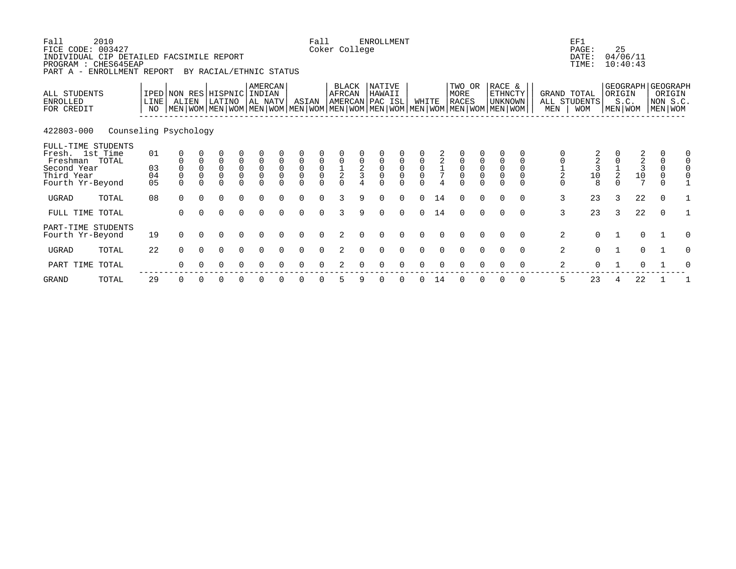Fall 2010 Fall ENROLLMENT EF1
FICE CODE: 003427 Coker College
INDIVIDUAL CIP DETAILED FACSIMILE REPORT DATE: 04/06/11
PROGRAM : CHES645EAP TIME: 10:40:43
PART A - ENROLLMENT REPORT BY RACIAL/ETHNIC STATUS

| ALL STUDENTS ENROLLED FOR CREDIT | IPED LINE NO | NON RES ALIEN | | HISPNIC LATINO | | AMERCAN INDIAN AL NATV | | ASIAN | | BLACK AFRCAN AMERCAN | | NATIVE HAWAII PAC ISL | | WHITE | | TWO OR MORE RACES | | RACE & ETHNCTY UNKNOWN | | GRAND TOTAL ALL STUDENTS | | GEOGRAPH ORIGIN S.C. | | GEOGRAPH ORIGIN NON S.C. | |
|---|---|---|---|---|---|---|---|---|---|---|---|---|---|---|---|---|---|---|---|---|---|---|---|---|---|
| | | MEN | WOM | MEN | WOM | MEN | WOM | MEN | WOM | MEN | WOM | MEN | WOM | MEN | WOM | MEN | WOM | MEN | WOM | MEN | WOM | MEN | WOM | MEN | WOM |
| **422803-000 Counseling Psychology** | | | | | | | | | | | | | | | | | | | | | | | | | |
| FULL-TIME STUDENTS | | | | | | | | | | | | | | | | | | | | | | | | | |
| Fresh. 1st Time | 01 | 0 | 0 | 0 | 0 | 0 | 0 | 0 | 0 | 0 | 0 | 0 | 0 | 0 | 2 | 0 | 0 | 0 | 0 | 0 | 2 | 0 | 2 | 0 | 0 |
| Freshman TOTAL | | 0 | 0 | 0 | 0 | 0 | 0 | 0 | 0 | 0 | 0 | 0 | 0 | 0 | 2 | 0 | 0 | 0 | 0 | 0 | 2 | 0 | 2 | 0 | 0 |
| Second Year | 03 | 0 | 0 | 0 | 0 | 0 | 0 | 0 | 0 | 1 | 2 | 0 | 0 | 0 | 1 | 0 | 0 | 0 | 0 | 1 | 3 | 1 | 3 | 0 | 0 |
| Third Year | 04 | 0 | 0 | 0 | 0 | 0 | 0 | 0 | 0 | 2 | 3 | 0 | 0 | 0 | 7 | 0 | 0 | 0 | 0 | 2 | 10 | 2 | 10 | 0 | 0 |
| Fourth Yr-Beyond | 05 | 0 | 0 | 0 | 0 | 0 | 0 | 0 | 0 | 0 | 4 | 0 | 0 | 0 | 4 | 0 | 0 | 0 | 0 | 0 | 8 | 0 | 7 | 0 | 1 |
| UGRAD TOTAL | 08 | 0 | 0 | 0 | 0 | 0 | 0 | 0 | 0 | 3 | 9 | 0 | 0 | 0 | 14 | 0 | 0 | 0 | 0 | 3 | 23 | 3 | 22 | 0 | 1 |
| FULL TIME TOTAL | | 0 | 0 | 0 | 0 | 0 | 0 | 0 | 0 | 3 | 9 | 0 | 0 | 0 | 14 | 0 | 0 | 0 | 0 | 3 | 23 | 3 | 22 | 0 | 1 |
| PART-TIME STUDENTS | | | | | | | | | | | | | | | | | | | | | | | | | |
| Fourth Yr-Beyond | 19 | 0 | 0 | 0 | 0 | 0 | 0 | 0 | 0 | 2 | 0 | 0 | 0 | 0 | 0 | 0 | 0 | 0 | 0 | 2 | 0 | 1 | 0 | 1 | 0 |
| UGRAD TOTAL | 22 | 0 | 0 | 0 | 0 | 0 | 0 | 0 | 0 | 2 | 0 | 0 | 0 | 0 | 0 | 0 | 0 | 0 | 0 | 2 | 0 | 1 | 0 | 1 | 0 |
| PART TIME TOTAL | | 0 | 0 | 0 | 0 | 0 | 0 | 0 | 0 | 2 | 0 | 0 | 0 | 0 | 0 | 0 | 0 | 0 | 0 | 2 | 0 | 1 | 0 | 1 | 0 |
| GRAND TOTAL | 29 | 0 | 0 | 0 | 0 | 0 | 0 | 0 | 0 | 5 | 9 | 0 | 0 | 0 | 14 | 0 | 0 | 0 | 0 | 5 | 23 | 4 | 22 | 1 | 1 |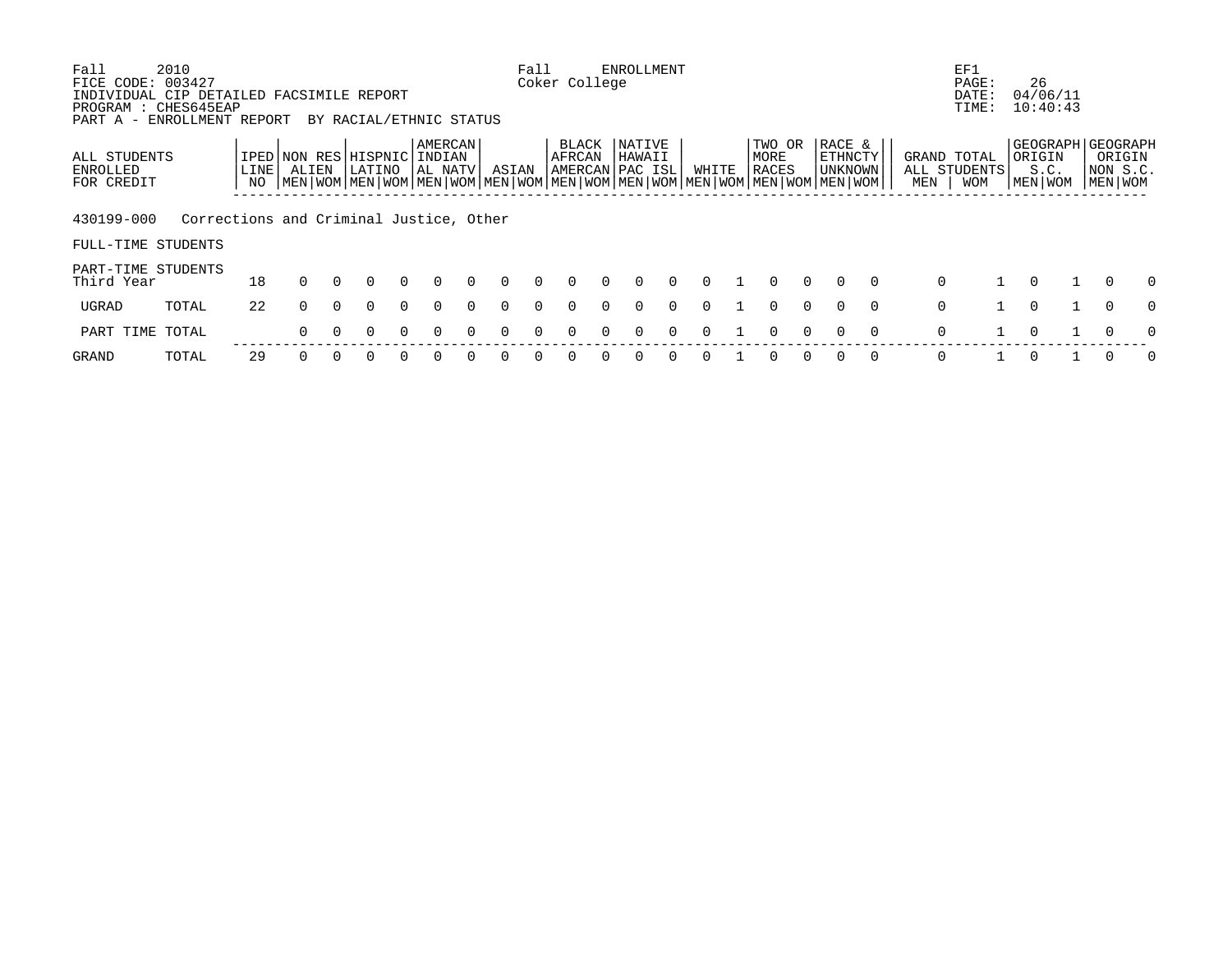Fall 2010 FICE CODE: 003427 INDIVIDUAL CIP DETAILED FACSIMILE REPORT PROGRAM : CHES645EAP PART A - ENROLLMENT REPORT BY RACIAL/ETHNIC STATUS

Fall ENROLLMENT Coker College

EF1 PAGE: 26 DATE: 04/06/11 TIME: 10:40:43

| ALL STUDENTS ENROLLED FOR CREDIT | | IPED LINE NO | NON RES ALIEN | | HISPNIC LATINO | | AMERCAN INDIAN AL NATV | | ASIAN | | BLACK AFRCAN AMERCAN | | NATIVE HAWAII PAC ISL | | WHITE | | TWO OR MORE RACES | | RACE & ETHNCTY UNKNOWN | | GRAND TOTAL ALL STUDENTS | | GEOGRAPH ORIGIN S.C. | | GEOGRAPH ORIGIN NON S.C. | |
|---|---|---|---|---|---|---|---|---|---|---|---|---|---|---|---|---|---|---|---|---|---|---|---|---|---|---|
| | | | MEN | WOM | MEN | WOM | MEN | WOM | MEN | WOM | MEN | WOM | MEN | WOM | MEN | WOM | MEN | WOM | MEN | WOM | MEN | WOM | MEN | WOM | MEN | WOM |
| 430199-000 Corrections and Criminal Justice, Other | | | | | | | | | | | | | | | | | | | | | | | | | | |
| FULL-TIME STUDENTS | | | | | | | | | | | | | | | | | | | | | | | | | | |
| PART-TIME STUDENTS Third Year | | 18 | 0 | 0 | 0 | 0 | 0 | 0 | 0 | 0 | 0 | 0 | 0 | 0 | 0 | 1 | 0 | 0 | 0 | 0 | 0 | 1 | 0 | 1 | 0 | 0 |
| UGRAD | TOTAL | 22 | 0 | 0 | 0 | 0 | 0 | 0 | 0 | 0 | 0 | 0 | 0 | 0 | 0 | 1 | 0 | 0 | 0 | 0 | 0 | 1 | 0 | 1 | 0 | 0 |
| PART TIME | TOTAL | | 0 | 0 | 0 | 0 | 0 | 0 | 0 | 0 | 0 | 0 | 0 | 0 | 0 | 1 | 0 | 0 | 0 | 0 | 0 | 1 | 0 | 1 | 0 | 0 |
| GRAND | TOTAL | 29 | 0 | 0 | 0 | 0 | 0 | 0 | 0 | 0 | 0 | 0 | 0 | 0 | 0 | 1 | 0 | 0 | 0 | 0 | 0 | 1 | 0 | 1 | 0 | 0 |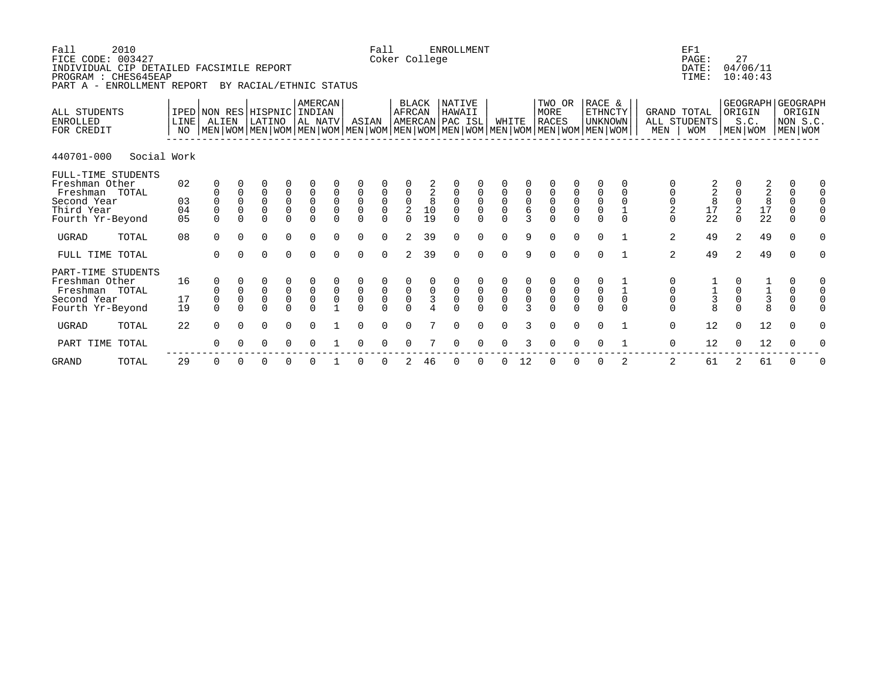Fall 2010
FICE CODE: 003427
INDIVIDUAL CIP DETAILED FACSIMILE REPORT
PROGRAM : CHES645EAP
PART A - ENROLLMENT REPORT BY RACIAL/ETHNIC STATUS

Fall ENROLLMENT
Coker College

EF1
PAGE: 27
DATE: 04/06/11
TIME: 10:40:43

| ALL STUDENTS ENROLLED FOR CREDIT | IPED LINE NO | NON RES ALIEN | | HISPNIC LATINO | | AMERCAN INDIAN AL NATV | | ASIAN | | BLACK AFRCAN AMERCAN | | NATIVE HAWAII PAC ISL | | WHITE | | TWO OR MORE RACES | | RACE & ETHNCTY UNKNOWN | | GRAND TOTAL ALL STUDENTS | | GEOGRAPH ORIGIN S.C. | | GEOGRAPH ORIGIN NON S.C. | |
|---|---|---|---|---|---|---|---|---|---|---|---|---|---|---|---|---|---|---|---|---|---|---|---|---|---|
| | | MEN | WOM | MEN | WOM | MEN | WOM | MEN | WOM | MEN | WOM | MEN | WOM | MEN | WOM | MEN | WOM | MEN | WOM | MEN | WOM | MEN | WOM | MEN | WOM |
| **440701-000 Social Work** | | | | | | | | | | | | | | | | | | | | | | | | | |
| FULL-TIME STUDENTS | | | | | | | | | | | | | | | | | | | | | | | | | |
| Freshman Other | 02 | 0 | 0 | 0 | 0 | 0 | 0 | 0 | 0 | 0 | 2 | 0 | 0 | 0 | 0 | 0 | 0 | 0 | 0 | 0 | 2 | 0 | 2 | 0 | 0 |
| Freshman TOTAL | | 0 | 0 | 0 | 0 | 0 | 0 | 0 | 0 | 0 | 2 | 0 | 0 | 0 | 0 | 0 | 0 | 0 | 0 | 0 | 2 | 0 | 2 | 0 | 0 |
| Second Year | 03 | 0 | 0 | 0 | 0 | 0 | 0 | 0 | 0 | 0 | 8 | 0 | 0 | 0 | 0 | 0 | 0 | 0 | 0 | 0 | 8 | 0 | 8 | 0 | 0 |
| Third Year | 04 | 0 | 0 | 0 | 0 | 0 | 0 | 0 | 0 | 2 | 10 | 0 | 0 | 0 | 6 | 0 | 0 | 0 | 1 | 2 | 17 | 2 | 17 | 0 | 0 |
| Fourth Yr-Beyond | 05 | 0 | 0 | 0 | 0 | 0 | 0 | 0 | 0 | 0 | 19 | 0 | 0 | 0 | 3 | 0 | 0 | 0 | 0 | 0 | 22 | 0 | 22 | 0 | 0 |
| UGRAD TOTAL | 08 | 0 | 0 | 0 | 0 | 0 | 0 | 0 | 0 | 2 | 39 | 0 | 0 | 0 | 9 | 0 | 0 | 0 | 1 | 2 | 49 | 2 | 49 | 0 | 0 |
| FULL TIME TOTAL | | 0 | 0 | 0 | 0 | 0 | 0 | 0 | 0 | 2 | 39 | 0 | 0 | 0 | 9 | 0 | 0 | 0 | 1 | 2 | 49 | 2 | 49 | 0 | 0 |
| PART-TIME STUDENTS | | | | | | | | | | | | | | | | | | | | | | | | | |
| Freshman Other | 16 | 0 | 0 | 0 | 0 | 0 | 0 | 0 | 0 | 0 | 0 | 0 | 0 | 0 | 0 | 0 | 0 | 0 | 1 | 0 | 1 | 0 | 1 | 0 | 0 |
| Freshman TOTAL | | 0 | 0 | 0 | 0 | 0 | 0 | 0 | 0 | 0 | 0 | 0 | 0 | 0 | 0 | 0 | 0 | 0 | 1 | 0 | 1 | 0 | 1 | 0 | 0 |
| Second Year | 17 | 0 | 0 | 0 | 0 | 0 | 0 | 0 | 0 | 0 | 3 | 0 | 0 | 0 | 0 | 0 | 0 | 0 | 0 | 0 | 3 | 0 | 3 | 0 | 0 |
| Fourth Yr-Beyond | 19 | 0 | 0 | 0 | 0 | 0 | 1 | 0 | 0 | 0 | 4 | 0 | 0 | 0 | 3 | 0 | 0 | 0 | 0 | 0 | 8 | 0 | 8 | 0 | 0 |
| UGRAD TOTAL | 22 | 0 | 0 | 0 | 0 | 0 | 1 | 0 | 0 | 0 | 7 | 0 | 0 | 0 | 3 | 0 | 0 | 0 | 1 | 0 | 12 | 0 | 12 | 0 | 0 |
| PART TIME TOTAL | | 0 | 0 | 0 | 0 | 0 | 1 | 0 | 0 | 0 | 7 | 0 | 0 | 0 | 3 | 0 | 0 | 0 | 1 | 0 | 12 | 0 | 12 | 0 | 0 |
| GRAND TOTAL | 29 | 0 | 0 | 0 | 0 | 0 | 1 | 0 | 0 | 2 | 46 | 0 | 0 | 0 | 12 | 0 | 0 | 0 | 2 | 2 | 61 | 2 | 61 | 0 | 0 |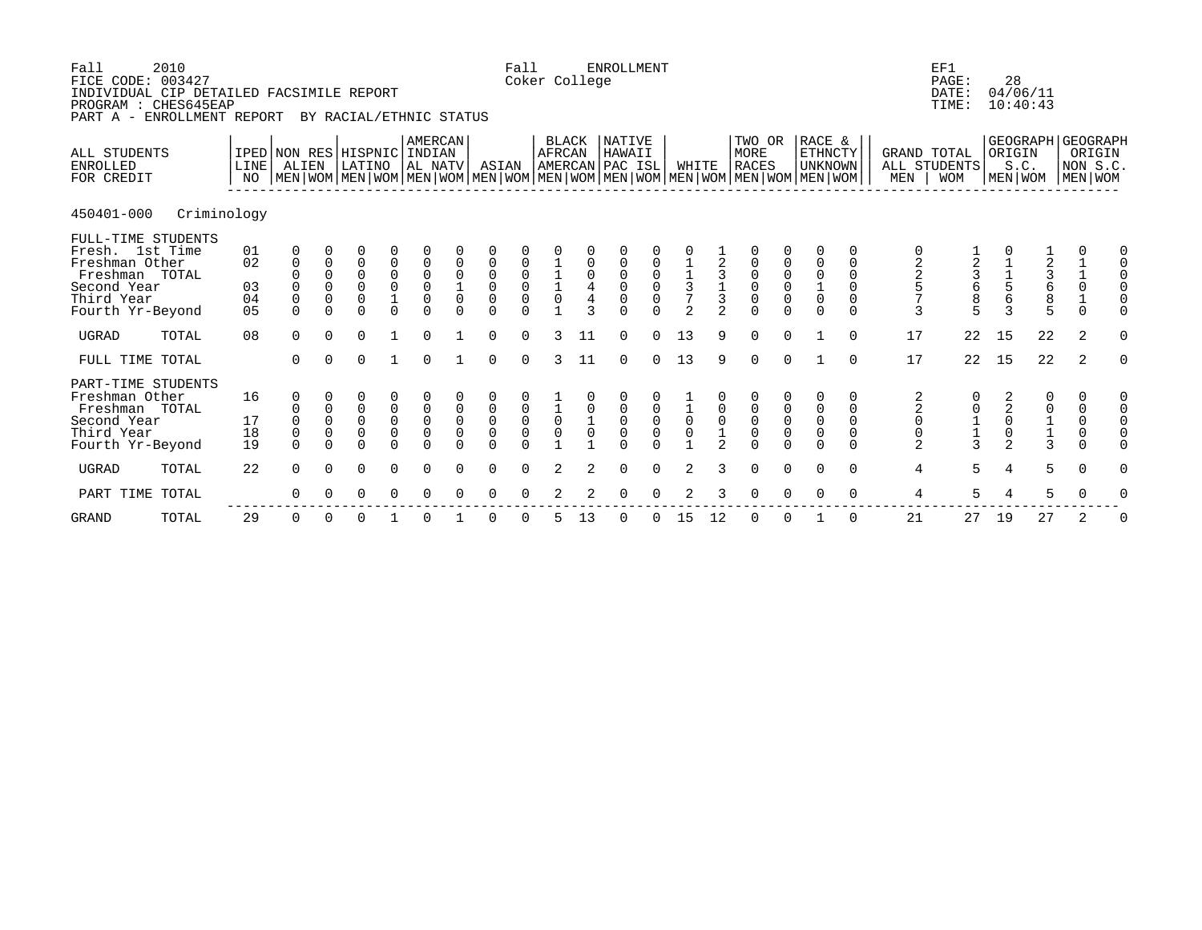Fall 2010 Fall ENROLLMENT EF1
FICE CODE: 003427 Coker College PAGE: 28
INDIVIDUAL CIP DETAILED FACSIMILE REPORT DATE: 04/06/11
PROGRAM : CHES645EAP TIME: 10:40:43
PART A - ENROLLMENT REPORT BY RACIAL/ETHNIC STATUS

| ALL STUDENTS ENROLLED FOR CREDIT | IPED LINE NO | NON RES ALIEN | | HISPNIC LATINO | | AMERCAN INDIAN AL NATV | | ASIAN | | BLACK AFRCAN AMERCAN | | NATIVE HAWAII PAC ISL | | WHITE | | TWO OR MORE RACES | | RACE & ETHNCTY UNKNOWN | | GRAND TOTAL ALL STUDENTS | | GEOGRAPH ORIGIN S.C. | | GEOGRAPH ORIGIN NON S.C. | |
|---|---|---|---|---|---|---|---|---|---|---|---|---|---|---|---|---|---|---|---|---|---|---|---|---|---|
| | | MEN | WOM | MEN | WOM | MEN | WOM | MEN | WOM | MEN | WOM | MEN | WOM | MEN | WOM | MEN | WOM | MEN | WOM | MEN | WOM | MEN | WOM | MEN | WOM |
| **450401-000 Criminology** | | | | | | | | | | | | | | | | | | | | | | | | | |
| FULL-TIME STUDENTS | | | | | | | | | | | | | | | | | | | | | | | | | |
| Fresh. 1st Time | 01 | 0 | 0 | 0 | 0 | 0 | 0 | 0 | 0 | 0 | 0 | 0 | 0 | 0 | 1 | 0 | 0 | 0 | 0 | 0 | 1 | 0 | 1 | 0 | 0 |
| Freshman Other | 02 | 0 | 0 | 0 | 0 | 0 | 0 | 0 | 0 | 1 | 0 | 0 | 0 | 1 | 3 | 0 | 0 | 0 | 0 | 2 | 3 | 1 | 3 | 1 | 0 |
| Freshman TOTAL | | 0 | 0 | 0 | 0 | 0 | 0 | 0 | 0 | 1 | 0 | 0 | 0 | 1 | 4 | 0 | 0 | 0 | 0 | 2 | 4 | 1 | 4 | 1 | 0 |
| Second Year | 03 | 0 | 0 | 0 | 0 | 0 | 1 | 0 | 0 | 1 | 4 | 0 | 0 | 3 | 1 | 0 | 0 | 1 | 0 | 5 | 6 | 5 | 6 | 0 | 0 |
| Third Year | 04 | 0 | 0 | 0 | 1 | 0 | 0 | 0 | 0 | 0 | 4 | 0 | 0 | 7 | 3 | 0 | 0 | 0 | 0 | 7 | 8 | 6 | 8 | 1 | 0 |
| Fourth Yr-Beyond | 05 | 0 | 0 | 0 | 0 | 0 | 0 | 0 | 0 | 1 | 3 | 0 | 0 | 2 | 2 | 0 | 0 | 0 | 0 | 3 | 5 | 3 | 5 | 0 | 0 |
| UGRAD TOTAL | 08 | 0 | 0 | 0 | 1 | 0 | 1 | 0 | 0 | 3 | 11 | 0 | 0 | 13 | 9 | 0 | 0 | 1 | 0 | 17 | 22 | 15 | 22 | 2 | 0 |
| FULL TIME TOTAL | | 0 | 0 | 0 | 1 | 0 | 1 | 0 | 0 | 3 | 11 | 0 | 0 | 13 | 9 | 0 | 0 | 1 | 0 | 17 | 22 | 15 | 22 | 2 | 0 |
| PART-TIME STUDENTS | | | | | | | | | | | | | | | | | | | | | | | | | |
| Freshman Other | 16 | 0 | 0 | 0 | 0 | 0 | 0 | 0 | 0 | 1 | 0 | 0 | 0 | 1 | 0 | 0 | 0 | 0 | 0 | 2 | 0 | 2 | 0 | 0 | 0 |
| Freshman TOTAL | | 0 | 0 | 0 | 0 | 0 | 0 | 0 | 0 | 1 | 0 | 0 | 0 | 1 | 0 | 0 | 0 | 0 | 0 | 2 | 0 | 2 | 0 | 0 | 0 |
| Second Year | 17 | 0 | 0 | 0 | 0 | 0 | 0 | 0 | 0 | 0 | 1 | 0 | 0 | 0 | 0 | 0 | 0 | 0 | 0 | 0 | 1 | 0 | 1 | 0 | 0 |
| Third Year | 18 | 0 | 0 | 0 | 0 | 0 | 0 | 0 | 0 | 0 | 0 | 0 | 0 | 0 | 1 | 0 | 0 | 0 | 0 | 0 | 1 | 0 | 1 | 0 | 0 |
| Fourth Yr-Beyond | 19 | 0 | 0 | 0 | 0 | 0 | 0 | 0 | 0 | 1 | 1 | 0 | 0 | 1 | 2 | 0 | 0 | 0 | 0 | 2 | 3 | 2 | 3 | 0 | 0 |
| UGRAD TOTAL | 22 | 0 | 0 | 0 | 0 | 0 | 0 | 0 | 0 | 2 | 2 | 0 | 0 | 2 | 3 | 0 | 0 | 0 | 0 | 4 | 5 | 4 | 5 | 0 | 0 |
| PART TIME TOTAL | | 0 | 0 | 0 | 0 | 0 | 0 | 0 | 0 | 2 | 2 | 0 | 0 | 2 | 3 | 0 | 0 | 0 | 0 | 4 | 5 | 4 | 5 | 0 | 0 |
| GRAND TOTAL | 29 | 0 | 0 | 0 | 1 | 0 | 1 | 0 | 0 | 5 | 13 | 0 | 0 | 15 | 12 | 0 | 0 | 1 | 0 | 21 | 27 | 19 | 27 | 2 | 0 |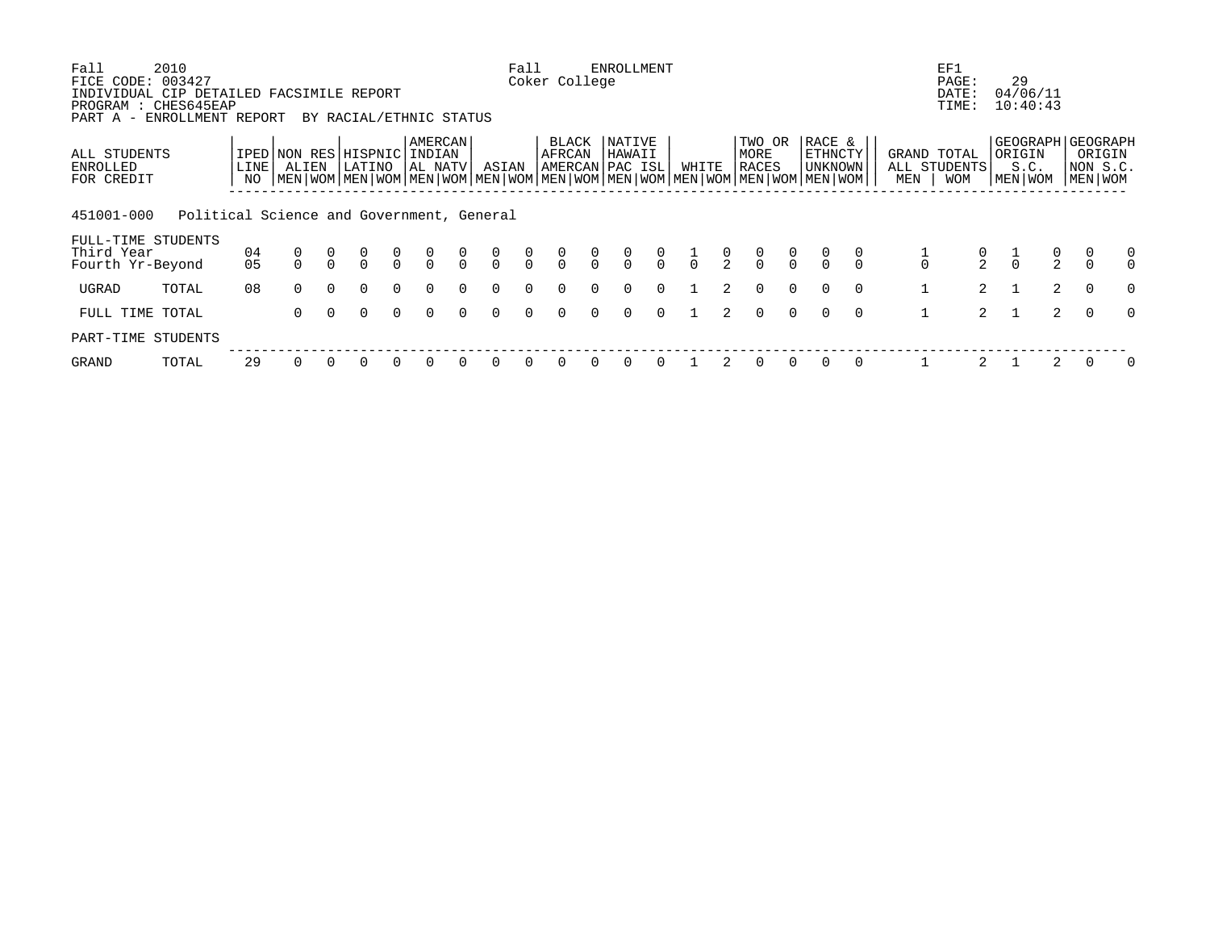Fall 2010 — Fall ENROLLMENT — EF1

FICE CODE: 003427 — Coker College

INDIVIDUAL CIP DETAILED FACSIMILE REPORT

PROGRAM : CHES645EAP

PART A - ENROLLMENT REPORT BY RACIAL/ETHNIC STATUS

DATE: 04/06/11
TIME: 10:40:43

| ALL STUDENTS ENROLLED FOR CREDIT | | IPED LINE NO | NON RES ALIEN | | HISPNIC LATINO | | AMERCAN INDIAN AL NATV | | ASIAN | | BLACK AFRCAN AMERCAN | | NATIVE HAWAII PAC ISL | | WHITE | | TWO OR MORE RACES | | RACE & ETHNCTY UNKNOWN | | GRAND TOTAL ALL STUDENTS | | GEOGRAPH ORIGIN S.C. | | GEOGRAPH ORIGIN NON S.C. | |
|---|---|---|---|---|---|---|---|---|---|---|---|---|---|---|---|---|---|---|---|---|---|---|---|---|---|---|
| | | | MEN | WOM | MEN | WOM | MEN | WOM | MEN | WOM | MEN | WOM | MEN | WOM | MEN | WOM | MEN | WOM | MEN | WOM | MEN | WOM | MEN | WOM | MEN | WOM |
| **451001-000 Political Science and Government, General** | | | | | | | | | | | | | | | | | | | | | | | | | | |
| FULL-TIME STUDENTS | | | | | | | | | | | | | | | | | | | | | | | | | | |
| Third Year | | 04 | 0 | 0 | 0 | 0 | 0 | 0 | 0 | 0 | 0 | 0 | 0 | 0 | 1 | 0 | 0 | 0 | 0 | 0 | 1 | 0 | 1 | 0 | 0 | 0 |
| Fourth Yr-Beyond | | 05 | 0 | 0 | 0 | 0 | 0 | 0 | 0 | 0 | 0 | 0 | 0 | 0 | 0 | 2 | 0 | 0 | 0 | 0 | 0 | 2 | 0 | 2 | 0 | 0 |
| UGRAD | TOTAL | 08 | 0 | 0 | 0 | 0 | 0 | 0 | 0 | 0 | 0 | 0 | 0 | 0 | 1 | 2 | 0 | 0 | 0 | 0 | 1 | 2 | 1 | 2 | 0 | 0 |
| FULL TIME TOTAL | | | 0 | 0 | 0 | 0 | 0 | 0 | 0 | 0 | 0 | 0 | 0 | 0 | 1 | 2 | 0 | 0 | 0 | 0 | 1 | 2 | 1 | 2 | 0 | 0 |
| PART-TIME STUDENTS | | | | | | | | | | | | | | | | | | | | | | | | | | |
| GRAND | TOTAL | 29 | 0 | 0 | 0 | 0 | 0 | 0 | 0 | 0 | 0 | 0 | 0 | 0 | 1 | 2 | 0 | 0 | 0 | 0 | 1 | 2 | 1 | 2 | 0 | 0 |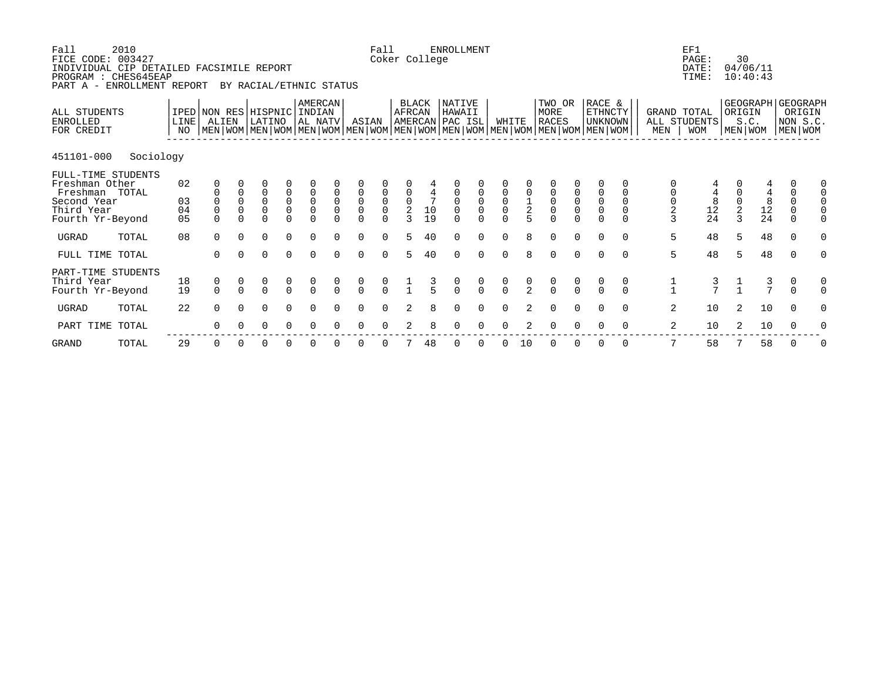Fall 2010 Fall ENROLLMENT EF1
FICE CODE: 003427 Coker College
INDIVIDUAL CIP DETAILED FACSIMILE REPORT
PROGRAM : CHES645EAP
PART A - ENROLLMENT REPORT BY RACIAL/ETHNIC STATUS

PAGE: 30
DATE: 04/06/11
TIME: 10:40:43

| ALL STUDENTS ENROLLED FOR CREDIT | IPED LINE NO | NON RES ALIEN MEN | NON RES ALIEN WOM | HISPNIC LATINO MEN | HISPNIC LATINO WOM | AMERCAN INDIAN AL NATV MEN | AMERCAN INDIAN AL NATV WOM | ASIAN MEN | ASIAN WOM | BLACK AFRCAN AMERCAN MEN | BLACK AFRCAN AMERCAN WOM | NATIVE HAWAII PAC ISL MEN | NATIVE HAWAII PAC ISL WOM | WHITE MEN | WHITE WOM | TWO OR MORE RACES MEN | TWO OR MORE RACES WOM | RACE & ETHNCTY UNKNOWN MEN | RACE & ETHNCTY UNKNOWN WOM | GRAND TOTAL ALL STUDENTS MEN | GRAND TOTAL ALL STUDENTS WOM | GEOGRAPH ORIGIN S.C. MEN | GEOGRAPH ORIGIN S.C. WOM | GEOGRAPH ORIGIN NON S.C. MEN | GEOGRAPH ORIGIN NON S.C. WOM |
|---|---|---|---|---|---|---|---|---|---|---|---|---|---|---|---|---|---|---|---|---|---|---|---|---|---|
| **451101-000 Sociology** | | | | | | | | | | | | | | | | | | | | | | | | | |
| **FULL-TIME STUDENTS** | | | | | | | | | | | | | | | | | | | | | | | | | |
| Freshman Other | 02 | 0 | 0 | 0 | 0 | 0 | 0 | 0 | 0 | 0 | 4 | 0 | 0 | 0 | 0 | 0 | 0 | 0 | 0 | 0 | 4 | 0 | 4 | 0 | 0 |
| Freshman TOTAL | | 0 | 0 | 0 | 0 | 0 | 0 | 0 | 0 | 0 | 4 | 0 | 0 | 0 | 0 | 0 | 0 | 0 | 0 | 0 | 4 | 0 | 4 | 0 | 0 |
| Second Year | 03 | 0 | 0 | 0 | 0 | 0 | 0 | 0 | 0 | 0 | 7 | 0 | 0 | 0 | 1 | 0 | 0 | 0 | 0 | 0 | 8 | 0 | 8 | 0 | 0 |
| Third Year | 04 | 0 | 0 | 0 | 0 | 0 | 0 | 0 | 0 | 2 | 10 | 0 | 0 | 0 | 2 | 0 | 0 | 0 | 0 | 2 | 12 | 2 | 12 | 0 | 0 |
| Fourth Yr-Beyond | 05 | 0 | 0 | 0 | 0 | 0 | 0 | 0 | 0 | 3 | 19 | 0 | 0 | 0 | 5 | 0 | 0 | 0 | 0 | 3 | 24 | 3 | 24 | 0 | 0 |
| UGRAD TOTAL | 08 | 0 | 0 | 0 | 0 | 0 | 0 | 0 | 0 | 5 | 40 | 0 | 0 | 0 | 8 | 0 | 0 | 0 | 0 | 5 | 48 | 5 | 48 | 0 | 0 |
| FULL TIME TOTAL | | 0 | 0 | 0 | 0 | 0 | 0 | 0 | 0 | 5 | 40 | 0 | 0 | 0 | 8 | 0 | 0 | 0 | 0 | 5 | 48 | 5 | 48 | 0 | 0 |
| **PART-TIME STUDENTS** | | | | | | | | | | | | | | | | | | | | | | | | | |
| Third Year | 18 | 0 | 0 | 0 | 0 | 0 | 0 | 0 | 0 | 1 | 3 | 0 | 0 | 0 | 0 | 0 | 0 | 0 | 0 | 1 | 3 | 1 | 3 | 0 | 0 |
| Fourth Yr-Beyond | 19 | 0 | 0 | 0 | 0 | 0 | 0 | 0 | 0 | 1 | 5 | 0 | 0 | 0 | 2 | 0 | 0 | 0 | 0 | 1 | 7 | 1 | 7 | 0 | 0 |
| UGRAD TOTAL | 22 | 0 | 0 | 0 | 0 | 0 | 0 | 0 | 0 | 2 | 8 | 0 | 0 | 0 | 2 | 0 | 0 | 0 | 0 | 2 | 10 | 2 | 10 | 0 | 0 |
| PART TIME TOTAL | | 0 | 0 | 0 | 0 | 0 | 0 | 0 | 0 | 2 | 8 | 0 | 0 | 0 | 2 | 0 | 0 | 0 | 0 | 2 | 10 | 2 | 10 | 0 | 0 |
| GRAND TOTAL | 29 | 0 | 0 | 0 | 0 | 0 | 0 | 0 | 0 | 7 | 48 | 0 | 0 | 0 | 10 | 0 | 0 | 0 | 0 | 7 | 58 | 7 | 58 | 0 | 0 |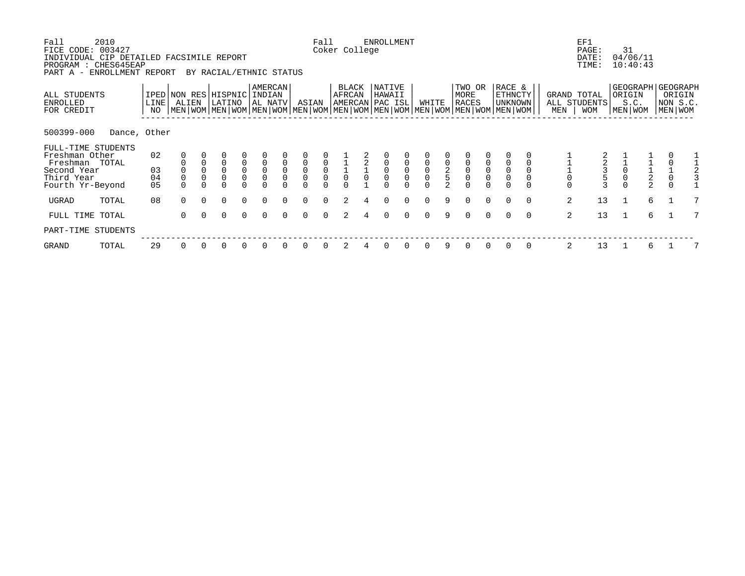Fall 2010 Fall ENROLLMENT EF1
FICE CODE: 003427 Coker College PAGE: 31
INDIVIDUAL CIP DETAILED FACSIMILE REPORT DATE: 04/06/11
PROGRAM : CHES645EAP TIME: 10:40:43
PART A - ENROLLMENT REPORT BY RACIAL/ETHNIC STATUS

| ALL STUDENTS ENROLLED FOR CREDIT | IPED LINE NO | NON RES ALIEN | | HISPNIC LATINO | | AMERCAN INDIAN AL NATV | | ASIAN | | BLACK AFRCAN AMERCAN | | NATIVE HAWAII PAC ISL | | WHITE | | TWO OR MORE RACES | | RACE & ETHNCTY UNKNOWN | | GRAND TOTAL ALL STUDENTS | | GEOGRAPH ORIGIN S.C. | | GEOGRAPH ORIGIN NON S.C. | |
|---|---|---|---|---|---|---|---|---|---|---|---|---|---|---|---|---|---|---|---|---|---|---|---|---|---|
| | | MEN | WOM | MEN | WOM | MEN | WOM | MEN | WOM | MEN | WOM | MEN | WOM | MEN | WOM | MEN | WOM | MEN | WOM | MEN | WOM | MEN | WOM | MEN | WOM |
| **500399-000 Dance, Other** | | | | | | | | | | | | | | | | | | | | | | | | | |
| FULL-TIME STUDENTS | | | | | | | | | | | | | | | | | | | | | | | | | |
| Freshman Other | 02 | 0 | 0 | 0 | 0 | 0 | 0 | 0 | 0 | 1 | 2 | 0 | 0 | 0 | 0 | 0 | 0 | 0 | 0 | 1 | 2 | 1 | 1 | 0 | 1 |
| Freshman TOTAL | | 0 | 0 | 0 | 0 | 0 | 0 | 0 | 0 | 1 | 2 | 0 | 0 | 0 | 0 | 0 | 0 | 0 | 0 | 1 | 2 | 1 | 1 | 0 | 1 |
| Second Year | 03 | 0 | 0 | 0 | 0 | 0 | 0 | 0 | 0 | 1 | 1 | 0 | 0 | 0 | 2 | 0 | 0 | 0 | 0 | 1 | 3 | 0 | 1 | 1 | 2 |
| Third Year | 04 | 0 | 0 | 0 | 0 | 0 | 0 | 0 | 0 | 0 | 0 | 0 | 0 | 0 | 5 | 0 | 0 | 0 | 0 | 0 | 5 | 0 | 2 | 0 | 3 |
| Fourth Yr-Beyond | 05 | 0 | 0 | 0 | 0 | 0 | 0 | 0 | 0 | 0 | 1 | 0 | 0 | 0 | 2 | 0 | 0 | 0 | 0 | 0 | 3 | 0 | 2 | 0 | 1 |
| UGRAD TOTAL | 08 | 0 | 0 | 0 | 0 | 0 | 0 | 0 | 0 | 2 | 4 | 0 | 0 | 0 | 9 | 0 | 0 | 0 | 0 | 2 | 13 | 1 | 6 | 1 | 7 |
| FULL TIME TOTAL | | 0 | 0 | 0 | 0 | 0 | 0 | 0 | 0 | 2 | 4 | 0 | 0 | 0 | 9 | 0 | 0 | 0 | 0 | 2 | 13 | 1 | 6 | 1 | 7 |
| PART-TIME STUDENTS | | | | | | | | | | | | | | | | | | | | | | | | | |
| GRAND TOTAL | 29 | 0 | 0 | 0 | 0 | 0 | 0 | 0 | 0 | 2 | 4 | 0 | 0 | 0 | 9 | 0 | 0 | 0 | 0 | 2 | 13 | 1 | 6 | 1 | 7 |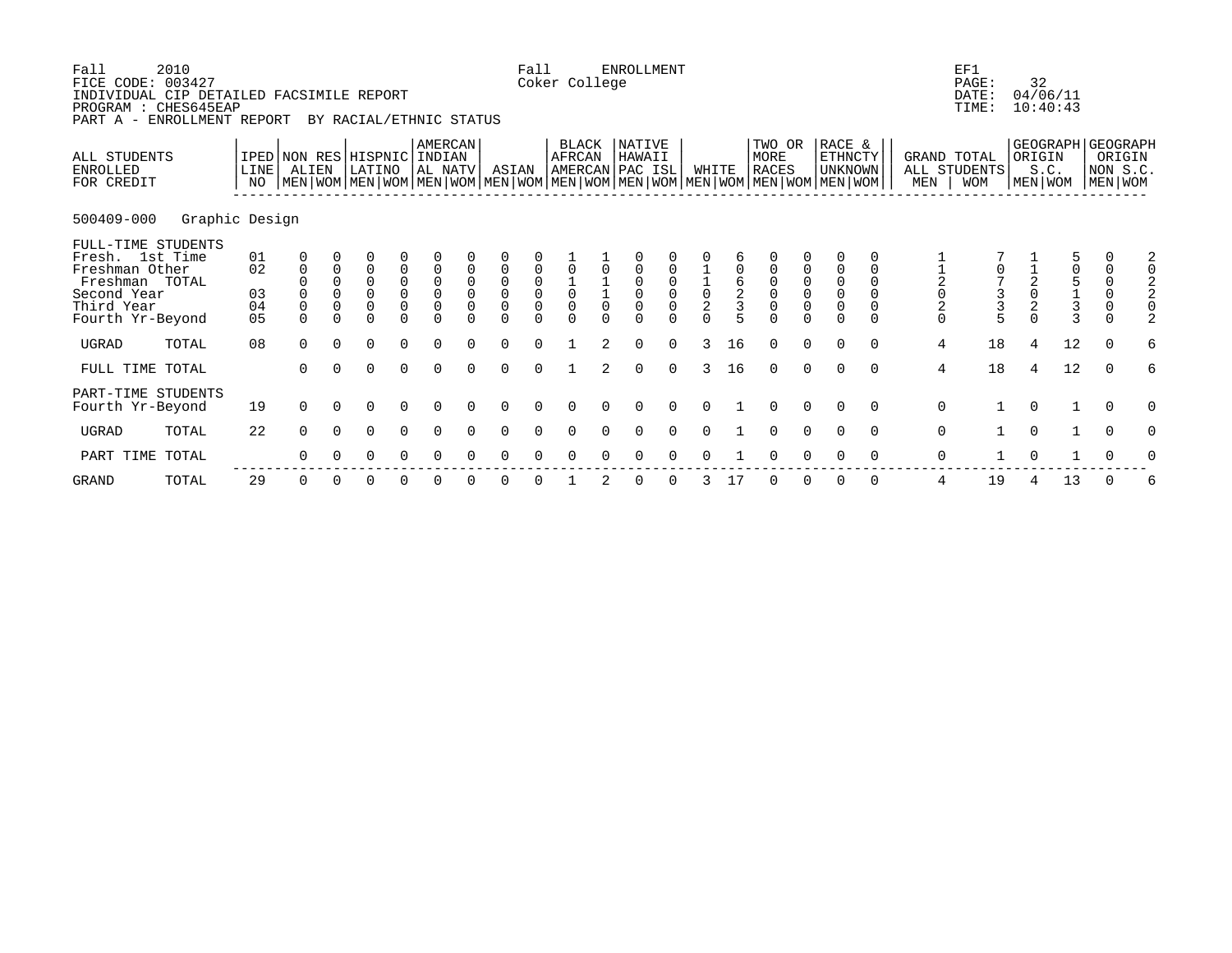Fall 2010 Fall ENROLLMENT EF1
FICE CODE: 003427 Coker College
INDIVIDUAL CIP DETAILED FACSIMILE REPORT DATE: 04/06/11
PROGRAM : CHES645EAP TIME: 10:40:43
PART A - ENROLLMENT REPORT BY RACIAL/ETHNIC STATUS

**500409-000 Graphic Design**

| ALL STUDENTS ENROLLED FOR CREDIT | | IPED LINE NO | NON RES ALIEN | | HISPNIC LATINO | | AMERCAN INDIAN AL NATV | | ASIAN | | BLACK AFRCAN AMERCAN | | NATIVE HAWAII PAC ISL | | WHITE | | TWO OR MORE RACES | | RACE & ETHNCTY UNKNOWN | | GRAND TOTAL ALL STUDENTS | | GEOGRAPH ORIGIN S.C. | | GEOGRAPH ORIGIN NON S.C. | |
|---|---|---|---|---|---|---|---|---|---|---|---|---|---|---|---|---|---|---|---|---|---|---|---|---|---|---|
| | | | MEN | WOM | MEN | WOM | MEN | WOM | MEN | WOM | MEN | WOM | MEN | WOM | MEN | WOM | MEN | WOM | MEN | WOM | MEN | WOM | MEN | WOM | MEN | WOM |
| FULL-TIME STUDENTS | | | | | | | | | | | | | | | | | | | | | | | | | | |
| Fresh. 1st Time | | 01 | 0 | 0 | 0 | 0 | 0 | 0 | 0 | 0 | 1 | 1 | 0 | 0 | 0 | 6 | 0 | 0 | 0 | 0 | 1 | 7 | 1 | 5 | 0 | 2 |
| Freshman Other | | 02 | 0 | 0 | 0 | 0 | 0 | 0 | 0 | 0 | 0 | 0 | 0 | 0 | 1 | 0 | 0 | 0 | 0 | 0 | 1 | 0 | 1 | 0 | 0 | 0 |
| Freshman | TOTAL | | 0 | 0 | 0 | 0 | 0 | 0 | 0 | 0 | 1 | 1 | 0 | 0 | 1 | 6 | 0 | 0 | 0 | 0 | 2 | 7 | 2 | 5 | 0 | 2 |
| Second Year | | 03 | 0 | 0 | 0 | 0 | 0 | 0 | 0 | 0 | 0 | 1 | 0 | 0 | 0 | 2 | 0 | 0 | 0 | 0 | 0 | 3 | 0 | 1 | 0 | 2 |
| Third Year | | 04 | 0 | 0 | 0 | 0 | 0 | 0 | 0 | 0 | 0 | 0 | 0 | 0 | 2 | 3 | 0 | 0 | 0 | 0 | 2 | 3 | 2 | 3 | 0 | 0 |
| Fourth Yr-Beyond | | 05 | 0 | 0 | 0 | 0 | 0 | 0 | 0 | 0 | 0 | 0 | 0 | 0 | 0 | 5 | 0 | 0 | 0 | 0 | 0 | 5 | 0 | 3 | 0 | 2 |
| UGRAD | TOTAL | 08 | 0 | 0 | 0 | 0 | 0 | 0 | 0 | 0 | 1 | 2 | 0 | 0 | 3 | 16 | 0 | 0 | 0 | 0 | 4 | 18 | 4 | 12 | 0 | 6 |
| FULL TIME | TOTAL | | 0 | 0 | 0 | 0 | 0 | 0 | 0 | 0 | 1 | 2 | 0 | 0 | 3 | 16 | 0 | 0 | 0 | 0 | 4 | 18 | 4 | 12 | 0 | 6 |
| PART-TIME STUDENTS | | | | | | | | | | | | | | | | | | | | | | | | | | |
| Fourth Yr-Beyond | | 19 | 0 | 0 | 0 | 0 | 0 | 0 | 0 | 0 | 0 | 0 | 0 | 0 | 0 | 1 | 0 | 0 | 0 | 0 | 0 | 1 | 0 | 1 | 0 | 0 |
| UGRAD | TOTAL | 22 | 0 | 0 | 0 | 0 | 0 | 0 | 0 | 0 | 0 | 0 | 0 | 0 | 0 | 1 | 0 | 0 | 0 | 0 | 0 | 1 | 0 | 1 | 0 | 0 |
| PART TIME | TOTAL | | 0 | 0 | 0 | 0 | 0 | 0 | 0 | 0 | 0 | 0 | 0 | 0 | 0 | 1 | 0 | 0 | 0 | 0 | 0 | 1 | 0 | 1 | 0 | 0 |
| GRAND | TOTAL | 29 | 0 | 0 | 0 | 0 | 0 | 0 | 0 | 0 | 1 | 2 | 0 | 0 | 3 | 17 | 0 | 0 | 0 | 0 | 4 | 19 | 4 | 13 | 0 | 6 |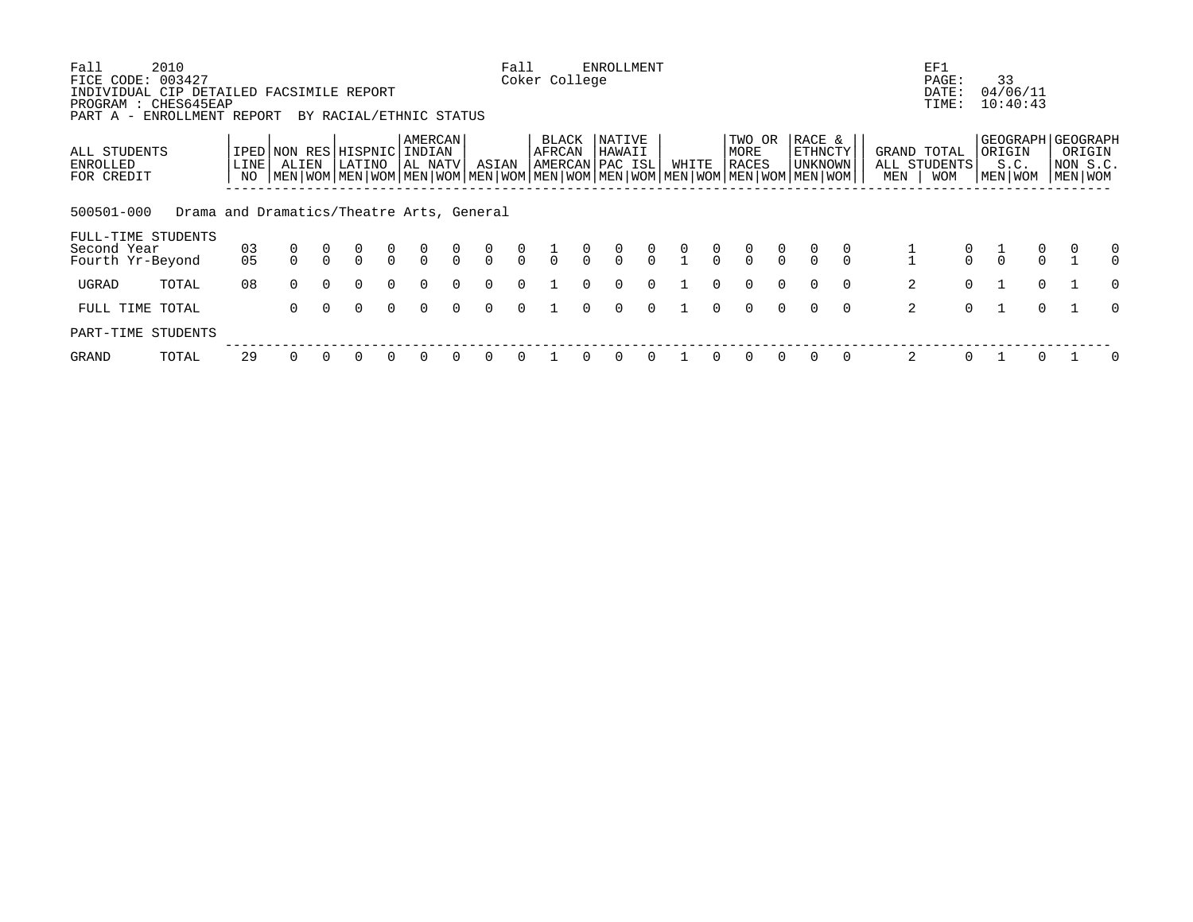Fall 2010 Fall ENROLLMENT EF1
FICE CODE: 003427 Coker College PAGE: 33
INDIVIDUAL CIP DETAILED FACSIMILE REPORT DATE: 04/06/11
PROGRAM : CHES645EAP TIME: 10:40:43
PART A - ENROLLMENT REPORT BY RACIAL/ETHNIC STATUS

| ALL STUDENTS ENROLLED FOR CREDIT | IPED LINE NO | NON RES ALIEN | | HISPNIC LATINO | | AMERCAN INDIAN AL NATV | | ASIAN | | BLACK AFRCAN AMERCAN | | NATIVE HAWAII PAC ISL | | WHITE | | TWO OR MORE RACES | | RACE & ETHNCTY UNKNOWN | | GRAND TOTAL ALL STUDENTS | | GEOGRAPH ORIGIN S.C. | | GEOGRAPH ORIGIN NON S.C. | |
|---|---|---|---|---|---|---|---|---|---|---|---|---|---|---|---|---|---|---|---|---|---|---|---|---|---|
| | | MEN | WOM | MEN | WOM | MEN | WOM | MEN | WOM | MEN | WOM | MEN | WOM | MEN | WOM | MEN | WOM | MEN | WOM | MEN | WOM | MEN | WOM | MEN | WOM |
| **500501-000 Drama and Dramatics/Theatre Arts, General** | | | | | | | | | | | | | | | | | | | | | | | | | |
| FULL-TIME STUDENTS | | | | | | | | | | | | | | | | | | | | | | | | | |
| Second Year | 03 | 0 | 0 | 0 | 0 | 0 | 0 | 0 | 0 | 1 | 0 | 0 | 0 | 0 | 0 | 0 | 0 | 0 | 0 | 1 | 0 | 1 | 0 | 0 | 0 |
| Fourth Yr-Beyond | 05 | 0 | 0 | 0 | 0 | 0 | 0 | 0 | 0 | 0 | 0 | 0 | 0 | 1 | 0 | 0 | 0 | 0 | 0 | 1 | 0 | 0 | 0 | 1 | 0 |
| UGRAD TOTAL | 08 | 0 | 0 | 0 | 0 | 0 | 0 | 0 | 0 | 1 | 0 | 0 | 0 | 1 | 0 | 0 | 0 | 0 | 0 | 2 | 0 | 1 | 0 | 1 | 0 |
| FULL TIME TOTAL | | 0 | 0 | 0 | 0 | 0 | 0 | 0 | 0 | 1 | 0 | 0 | 0 | 1 | 0 | 0 | 0 | 0 | 0 | 2 | 0 | 1 | 0 | 1 | 0 |
| PART-TIME STUDENTS | | | | | | | | | | | | | | | | | | | | | | | | | |
| GRAND TOTAL | 29 | 0 | 0 | 0 | 0 | 0 | 0 | 0 | 0 | 1 | 0 | 0 | 0 | 1 | 0 | 0 | 0 | 0 | 0 | 2 | 0 | 1 | 0 | 1 | 0 |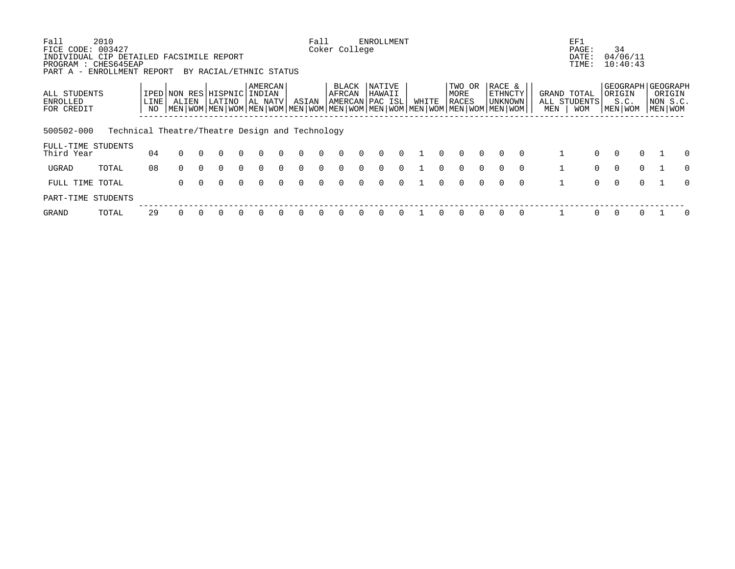Fall 2010 Fall ENROLLMENT EF1
FICE CODE: 003427 Coker College
INDIVIDUAL CIP DETAILED FACSIMILE REPORT
PROGRAM : CHES645EAP
PART A - ENROLLMENT REPORT BY RACIAL/ETHNIC STATUS

| ALL STUDENTS ENROLLED FOR CREDIT | | IPED LINE NO | NON RES ALIEN | | HISPNIC LATINO | | AMERCAN INDIAN AL NATV | | ASIAN | | BLACK AFRCAN AMERCAN | | NATIVE HAWAII PAC ISL | | WHITE | | TWO OR MORE RACES | | RACE & ETHNCTY UNKNOWN | | GRAND TOTAL ALL STUDENTS | | GEOGRAPH ORIGIN S.C. | | GEOGRAPH ORIGIN NON S.C. | |
|---|---|---|---|---|---|---|---|---|---|---|---|---|---|---|---|---|---|---|---|---|---|---|---|---|---|---|
| | | | MEN | WOM | MEN | WOM | MEN | WOM | MEN | WOM | MEN | WOM | MEN | WOM | MEN | WOM | MEN | WOM | MEN | WOM | MEN | WOM | MEN | WOM | MEN | WOM |
| 500502-000 | Technical Theatre/Theatre Design and Technology | | | | | | | | | | | | | | | | | | | | | | | | | |
| FULL-TIME STUDENTS | | | | | | | | | | | | | | | | | | | | | | | | | | |
| Third Year | | 04 | 0 | 0 | 0 | 0 | 0 | 0 | 0 | 0 | 0 | 0 | 0 | 0 | 1 | 0 | 0 | 0 | 0 | 0 | 1 | 0 | 0 | 0 | 1 | 0 |
| UGRAD | TOTAL | 08 | 0 | 0 | 0 | 0 | 0 | 0 | 0 | 0 | 0 | 0 | 0 | 0 | 1 | 0 | 0 | 0 | 0 | 0 | 1 | 0 | 0 | 0 | 1 | 0 |
| FULL TIME TOTAL | | | 0 | 0 | 0 | 0 | 0 | 0 | 0 | 0 | 0 | 0 | 0 | 0 | 1 | 0 | 0 | 0 | 0 | 0 | 1 | 0 | 0 | 0 | 1 | 0 |
| PART-TIME STUDENTS | | | | | | | | | | | | | | | | | | | | | | | | | | |
| GRAND | TOTAL | 29 | 0 | 0 | 0 | 0 | 0 | 0 | 0 | 0 | 0 | 0 | 0 | 0 | 1 | 0 | 0 | 0 | 0 | 0 | 1 | 0 | 0 | 0 | 1 | 0 |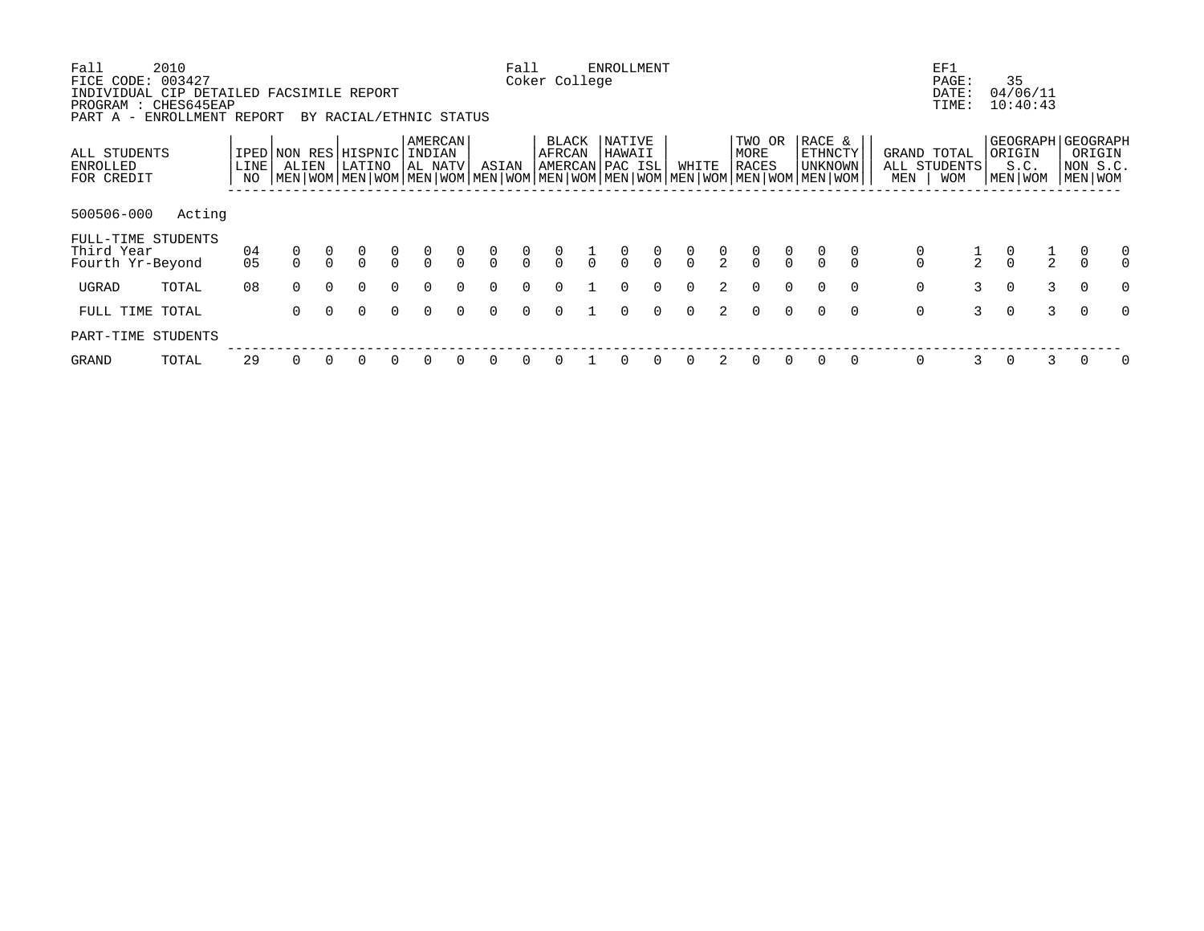Fall 2010 Fall ENROLLMENT EF1
FICE CODE: 003427 Coker College
INDIVIDUAL CIP DETAILED FACSIMILE REPORT
PROGRAM : CHES645EAP
PART A - ENROLLMENT REPORT BY RACIAL/ETHNIC STATUS

| ALL STUDENTS ENROLLED FOR CREDIT | | IPED LINE NO | NON RES ALIEN | | HISPNIC LATINO | | AMERCAN INDIAN AL NATV | | ASIAN | | BLACK AFRCAN AMERCAN | | NATIVE HAWAII PAC ISL | | WHITE | | TWO OR MORE RACES | | RACE & ETHNCTY UNKNOWN | | GRAND TOTAL ALL STUDENTS | | GEOGRAPH ORIGIN S.C. | | GEOGRAPH ORIGIN NON S.C. | |
|---|---|---|---|---|---|---|---|---|---|---|---|---|---|---|---|---|---|---|---|---|---|---|---|---|---|---|
| | | | MEN | WOM | MEN | WOM | MEN | WOM | MEN | WOM | MEN | WOM | MEN | WOM | MEN | WOM | MEN | WOM | MEN | WOM | MEN | WOM | MEN | WOM | MEN | WOM |
| 500506-000 | Acting | | | | | | | | | | | | | | | | | | | | | | | | | |
| FULL-TIME STUDENTS | | | | | | | | | | | | | | | | | | | | | | | | | | |
| Third Year | | 04 | 0 | 0 | 0 | 0 | 0 | 0 | 0 | 0 | 0 | 1 | 0 | 0 | 0 | 0 | 0 | 0 | 0 | 0 | 0 | 1 | 0 | 1 | 0 | 0 |
| Fourth Yr-Beyond | | 05 | 0 | 0 | 0 | 0 | 0 | 0 | 0 | 0 | 0 | 0 | 0 | 0 | 0 | 2 | 0 | 0 | 0 | 0 | 0 | 2 | 0 | 2 | 0 | 0 |
| UGRAD | TOTAL | 08 | 0 | 0 | 0 | 0 | 0 | 0 | 0 | 0 | 0 | 1 | 0 | 0 | 0 | 2 | 0 | 0 | 0 | 0 | 0 | 3 | 0 | 3 | 0 | 0 |
| FULL TIME TOTAL | | | 0 | 0 | 0 | 0 | 0 | 0 | 0 | 0 | 0 | 1 | 0 | 0 | 0 | 2 | 0 | 0 | 0 | 0 | 0 | 3 | 0 | 3 | 0 | 0 |
| PART-TIME STUDENTS | | | | | | | | | | | | | | | | | | | | | | | | | | |
| GRAND | TOTAL | 29 | 0 | 0 | 0 | 0 | 0 | 0 | 0 | 0 | 0 | 1 | 0 | 0 | 0 | 2 | 0 | 0 | 0 | 0 | 0 | 3 | 0 | 3 | 0 | 0 |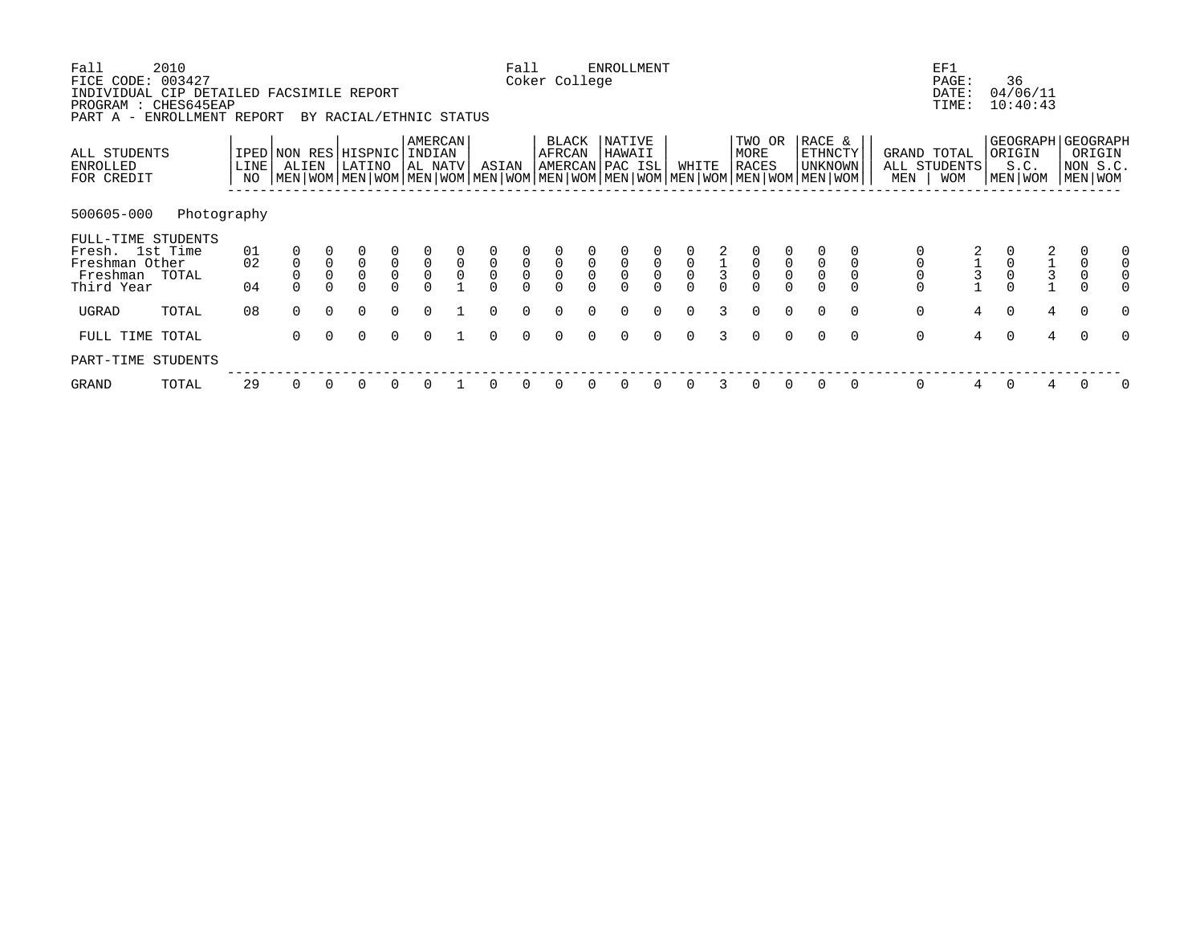Fall 2010 Fall ENROLLMENT EF1
FICE CODE: 003427 Coker College
INDIVIDUAL CIP DETAILED FACSIMILE REPORT DATE: 04/06/11
PROGRAM : CHES645EAP TIME: 10:40:43
PART A - ENROLLMENT REPORT BY RACIAL/ETHNIC STATUS

| ALL STUDENTS ENROLLED FOR CREDIT | IPED LINE NO | NON RES ALIEN | | HISPNIC LATINO | | AMERCAN INDIAN AL NATV | | ASIAN | | BLACK AFRCAN AMERCAN | | NATIVE HAWAII PAC ISL | | WHITE | | TWO OR MORE RACES | | RACE & ETHNCTY UNKNOWN | | GRAND TOTAL ALL STUDENTS | | GEOGRAPH ORIGIN S.C. | | GEOGRAPH ORIGIN NON S.C. | |
|---|---|---|---|---|---|---|---|---|---|---|---|---|---|---|---|---|---|---|---|---|---|---|---|---|---|
| | | MEN | WOM | MEN | WOM | MEN | WOM | MEN | WOM | MEN | WOM | MEN | WOM | MEN | WOM | MEN | WOM | MEN | WOM | MEN | WOM | MEN | WOM | MEN | WOM |
| **500605-000 Photography** | | | | | | | | | | | | | | | | | | | | | | | | | |
| FULL-TIME STUDENTS | | | | | | | | | | | | | | | | | | | | | | | | | |
| Fresh. 1st Time | 01 | 0 | 0 | 0 | 0 | 0 | 0 | 0 | 0 | 0 | 0 | 0 | 0 | 0 | 2 | 0 | 0 | 0 | 0 | 0 | 2 | 0 | 2 | 0 | 0 |
| Freshman Other | 02 | 0 | 0 | 0 | 0 | 0 | 0 | 0 | 0 | 0 | 0 | 0 | 0 | 0 | 1 | 0 | 0 | 0 | 0 | 0 | 1 | 0 | 1 | 0 | 0 |
| Freshman TOTAL | | 0 | 0 | 0 | 0 | 0 | 0 | 0 | 0 | 0 | 0 | 0 | 0 | 0 | 3 | 0 | 0 | 0 | 0 | 0 | 3 | 0 | 3 | 0 | 0 |
| Third Year | 04 | 0 | 0 | 0 | 0 | 0 | 1 | 0 | 0 | 0 | 0 | 0 | 0 | 0 | 0 | 0 | 0 | 0 | 0 | 0 | 1 | 0 | 1 | 0 | 0 |
| UGRAD TOTAL | 08 | 0 | 0 | 0 | 0 | 0 | 1 | 0 | 0 | 0 | 0 | 0 | 0 | 0 | 3 | 0 | 0 | 0 | 0 | 0 | 4 | 0 | 4 | 0 | 0 |
| FULL TIME TOTAL | | 0 | 0 | 0 | 0 | 0 | 1 | 0 | 0 | 0 | 0 | 0 | 0 | 0 | 3 | 0 | 0 | 0 | 0 | 0 | 4 | 0 | 4 | 0 | 0 |
| PART-TIME STUDENTS | | | | | | | | | | | | | | | | | | | | | | | | | |
| GRAND TOTAL | 29 | 0 | 0 | 0 | 0 | 0 | 1 | 0 | 0 | 0 | 0 | 0 | 0 | 0 | 3 | 0 | 0 | 0 | 0 | 0 | 4 | 0 | 4 | 0 | 0 |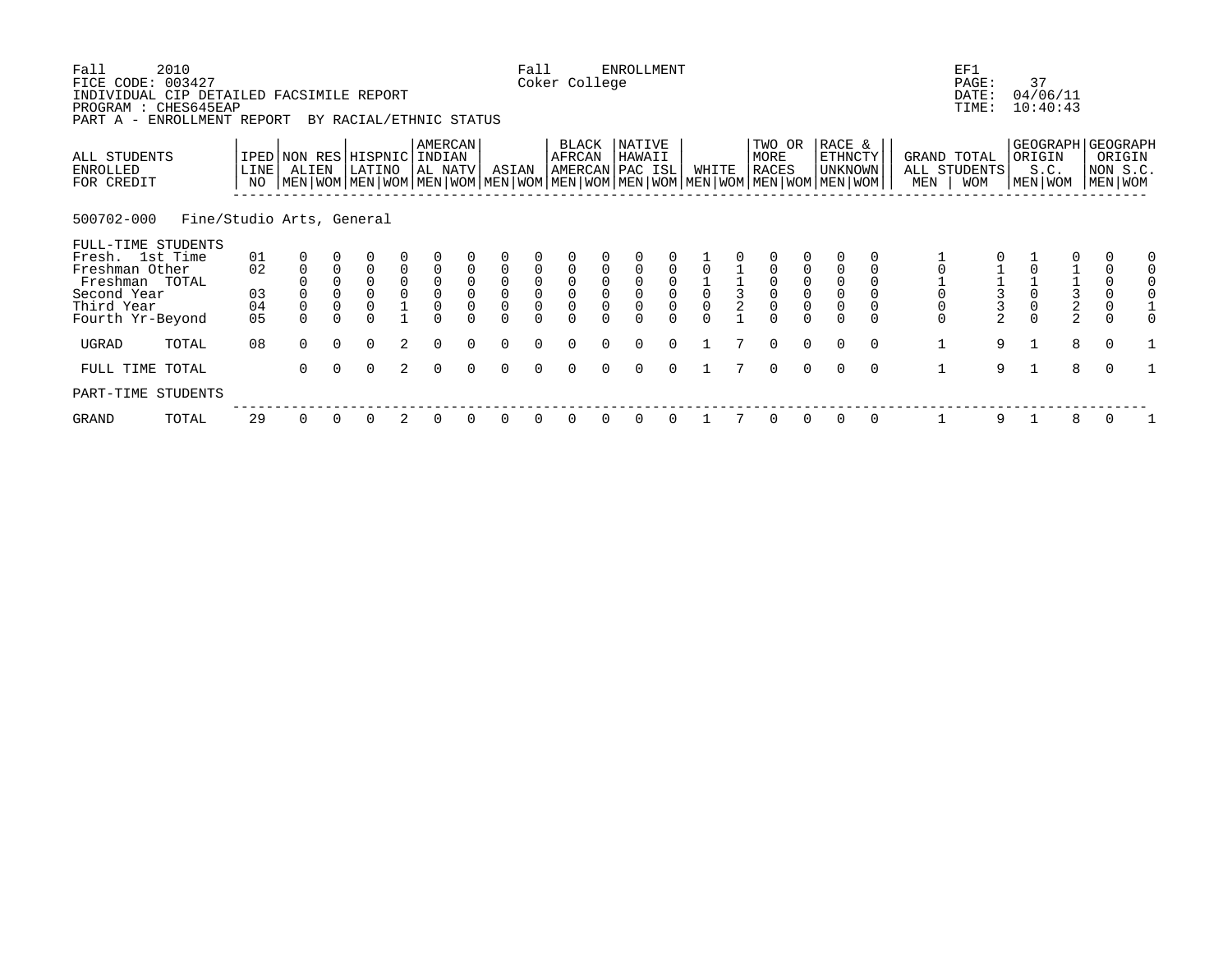Fall 2010 Fall ENROLLMENT EF1
FICE CODE: 003427 Coker College
INDIVIDUAL CIP DETAILED FACSIMILE REPORT DATE: 04/06/11
PROGRAM : CHES645EAP TIME: 10:40:43
PART A - ENROLLMENT REPORT BY RACIAL/ETHNIC STATUS

| ALL STUDENTS ENROLLED FOR CREDIT | IPED LINE NO | NON RES ALIEN | | HISPNIC LATINO | | AMERCAN INDIAN AL NATV | | ASIAN | | BLACK AFRCAN AMERCAN | | NATIVE HAWAII PAC ISL | | WHITE | | TWO OR MORE RACES | | RACE & ETHNCTY UNKNOWN | | GRAND TOTAL ALL STUDENTS | | GEOGRAPH ORIGIN S.C. | | GEOGRAPH ORIGIN NON S.C. | |
|---|---|---|---|---|---|---|---|---|---|---|---|---|---|---|---|---|---|---|---|---|---|---|---|---|---|
| | | MEN | WOM | MEN | WOM | MEN | WOM | MEN | WOM | MEN | WOM | MEN | WOM | MEN | WOM | MEN | WOM | MEN | WOM | MEN | WOM | MEN | WOM | MEN | WOM |
| **500702-000 Fine/Studio Arts, General** | | | | | | | | | | | | | | | | | | | | | | | | | |
| FULL-TIME STUDENTS | | | | | | | | | | | | | | | | | | | | | | | | | |
| Fresh. 1st Time | 01 | 0 | 0 | 0 | 0 | 0 | 0 | 0 | 0 | 0 | 0 | 0 | 0 | 1 | 0 | 0 | 0 | 0 | 0 | 1 | 0 | 1 | 0 | 0 | 0 |
| Freshman Other | 02 | 0 | 0 | 0 | 0 | 0 | 0 | 0 | 0 | 0 | 0 | 0 | 0 | 0 | 1 | 0 | 0 | 0 | 0 | 0 | 1 | 0 | 1 | 0 | 0 |
| Freshman TOTAL | | 0 | 0 | 0 | 0 | 0 | 0 | 0 | 0 | 0 | 0 | 0 | 0 | 1 | 1 | 0 | 0 | 0 | 0 | 1 | 1 | 1 | 1 | 0 | 0 |
| Second Year | 03 | 0 | 0 | 0 | 0 | 0 | 0 | 0 | 0 | 0 | 0 | 0 | 0 | 0 | 3 | 0 | 0 | 0 | 0 | 0 | 3 | 0 | 3 | 0 | 0 |
| Third Year | 04 | 0 | 0 | 0 | 1 | 0 | 0 | 0 | 0 | 0 | 0 | 0 | 0 | 0 | 2 | 0 | 0 | 0 | 0 | 0 | 3 | 0 | 2 | 0 | 1 |
| Fourth Yr-Beyond | 05 | 0 | 0 | 0 | 1 | 0 | 0 | 0 | 0 | 0 | 0 | 0 | 0 | 0 | 1 | 0 | 0 | 0 | 0 | 0 | 2 | 0 | 2 | 0 | 0 |
| UGRAD TOTAL | 08 | 0 | 0 | 0 | 2 | 0 | 0 | 0 | 0 | 0 | 0 | 0 | 0 | 1 | 7 | 0 | 0 | 0 | 0 | 1 | 9 | 1 | 8 | 0 | 1 |
| FULL TIME TOTAL | | 0 | 0 | 0 | 2 | 0 | 0 | 0 | 0 | 0 | 0 | 0 | 0 | 1 | 7 | 0 | 0 | 0 | 0 | 1 | 9 | 1 | 8 | 0 | 1 |
| PART-TIME STUDENTS | | | | | | | | | | | | | | | | | | | | | | | | | |
| GRAND TOTAL | 29 | 0 | 0 | 0 | 2 | 0 | 0 | 0 | 0 | 0 | 0 | 0 | 0 | 1 | 7 | 0 | 0 | 0 | 0 | 1 | 9 | 1 | 8 | 0 | 1 |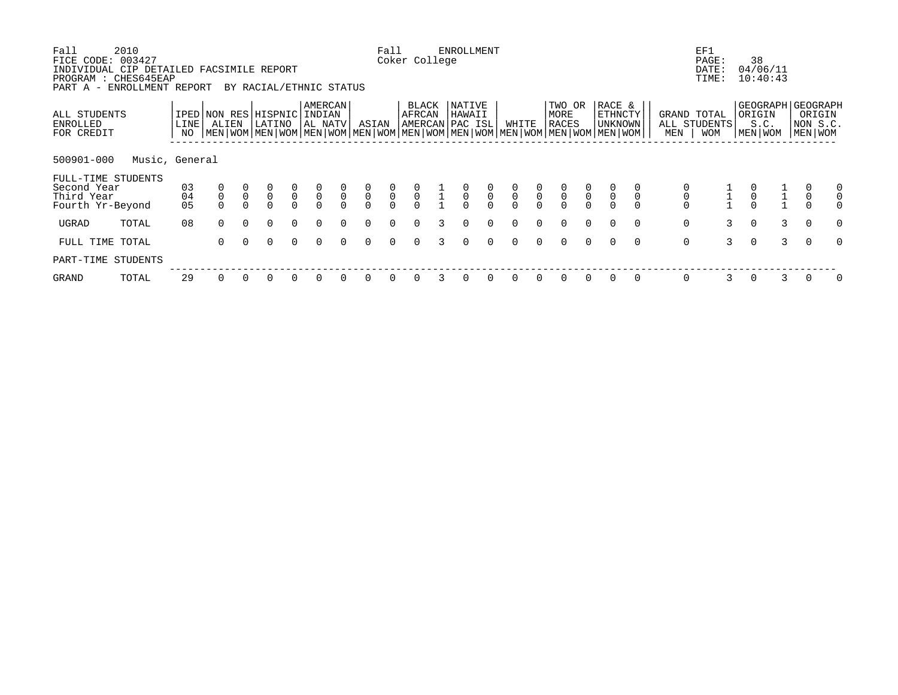Fall 2010 Fall ENROLLMENT EF1
FICE CODE: 003427 Coker College
INDIVIDUAL CIP DETAILED FACSIMILE REPORT
PROGRAM : CHES645EAP
PART A - ENROLLMENT REPORT BY RACIAL/ETHNIC STATUS

PAGE: 38
DATE: 04/06/11
TIME: 10:40:43

| ALL STUDENTS ENROLLED FOR CREDIT | IPED LINE NO | NON RES ALIEN | | HISPNIC LATINO | | AMERCAN INDIAN AL NATV | | ASIAN | | BLACK AFRCAN AMERCAN | | NATIVE HAWAII PAC ISL | | WHITE | | TWO OR MORE RACES | | RACE & ETHNCTY UNKNOWN | | GRAND TOTAL ALL STUDENTS | | GEOGRAPH ORIGIN S.C. | | GEOGRAPH ORIGIN NON S.C. | |
|---|---|---|---|---|---|---|---|---|---|---|---|---|---|---|---|---|---|---|---|---|---|---|---|---|---|
| | | MEN | WOM | MEN | WOM | MEN | WOM | MEN | WOM | MEN | WOM | MEN | WOM | MEN | WOM | MEN | WOM | MEN | WOM | MEN | WOM | MEN | WOM | MEN | WOM |
| **500901-000 Music, General** | | | | | | | | | | | | | | | | | | | | | | | | | |
| FULL-TIME STUDENTS | | | | | | | | | | | | | | | | | | | | | | | | | |
| Second Year | 03 | 0 | 0 | 0 | 0 | 0 | 0 | 0 | 0 | 0 | 1 | 0 | 0 | 0 | 0 | 0 | 0 | 0 | 0 | 0 | 1 | 0 | 1 | 0 | 0 |
| Third Year | 04 | 0 | 0 | 0 | 0 | 0 | 0 | 0 | 0 | 0 | 1 | 0 | 0 | 0 | 0 | 0 | 0 | 0 | 0 | 0 | 1 | 0 | 1 | 0 | 0 |
| Fourth Yr-Beyond | 05 | 0 | 0 | 0 | 0 | 0 | 0 | 0 | 0 | 0 | 1 | 0 | 0 | 0 | 0 | 0 | 0 | 0 | 0 | 0 | 1 | 0 | 1 | 0 | 0 |
| UGRAD TOTAL | 08 | 0 | 0 | 0 | 0 | 0 | 0 | 0 | 0 | 0 | 3 | 0 | 0 | 0 | 0 | 0 | 0 | 0 | 0 | 0 | 3 | 0 | 3 | 0 | 0 |
| FULL TIME TOTAL | | 0 | 0 | 0 | 0 | 0 | 0 | 0 | 0 | 0 | 3 | 0 | 0 | 0 | 0 | 0 | 0 | 0 | 0 | 0 | 3 | 0 | 3 | 0 | 0 |
| PART-TIME STUDENTS | | | | | | | | | | | | | | | | | | | | | | | | | |
| GRAND TOTAL | 29 | 0 | 0 | 0 | 0 | 0 | 0 | 0 | 0 | 0 | 3 | 0 | 0 | 0 | 0 | 0 | 0 | 0 | 0 | 0 | 3 | 0 | 3 | 0 | 0 |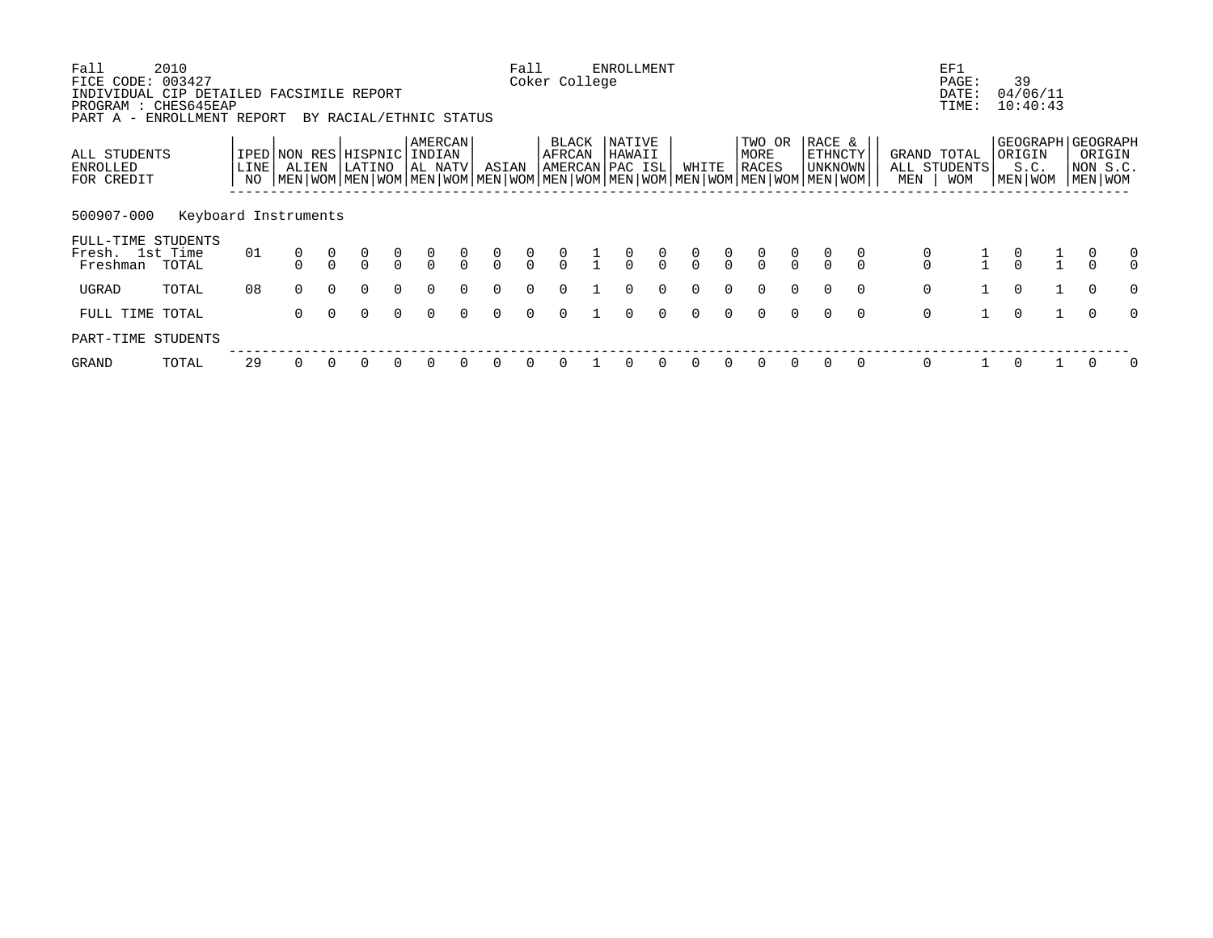Fall 2010 — FICE CODE: 003427 — INDIVIDUAL CIP DETAILED FACSIMILE REPORT — PROGRAM : CHES645EAP — PART A - ENROLLMENT REPORT BY RACIAL/ETHNIC STATUS

Fall ENROLLMENT — Coker College

EF1 — PAGE: 39 — DATE: 04/06/11 — TIME: 10:40:43

| ALL STUDENTS ENROLLED FOR CREDIT | | IPED LINE NO | NON RES ALIEN | | HISPNIC LATINO | | AMERCAN INDIAN AL NATV | | ASIAN | | BLACK AFRCAN AMERCAN | | NATIVE HAWAII PAC ISL | | WHITE | | TWO OR MORE RACES | | RACE & ETHNCTY UNKNOWN | | GRAND TOTAL ALL STUDENTS | | GEOGRAPH ORIGIN S.C. | | GEOGRAPH ORIGIN NON S.C. | |
|---|---|---|---|---|---|---|---|---|---|---|---|---|---|---|---|---|---|---|---|---|---|---|---|---|---|---|
| | | | MEN | WOM | MEN | WOM | MEN | WOM | MEN | WOM | MEN | WOM | MEN | WOM | MEN | WOM | MEN | WOM | MEN | WOM | MEN | WOM | MEN | WOM | MEN | WOM |
| 500907-000 Keyboard Instruments | | | | | | | | | | | | | | | | | | | | | | | | | | |
| FULL-TIME STUDENTS | | | | | | | | | | | | | | | | | | | | | | | | | | |
| Fresh. 1st Time | | 01 | 0 | 0 | 0 | 0 | 0 | 0 | 0 | 0 | 0 | 1 | 0 | 0 | 0 | 0 | 0 | 0 | 0 | 0 | 0 | 1 | 0 | 1 | 0 | 0 |
| Freshman | TOTAL | | 0 | 0 | 0 | 0 | 0 | 0 | 0 | 0 | 0 | 1 | 0 | 0 | 0 | 0 | 0 | 0 | 0 | 0 | 0 | 1 | 0 | 1 | 0 | 0 |
| UGRAD | TOTAL | 08 | 0 | 0 | 0 | 0 | 0 | 0 | 0 | 0 | 0 | 1 | 0 | 0 | 0 | 0 | 0 | 0 | 0 | 0 | 0 | 1 | 0 | 1 | 0 | 0 |
| FULL TIME | TOTAL | | 0 | 0 | 0 | 0 | 0 | 0 | 0 | 0 | 0 | 1 | 0 | 0 | 0 | 0 | 0 | 0 | 0 | 0 | 0 | 1 | 0 | 1 | 0 | 0 |
| PART-TIME STUDENTS | | | | | | | | | | | | | | | | | | | | | | | | | | |
| GRAND | TOTAL | 29 | 0 | 0 | 0 | 0 | 0 | 0 | 0 | 0 | 0 | 1 | 0 | 0 | 0 | 0 | 0 | 0 | 0 | 0 | 0 | 1 | 0 | 1 | 0 | 0 |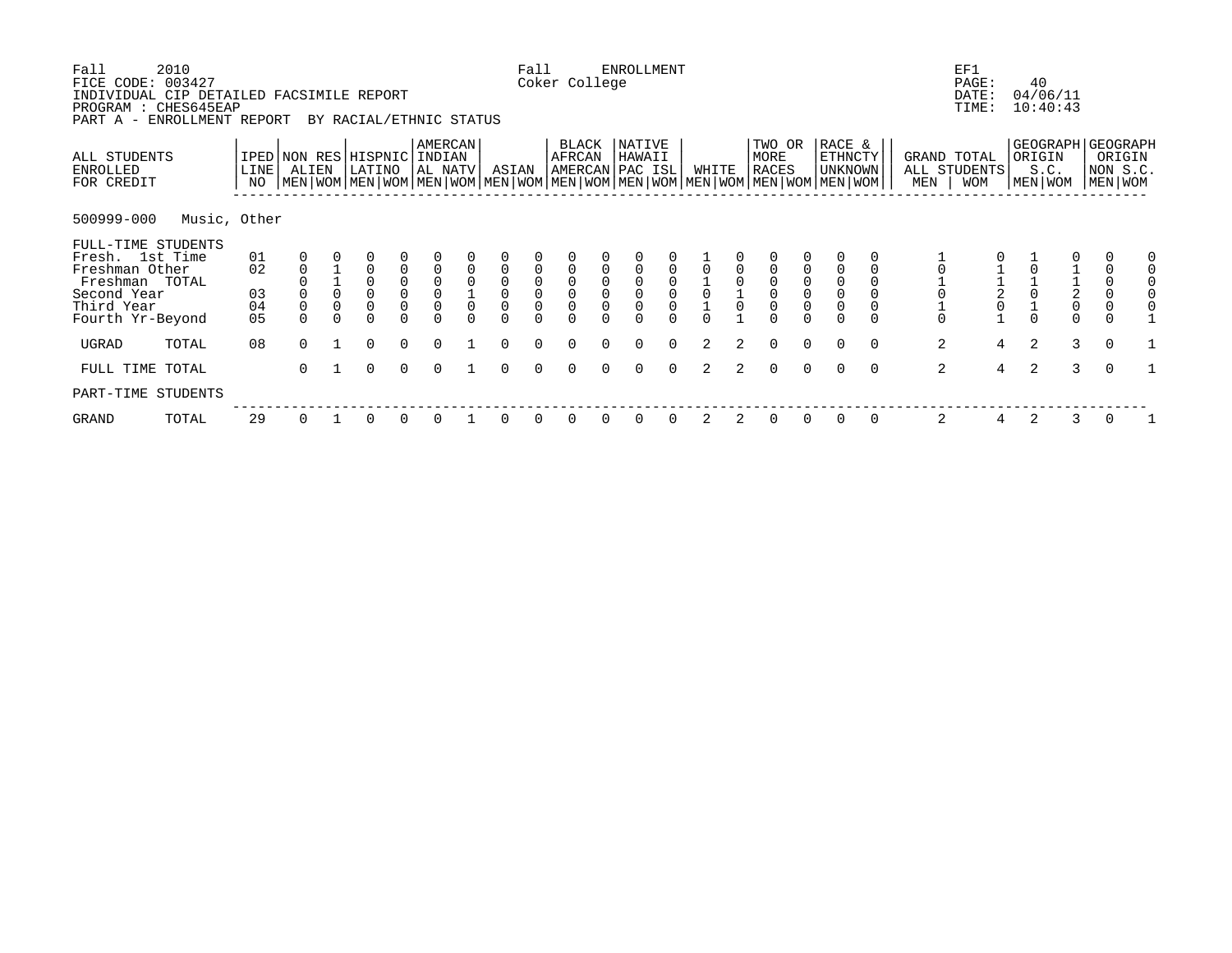Fall 2010 FICE CODE: 003427
INDIVIDUAL CIP DETAILED FACSIMILE REPORT
PROGRAM : CHES645EAP
PART A - ENROLLMENT REPORT BY RACIAL/ETHNIC STATUS

Fall ENROLLMENT
Coker College

EF1
PAGE: 40
DATE: 04/06/11
TIME: 10:40:43

| ALL STUDENTS ENROLLED FOR CREDIT | IPED LINE NO | NON RES ALIEN | | HISPNIC LATINO | | AMERCAN INDIAN AL NATV | | ASIAN | | BLACK AFRCAN AMERCAN | | NATIVE HAWAII PAC ISL | | WHITE | | TWO OR MORE RACES | | RACE & ETHNCTY UNKNOWN | | GRAND TOTAL ALL STUDENTS | | GEOGRAPH ORIGIN S.C. | | GEOGRAPH ORIGIN NON S.C. | |
|---|---|---|---|---|---|---|---|---|---|---|---|---|---|---|---|---|---|---|---|---|---|---|---|---|---|
| | | MEN | WOM | MEN | WOM | MEN | WOM | MEN | WOM | MEN | WOM | MEN | WOM | MEN | WOM | MEN | WOM | MEN | WOM | MEN | WOM | MEN | WOM | MEN | WOM |
| **500999-000 Music, Other** | | | | | | | | | | | | | | | | | | | | | | | | | |
| FULL-TIME STUDENTS | | | | | | | | | | | | | | | | | | | | | | | | | |
| Fresh. 1st Time | 01 | 0 | 0 | 0 | 0 | 0 | 0 | 0 | 0 | 0 | 0 | 0 | 0 | 1 | 0 | 0 | 0 | 0 | 0 | 1 | 0 | 1 | 0 | 0 | 0 |
| Freshman Other | 02 | 0 | 1 | 0 | 0 | 0 | 0 | 0 | 0 | 0 | 0 | 0 | 0 | 0 | 0 | 0 | 0 | 0 | 0 | 0 | 1 | 0 | 1 | 0 | 0 |
| Freshman TOTAL | | 0 | 1 | 0 | 0 | 0 | 0 | 0 | 0 | 0 | 0 | 0 | 0 | 1 | 0 | 0 | 0 | 0 | 0 | 1 | 1 | 1 | 1 | 0 | 0 |
| Second Year | 03 | 0 | 0 | 0 | 0 | 0 | 1 | 0 | 0 | 0 | 0 | 0 | 0 | 0 | 1 | 0 | 0 | 0 | 0 | 0 | 2 | 0 | 2 | 0 | 0 |
| Third Year | 04 | 0 | 0 | 0 | 0 | 0 | 0 | 0 | 0 | 0 | 0 | 0 | 0 | 1 | 0 | 0 | 0 | 0 | 0 | 1 | 0 | 1 | 0 | 0 | 0 |
| Fourth Yr-Beyond | 05 | 0 | 0 | 0 | 0 | 0 | 0 | 0 | 0 | 0 | 0 | 0 | 0 | 0 | 1 | 0 | 0 | 0 | 0 | 0 | 1 | 0 | 0 | 0 | 1 |
| UGRAD TOTAL | 08 | 0 | 1 | 0 | 0 | 0 | 1 | 0 | 0 | 0 | 0 | 0 | 0 | 2 | 2 | 0 | 0 | 0 | 0 | 2 | 4 | 2 | 3 | 0 | 1 |
| FULL TIME TOTAL | | 0 | 1 | 0 | 0 | 0 | 1 | 0 | 0 | 0 | 0 | 0 | 0 | 2 | 2 | 0 | 0 | 0 | 0 | 2 | 4 | 2 | 3 | 0 | 1 |
| PART-TIME STUDENTS | | | | | | | | | | | | | | | | | | | | | | | | | |
| GRAND TOTAL | 29 | 0 | 1 | 0 | 0 | 0 | 1 | 0 | 0 | 0 | 0 | 0 | 0 | 2 | 2 | 0 | 0 | 0 | 0 | 2 | 4 | 2 | 3 | 0 | 1 |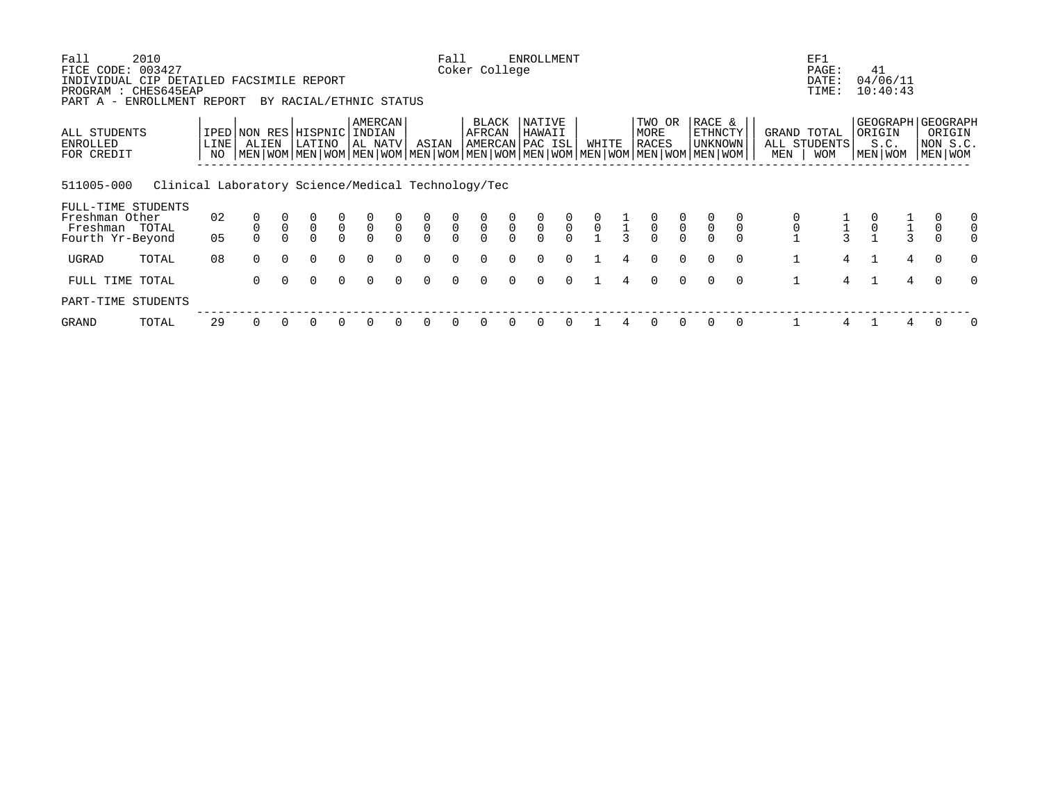Fall 2010 Fall ENROLLMENT EF1
FICE CODE: 003427 Coker College
INDIVIDUAL CIP DETAILED FACSIMILE REPORT
PROGRAM : CHES645EAP
PART A - ENROLLMENT REPORT BY RACIAL/ETHNIC STATUS

PAGE: 41
DATE: 04/06/11
TIME: 10:40:43

| ALL STUDENTS ENROLLED FOR CREDIT | IPED LINE NO | NON RES ALIEN | | HISPNIC LATINO | | AMERCAN INDIAN AL NATV | | ASIAN | | BLACK AFRCAN AMERCAN | | NATIVE HAWAII PAC ISL | | WHITE | | TWO OR MORE RACES | | RACE & ETHNCTY UNKNOWN | | GRAND TOTAL ALL STUDENTS | | GEOGRAPH ORIGIN S.C. | | GEOGRAPH ORIGIN NON S.C. | |
|---|---|---|---|---|---|---|---|---|---|---|---|---|---|---|---|---|---|---|---|---|---|---|---|---|---|
| | | MEN | WOM | MEN | WOM | MEN | WOM | MEN | WOM | MEN | WOM | MEN | WOM | MEN | WOM | MEN | WOM | MEN | WOM | MEN | WOM | MEN | WOM | MEN | WOM |
| **511005-000 Clinical Laboratory Science/Medical Technology/Tec** | | | | | | | | | | | | | | | | | | | | | | | | | |
| FULL-TIME STUDENTS | | | | | | | | | | | | | | | | | | | | | | | | | |
| Freshman Other | 02 | 0 | 0 | 0 | 0 | 0 | 0 | 0 | 0 | 0 | 0 | 0 | 0 | 0 | 1 | 0 | 0 | 0 | 0 | 0 | 1 | 0 | 1 | 0 | 0 |
| Freshman TOTAL | | 0 | 0 | 0 | 0 | 0 | 0 | 0 | 0 | 0 | 0 | 0 | 0 | 0 | 1 | 0 | 0 | 0 | 0 | 0 | 1 | 0 | 1 | 0 | 0 |
| Fourth Yr-Beyond | 05 | 0 | 0 | 0 | 0 | 0 | 0 | 0 | 0 | 0 | 0 | 0 | 0 | 1 | 3 | 0 | 0 | 0 | 0 | 1 | 3 | 1 | 3 | 0 | 0 |
| UGRAD TOTAL | 08 | 0 | 0 | 0 | 0 | 0 | 0 | 0 | 0 | 0 | 0 | 0 | 0 | 1 | 4 | 0 | 0 | 0 | 0 | 1 | 4 | 1 | 4 | 0 | 0 |
| FULL TIME TOTAL | | 0 | 0 | 0 | 0 | 0 | 0 | 0 | 0 | 0 | 0 | 0 | 0 | 1 | 4 | 0 | 0 | 0 | 0 | 1 | 4 | 1 | 4 | 0 | 0 |
| PART-TIME STUDENTS | | | | | | | | | | | | | | | | | | | | | | | | | |
| GRAND TOTAL | 29 | 0 | 0 | 0 | 0 | 0 | 0 | 0 | 0 | 0 | 0 | 0 | 0 | 1 | 4 | 0 | 0 | 0 | 0 | 1 | 4 | 1 | 4 | 0 | 0 |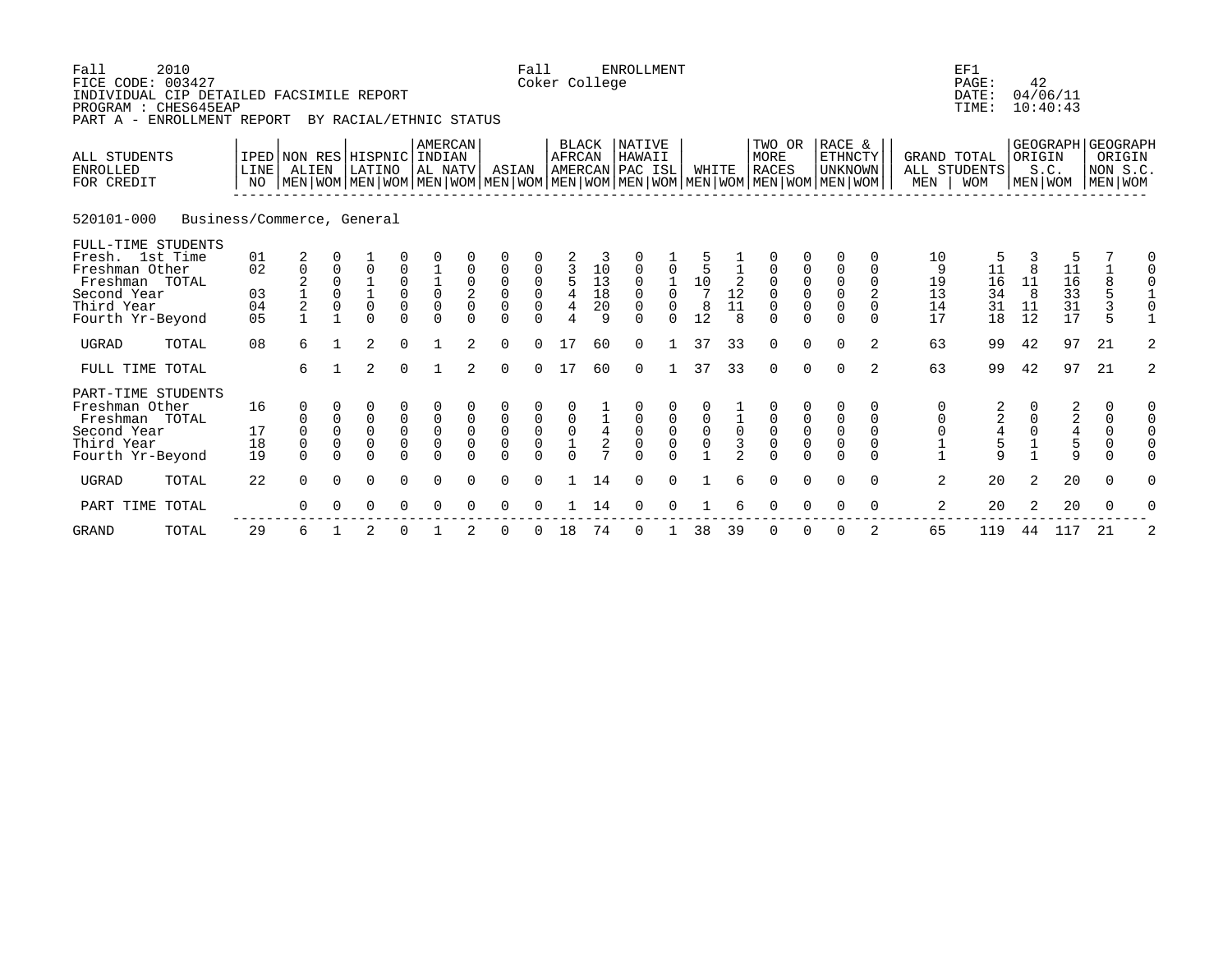Fall 2010 Fall ENROLLMENT EF1
FICE CODE: 003427 Coker College PAGE: 42
INDIVIDUAL CIP DETAILED FACSIMILE REPORT DATE: 04/06/11
PROGRAM : CHES645EAP TIME: 10:40:43
PART A - ENROLLMENT REPORT BY RACIAL/ETHNIC STATUS

| ALL STUDENTS ENROLLED FOR CREDIT | IPED LINE NO | NON RES ALIEN | | HISPNIC LATINO | | AMERCAN INDIAN AL NATV | | ASIAN | | BLACK AFRCAN AMERCAN | | NATIVE HAWAII PAC ISL | | WHITE | | TWO OR MORE RACES | | RACE & ETHNCTY UNKNOWN | | GRAND TOTAL ALL STUDENTS | | GEOGRAPH ORIGIN S.C. | | GEOGRAPH ORIGIN NON S.C. | |
|---|---|---|---|---|---|---|---|---|---|---|---|---|---|---|---|---|---|---|---|---|---|---|---|---|---|
| | | MEN | WOM | MEN | WOM | MEN | WOM | MEN | WOM | MEN | WOM | MEN | WOM | MEN | WOM | MEN | WOM | MEN | WOM | MEN | WOM | MEN | WOM | MEN | WOM |
| **520101-000 Business/Commerce, General** | | | | | | | | | | | | | | | | | | | | | | | | | |
| FULL-TIME STUDENTS | | | | | | | | | | | | | | | | | | | | | | | | | |
| Fresh. 1st Time | 01 | 2 | 0 | 1 | 0 | 0 | 0 | 0 | 0 | 2 | 3 | 0 | 1 | 5 | 1 | 0 | 0 | 0 | 0 | 10 | 5 | 3 | 5 | 7 | 0 |
| Freshman Other | 02 | 0 | 0 | 0 | 0 | 1 | 0 | 0 | 0 | 3 | 10 | 0 | 0 | 5 | 1 | 0 | 0 | 0 | 0 | 9 | 11 | 8 | 11 | 1 | 0 |
| Freshman TOTAL | | 2 | 0 | 1 | 0 | 1 | 0 | 0 | 0 | 5 | 13 | 0 | 1 | 10 | 2 | 0 | 0 | 0 | 0 | 19 | 16 | 11 | 16 | 8 | 0 |
| Second Year | 03 | 1 | 0 | 1 | 0 | 0 | 2 | 0 | 0 | 4 | 18 | 0 | 0 | 7 | 12 | 0 | 0 | 0 | 2 | 13 | 34 | 8 | 33 | 5 | 1 |
| Third Year | 04 | 2 | 0 | 0 | 0 | 0 | 0 | 0 | 0 | 4 | 20 | 0 | 0 | 8 | 11 | 0 | 0 | 0 | 0 | 14 | 31 | 11 | 31 | 3 | 0 |
| Fourth Yr-Beyond | 05 | 1 | 1 | 0 | 0 | 0 | 0 | 0 | 0 | 4 | 9 | 0 | 0 | 12 | 8 | 0 | 0 | 0 | 0 | 17 | 18 | 12 | 17 | 5 | 1 |
| UGRAD TOTAL | 08 | 6 | 1 | 2 | 0 | 1 | 2 | 0 | 0 | 17 | 60 | 0 | 1 | 37 | 33 | 0 | 0 | 0 | 2 | 63 | 99 | 42 | 97 | 21 | 2 |
| FULL TIME TOTAL | | 6 | 1 | 2 | 0 | 1 | 2 | 0 | 0 | 17 | 60 | 0 | 1 | 37 | 33 | 0 | 0 | 0 | 2 | 63 | 99 | 42 | 97 | 21 | 2 |
| PART-TIME STUDENTS | | | | | | | | | | | | | | | | | | | | | | | | | |
| Freshman Other | 16 | 0 | 0 | 0 | 0 | 0 | 0 | 0 | 0 | 0 | 1 | 0 | 0 | 0 | 1 | 0 | 0 | 0 | 0 | 0 | 2 | 0 | 2 | 0 | 0 |
| Freshman TOTAL | | 0 | 0 | 0 | 0 | 0 | 0 | 0 | 0 | 0 | 1 | 0 | 0 | 0 | 1 | 0 | 0 | 0 | 0 | 0 | 2 | 0 | 2 | 0 | 0 |
| Second Year | 17 | 0 | 0 | 0 | 0 | 0 | 0 | 0 | 0 | 0 | 4 | 0 | 0 | 0 | 0 | 0 | 0 | 0 | 0 | 0 | 4 | 0 | 4 | 0 | 0 |
| Third Year | 18 | 0 | 0 | 0 | 0 | 0 | 0 | 0 | 0 | 1 | 2 | 0 | 0 | 0 | 3 | 0 | 0 | 0 | 0 | 1 | 5 | 1 | 5 | 0 | 0 |
| Fourth Yr-Beyond | 19 | 0 | 0 | 0 | 0 | 0 | 0 | 0 | 0 | 0 | 7 | 0 | 0 | 1 | 2 | 0 | 0 | 0 | 0 | 1 | 9 | 1 | 9 | 0 | 0 |
| UGRAD TOTAL | 22 | 0 | 0 | 0 | 0 | 0 | 0 | 0 | 0 | 1 | 14 | 0 | 0 | 1 | 6 | 0 | 0 | 0 | 0 | 2 | 20 | 2 | 20 | 0 | 0 |
| PART TIME TOTAL | | 0 | 0 | 0 | 0 | 0 | 0 | 0 | 0 | 1 | 14 | 0 | 0 | 1 | 6 | 0 | 0 | 0 | 0 | 2 | 20 | 2 | 20 | 0 | 0 |
| GRAND TOTAL | 29 | 6 | 1 | 2 | 0 | 1 | 2 | 0 | 0 | 18 | 74 | 0 | 1 | 38 | 39 | 0 | 0 | 0 | 2 | 65 | 119 | 44 | 117 | 21 | 2 |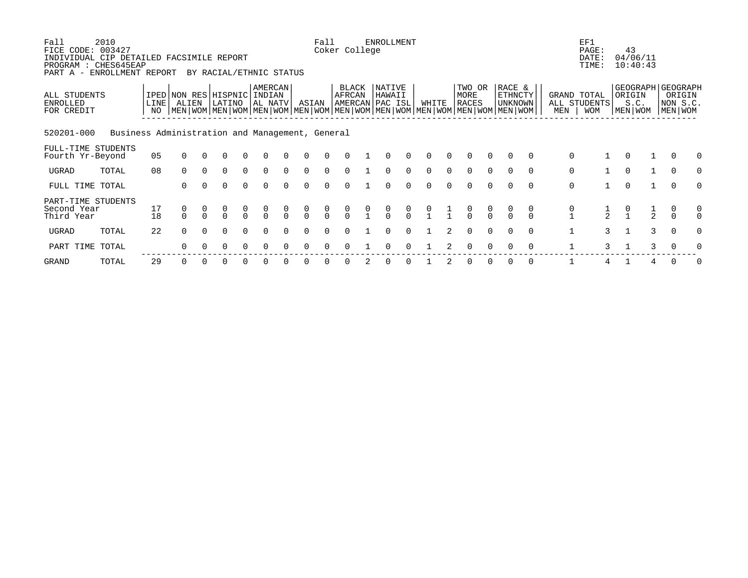Fall 2010 — Fall ENROLLMENT — EF1

FICE CODE: 003427 — Coker College

INDIVIDUAL CIP DETAILED FACSIMILE REPORT — PAGE: 43

PROGRAM : CHES645EAP — DATE: 04/06/11

PART A - ENROLLMENT REPORT BY RACIAL/ETHNIC STATUS — TIME: 10:40:43

| ALL STUDENTS ENROLLED FOR CREDIT | | IPED LINE NO | NON RES ALIEN | | HISPNIC LATINO | | AMERCAN INDIAN AL NATV | | ASIAN | | BLACK AFRCAN AMERCAN | | NATIVE HAWAII PAC ISL | | WHITE | | TWO OR MORE RACES | | RACE & ETHNCTY UNKNOWN | | GRAND TOTAL ALL STUDENTS | | GEOGRAPH ORIGIN S.C. | | GEOGRAPH ORIGIN NON S.C. | |
|---|---|---|---|---|---|---|---|---|---|---|---|---|---|---|---|---|---|---|---|---|---|---|---|---|---|---|
| | | | MEN | WOM | MEN | WOM | MEN | WOM | MEN | WOM | MEN | WOM | MEN | WOM | MEN | WOM | MEN | WOM | MEN | WOM | MEN | WOM | MEN | WOM | MEN | WOM |
| **520201-000 Business Administration and Management, General** | | | | | | | | | | | | | | | | | | | | | | | | | | |
| FULL-TIME STUDENTS | | | | | | | | | | | | | | | | | | | | | | | | | | |
| Fourth Yr-Beyond | | 05 | 0 | 0 | 0 | 0 | 0 | 0 | 0 | 0 | 0 | 1 | 0 | 0 | 0 | 0 | 0 | 0 | 0 | 0 | 0 | 1 | 0 | 1 | 0 | 0 |
| UGRAD | TOTAL | 08 | 0 | 0 | 0 | 0 | 0 | 0 | 0 | 0 | 0 | 1 | 0 | 0 | 0 | 0 | 0 | 0 | 0 | 0 | 0 | 1 | 0 | 1 | 0 | 0 |
| FULL TIME | TOTAL | | 0 | 0 | 0 | 0 | 0 | 0 | 0 | 0 | 0 | 1 | 0 | 0 | 0 | 0 | 0 | 0 | 0 | 0 | 0 | 1 | 0 | 1 | 0 | 0 |
| PART-TIME STUDENTS | | | | | | | | | | | | | | | | | | | | | | | | | | |
| Second Year | | 17 | 0 | 0 | 0 | 0 | 0 | 0 | 0 | 0 | 0 | 0 | 0 | 0 | 0 | 1 | 0 | 0 | 0 | 0 | 0 | 1 | 0 | 1 | 0 | 0 |
| Third Year | | 18 | 0 | 0 | 0 | 0 | 0 | 0 | 0 | 0 | 0 | 1 | 0 | 0 | 1 | 1 | 0 | 0 | 0 | 0 | 1 | 2 | 1 | 2 | 0 | 0 |
| UGRAD | TOTAL | 22 | 0 | 0 | 0 | 0 | 0 | 0 | 0 | 0 | 0 | 1 | 0 | 0 | 1 | 2 | 0 | 0 | 0 | 0 | 1 | 3 | 1 | 3 | 0 | 0 |
| PART TIME | TOTAL | | 0 | 0 | 0 | 0 | 0 | 0 | 0 | 0 | 0 | 1 | 0 | 0 | 1 | 2 | 0 | 0 | 0 | 0 | 1 | 3 | 1 | 3 | 0 | 0 |
| GRAND | TOTAL | 29 | 0 | 0 | 0 | 0 | 0 | 0 | 0 | 0 | 0 | 2 | 0 | 0 | 1 | 2 | 0 | 0 | 0 | 0 | 1 | 4 | 1 | 4 | 0 | 0 |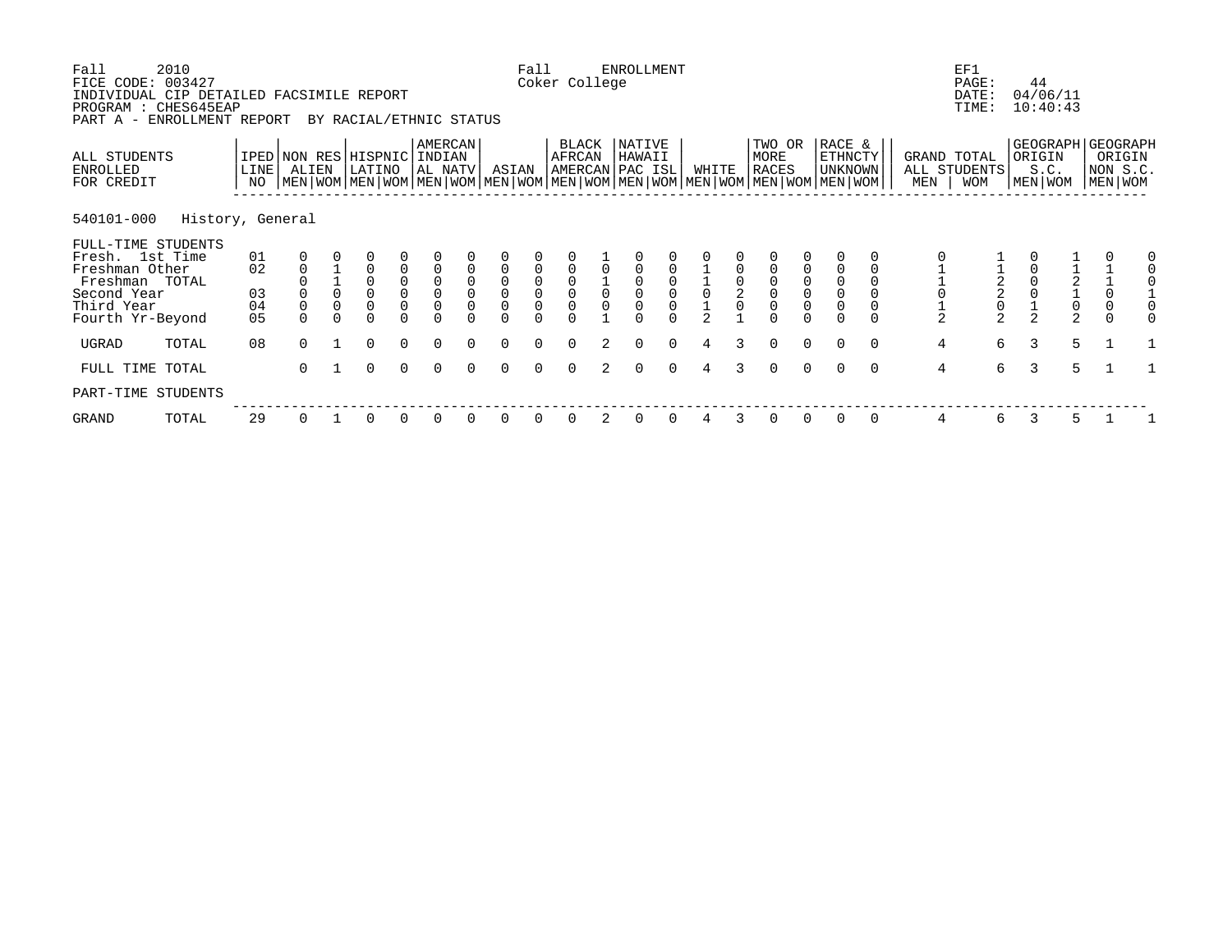Fall 2010 Fall ENROLLMENT EF1
FICE CODE: 003427 Coker College
INDIVIDUAL CIP DETAILED FACSIMILE REPORT
PROGRAM : CHES645EAP
PART A - ENROLLMENT REPORT BY RACIAL/ETHNIC STATUS

PAGE: 44
DATE: 04/06/11
TIME: 10:40:43

| ALL STUDENTS ENROLLED FOR CREDIT | IPED LINE NO | NON RES ALIEN | | HISPNIC LATINO | | AMERCAN INDIAN AL NATV | | ASIAN | | BLACK AFRCAN AMERCAN | | NATIVE HAWAII PAC ISL | | WHITE | | TWO OR MORE RACES | | RACE & ETHNCTY UNKNOWN | | GRAND TOTAL ALL STUDENTS | | GEOGRAPH ORIGIN S.C. | | GEOGRAPH ORIGIN NON S.C. | |
|---|---|---|---|---|---|---|---|---|---|---|---|---|---|---|---|---|---|---|---|---|---|---|---|---|---|
| | | MEN | WOM | MEN | WOM | MEN | WOM | MEN | WOM | MEN | WOM | MEN | WOM | MEN | WOM | MEN | WOM | MEN | WOM | MEN | WOM | MEN | WOM | MEN | WOM |
| **540101-000 History, General** | | | | | | | | | | | | | | | | | | | | | | | | | |
| FULL-TIME STUDENTS | | | | | | | | | | | | | | | | | | | | | | | | | |
| Fresh. 1st Time | 01 | 0 | 0 | 0 | 0 | 0 | 0 | 0 | 0 | 0 | 1 | 0 | 0 | 0 | 0 | 0 | 0 | 0 | 0 | 0 | 1 | 0 | 1 | 0 | 0 |
| Freshman Other | 02 | 0 | 1 | 0 | 0 | 0 | 0 | 0 | 0 | 0 | 0 | 0 | 0 | 1 | 0 | 0 | 0 | 0 | 0 | 1 | 1 | 0 | 1 | 1 | 0 |
| Freshman TOTAL | | 0 | 1 | 0 | 0 | 0 | 0 | 0 | 0 | 0 | 1 | 0 | 0 | 1 | 0 | 0 | 0 | 0 | 0 | 1 | 2 | 0 | 2 | 1 | 0 |
| Second Year | 03 | 0 | 0 | 0 | 0 | 0 | 0 | 0 | 0 | 0 | 0 | 0 | 0 | 0 | 2 | 0 | 0 | 0 | 0 | 0 | 2 | 0 | 1 | 0 | 1 |
| Third Year | 04 | 0 | 0 | 0 | 0 | 0 | 0 | 0 | 0 | 0 | 0 | 0 | 0 | 1 | 0 | 0 | 0 | 0 | 0 | 1 | 0 | 1 | 0 | 0 | 0 |
| Fourth Yr-Beyond | 05 | 0 | 0 | 0 | 0 | 0 | 0 | 0 | 0 | 0 | 1 | 0 | 0 | 2 | 1 | 0 | 0 | 0 | 0 | 2 | 2 | 2 | 2 | 0 | 0 |
| UGRAD TOTAL | 08 | 0 | 1 | 0 | 0 | 0 | 0 | 0 | 0 | 0 | 2 | 0 | 0 | 4 | 3 | 0 | 0 | 0 | 0 | 4 | 6 | 3 | 5 | 1 | 1 |
| FULL TIME TOTAL | | 0 | 1 | 0 | 0 | 0 | 0 | 0 | 0 | 0 | 2 | 0 | 0 | 4 | 3 | 0 | 0 | 0 | 0 | 4 | 6 | 3 | 5 | 1 | 1 |
| PART-TIME STUDENTS | | | | | | | | | | | | | | | | | | | | | | | | | |
| GRAND TOTAL | 29 | 0 | 1 | 0 | 0 | 0 | 0 | 0 | 0 | 0 | 2 | 0 | 0 | 4 | 3 | 0 | 0 | 0 | 0 | 4 | 6 | 3 | 5 | 1 | 1 |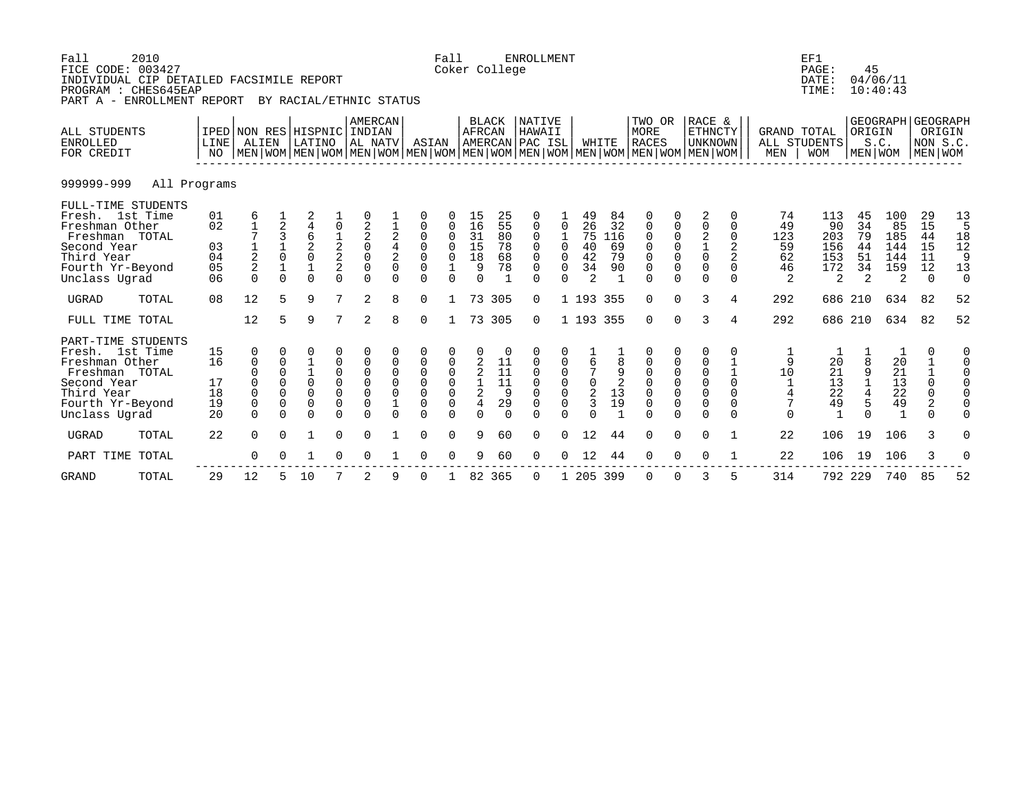Fall 2010 Fall ENROLLMENT EF1
FICE CODE: 003427 Coker College PAGE: 45
INDIVIDUAL CIP DETAILED FACSIMILE REPORT DATE: 04/06/11
PROGRAM : CHES645EAP TIME: 10:40:43
PART A - ENROLLMENT REPORT BY RACIAL/ETHNIC STATUS

| ALL STUDENTS ENROLLED FOR CREDIT | IPED LINE NO | NON RES ALIEN | | HISPNIC LATINO | | AMERCAN INDIAN AL NATV | | ASIAN | | BLACK AFRCAN AMERCAN | | NATIVE HAWAII PAC ISL | | WHITE | | TWO OR MORE RACES | | RACE & ETHNCTY UNKNOWN | | GRAND TOTAL ALL STUDENTS | | GEOGRAPH ORIGIN S.C. | | GEOGRAPH ORIGIN NON S.C. | |
|---|---|---|---|---|---|---|---|---|---|---|---|---|---|---|---|---|---|---|---|---|---|---|---|---|---|
| | | MEN | WOM | MEN | WOM | MEN | WOM | MEN | WOM | MEN | WOM | MEN | WOM | MEN | WOM | MEN | WOM | MEN | WOM | MEN | WOM | MEN | WOM | MEN | WOM |
| 999999-999 All Programs | | | | | | | | | | | | | | | | | | | | | | | | | |
| FULL-TIME STUDENTS | | | | | | | | | | | | | | | | | | | | | | | | | |
| Fresh. 1st Time | 01 | 6 | 1 | 2 | 1 | 0 | 1 | 0 | 0 | 15 | 25 | 0 | 1 | 49 | 84 | 0 | 0 | 2 | 0 | 74 | 113 | 45 | 100 | 29 | 13 |
| Freshman Other | 02 | 1 | 2 | 4 | 0 | 2 | 1 | 0 | 0 | 16 | 55 | 0 | 0 | 26 | 32 | 0 | 0 | 0 | 0 | 49 | 90 | 34 | 85 | 15 | 5 |
| Freshman TOTAL | | 7 | 3 | 6 | 1 | 2 | 2 | 0 | 0 | 31 | 80 | 0 | 1 | 75 | 116 | 0 | 0 | 2 | 0 | 123 | 203 | 79 | 185 | 44 | 18 |
| Second Year | 03 | 1 | 1 | 2 | 2 | 0 | 4 | 0 | 0 | 15 | 78 | 0 | 0 | 40 | 69 | 0 | 0 | 1 | 2 | 59 | 156 | 44 | 144 | 15 | 12 |
| Third Year | 04 | 2 | 0 | 0 | 2 | 0 | 2 | 0 | 0 | 18 | 68 | 0 | 0 | 42 | 79 | 0 | 0 | 0 | 2 | 62 | 153 | 51 | 144 | 11 | 9 |
| Fourth Yr-Beyond | 05 | 2 | 1 | 1 | 2 | 0 | 0 | 0 | 1 | 9 | 78 | 0 | 0 | 34 | 90 | 0 | 0 | 0 | 0 | 46 | 172 | 34 | 159 | 12 | 13 |
| Unclass Ugrad | 06 | 0 | 0 | 0 | 0 | 0 | 0 | 0 | 0 | 0 | 1 | 0 | 0 | 2 | 1 | 0 | 0 | 0 | 0 | 2 | 2 | 2 | 2 | 0 | 0 |
| UGRAD TOTAL | 08 | 12 | 5 | 9 | 7 | 2 | 8 | 0 | 1 | 73 | 305 | 0 | 1 | 193 | 355 | 0 | 0 | 3 | 4 | 292 | 686 | 210 | 634 | 82 | 52 |
| FULL TIME TOTAL | | 12 | 5 | 9 | 7 | 2 | 8 | 0 | 1 | 73 | 305 | 0 | 1 | 193 | 355 | 0 | 0 | 3 | 4 | 292 | 686 | 210 | 634 | 82 | 52 |
| PART-TIME STUDENTS | | | | | | | | | | | | | | | | | | | | | | | | | |
| Fresh. 1st Time | 15 | 0 | 0 | 0 | 0 | 0 | 0 | 0 | 0 | 0 | 0 | 0 | 0 | 1 | 1 | 0 | 0 | 0 | 0 | 1 | 1 | 1 | 1 | 0 | 0 |
| Freshman Other | 16 | 0 | 0 | 1 | 0 | 0 | 0 | 0 | 0 | 2 | 11 | 0 | 0 | 6 | 8 | 0 | 0 | 0 | 1 | 9 | 20 | 8 | 20 | 1 | 0 |
| Freshman TOTAL | | 0 | 0 | 1 | 0 | 0 | 0 | 0 | 0 | 2 | 11 | 0 | 0 | 7 | 9 | 0 | 0 | 0 | 1 | 10 | 21 | 9 | 21 | 1 | 0 |
| Second Year | 17 | 0 | 0 | 0 | 0 | 0 | 0 | 0 | 0 | 1 | 11 | 0 | 0 | 0 | 2 | 0 | 0 | 0 | 0 | 1 | 13 | 1 | 13 | 0 | 0 |
| Third Year | 18 | 0 | 0 | 0 | 0 | 0 | 0 | 0 | 0 | 2 | 9 | 0 | 0 | 2 | 13 | 0 | 0 | 0 | 0 | 4 | 22 | 4 | 22 | 0 | 0 |
| Fourth Yr-Beyond | 19 | 0 | 0 | 0 | 0 | 0 | 1 | 0 | 0 | 4 | 29 | 0 | 0 | 3 | 19 | 0 | 0 | 0 | 0 | 7 | 49 | 5 | 49 | 2 | 0 |
| Unclass Ugrad | 20 | 0 | 0 | 0 | 0 | 0 | 0 | 0 | 0 | 0 | 0 | 0 | 0 | 0 | 1 | 0 | 0 | 0 | 0 | 0 | 1 | 0 | 1 | 0 | 0 |
| UGRAD TOTAL | 22 | 0 | 0 | 1 | 0 | 0 | 1 | 0 | 0 | 9 | 60 | 0 | 0 | 12 | 44 | 0 | 0 | 0 | 1 | 22 | 106 | 19 | 106 | 3 | 0 |
| PART TIME TOTAL | | 0 | 0 | 1 | 0 | 0 | 1 | 0 | 0 | 9 | 60 | 0 | 0 | 12 | 44 | 0 | 0 | 0 | 1 | 22 | 106 | 19 | 106 | 3 | 0 |
| GRAND TOTAL | 29 | 12 | 5 | 10 | 7 | 2 | 9 | 0 | 1 | 82 | 365 | 0 | 1 | 205 | 399 | 0 | 0 | 3 | 5 | 314 | 792 | 229 | 740 | 85 | 52 |